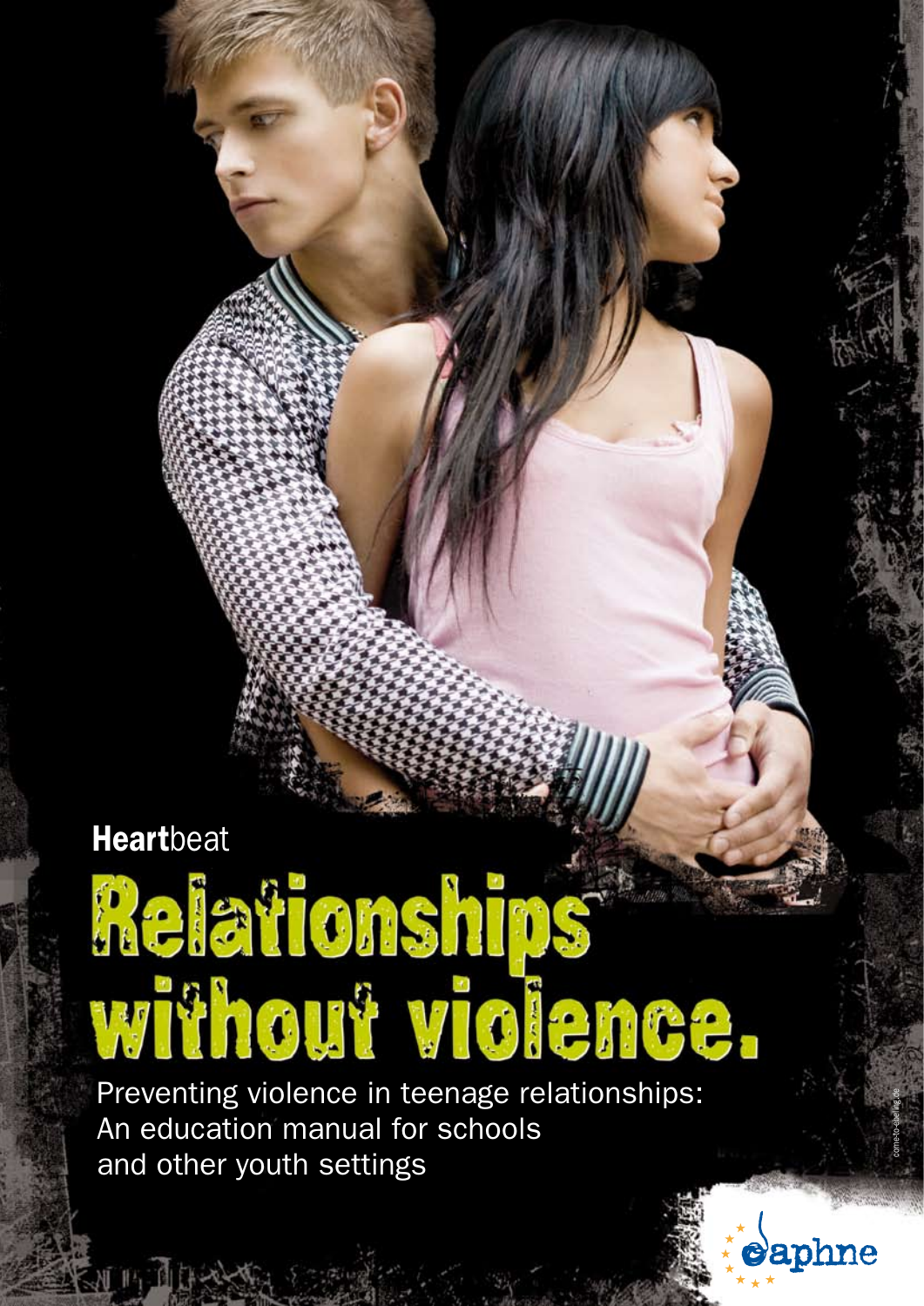**Heart**beat

# Relationships without violence.

Preventing violence in teenage relationships: An education manual for schools and other youth settings

come-to-daphne.de

daphne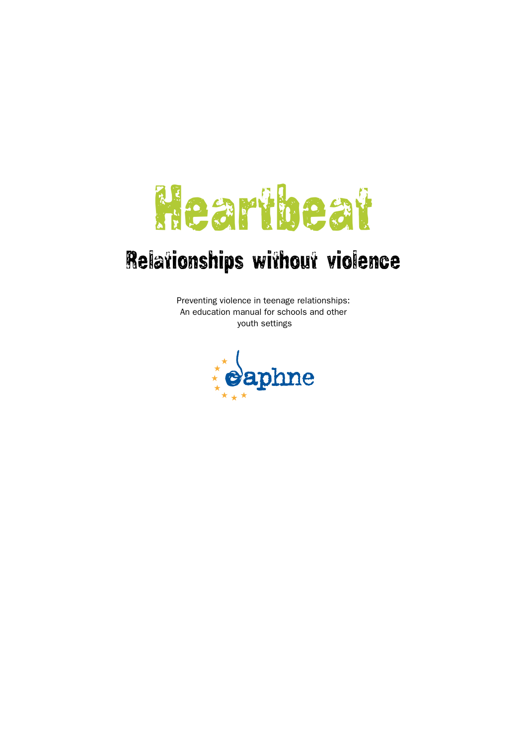# Heartbeat

## Relationships without violence

Preventing violence in teenage relationships:
An education manual for schools and other
youth settings

daphne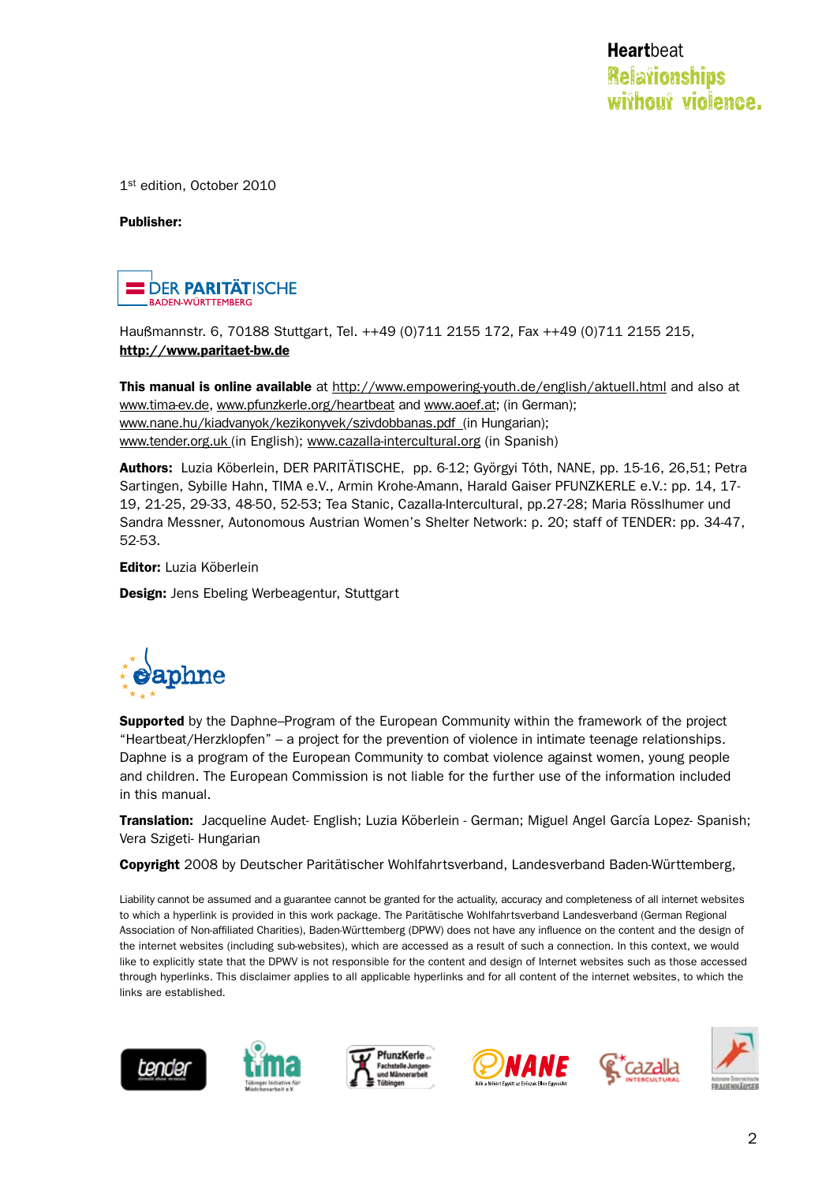Heartbeat
Relationships without violence.

1st edition, October 2010

**Publisher:**

DER PARITÄTISCHE
BADEN-WÜRTTEMBERG

Haußmannstr. 6, 70188 Stuttgart, Tel. ++49 (0)711 2155 172, Fax ++49 (0)711 2155 215,
**http://www.paritaet-bw.de**

**This manual is online available** at http://www.empowering-youth.de/english/aktuell.html and also at www.tima-ev.de, www.pfunzkerle.org/heartbeat and www.aoef.at; (in German); www.nane.hu/kiadvanyok/kezikonyvek/szivdobbanas.pdf (in Hungarian); www.tender.org.uk (in English); www.cazalla-intercultural.org (in Spanish)

**Authors:** Luzia Köberlein, DER PARITÄTISCHE, pp. 6-12; Györgyi Tóth, NANE, pp. 15-16, 26,51; Petra Sartingen, Sybille Hahn, TIMA e.V., Armin Krohe-Amann, Harald Gaiser PFUNZKERLE e.V.: pp. 14, 17-19, 21-25, 29-33, 48-50, 52-53; Tea Stanic, Cazalla-Intercultural, pp.27-28; Maria Rösslhumer und Sandra Messner, Autonomous Austrian Women's Shelter Network: p. 20; staff of TENDER: pp. 34-47, 52-53.

**Editor:** Luzia Köberlein

**Design:** Jens Ebeling Werbeagentur, Stuttgart

daphne

**Supported** by the Daphne–Program of the European Community within the framework of the project "Heartbeat/Herzklopfen" – a project for the prevention of violence in intimate teenage relationships. Daphne is a program of the European Community to combat violence against women, young people and children. The European Commission is not liable for the further use of the information included in this manual.

**Translation:** Jacqueline Audet- English; Luzia Köberlein - German; Miguel Angel García Lopez- Spanish; Vera Szigeti- Hungarian

**Copyright** 2008 by Deutscher Paritätischer Wohlfahrtsverband, Landesverband Baden-Württemberg,

Liability cannot be assumed and a guarantee cannot be granted for the actuality, accuracy and completeness of all internet websites to which a hyperlink is provided in this work package. The Paritätische Wohlfahrtsverband Landesverband (German Regional Association of Non-affiliated Charities), Baden-Württemberg (DPWV) does not have any influence on the content and the design of the internet websites (including sub-websites), which are accessed as a result of such a connection. In this context, we would like to explicitly state that the DPWV is not responsible for the content and design of Internet websites such as those accessed through hyperlinks. This disclaimer applies to all applicable hyperlinks and for all content of the internet websites, to which the links are established.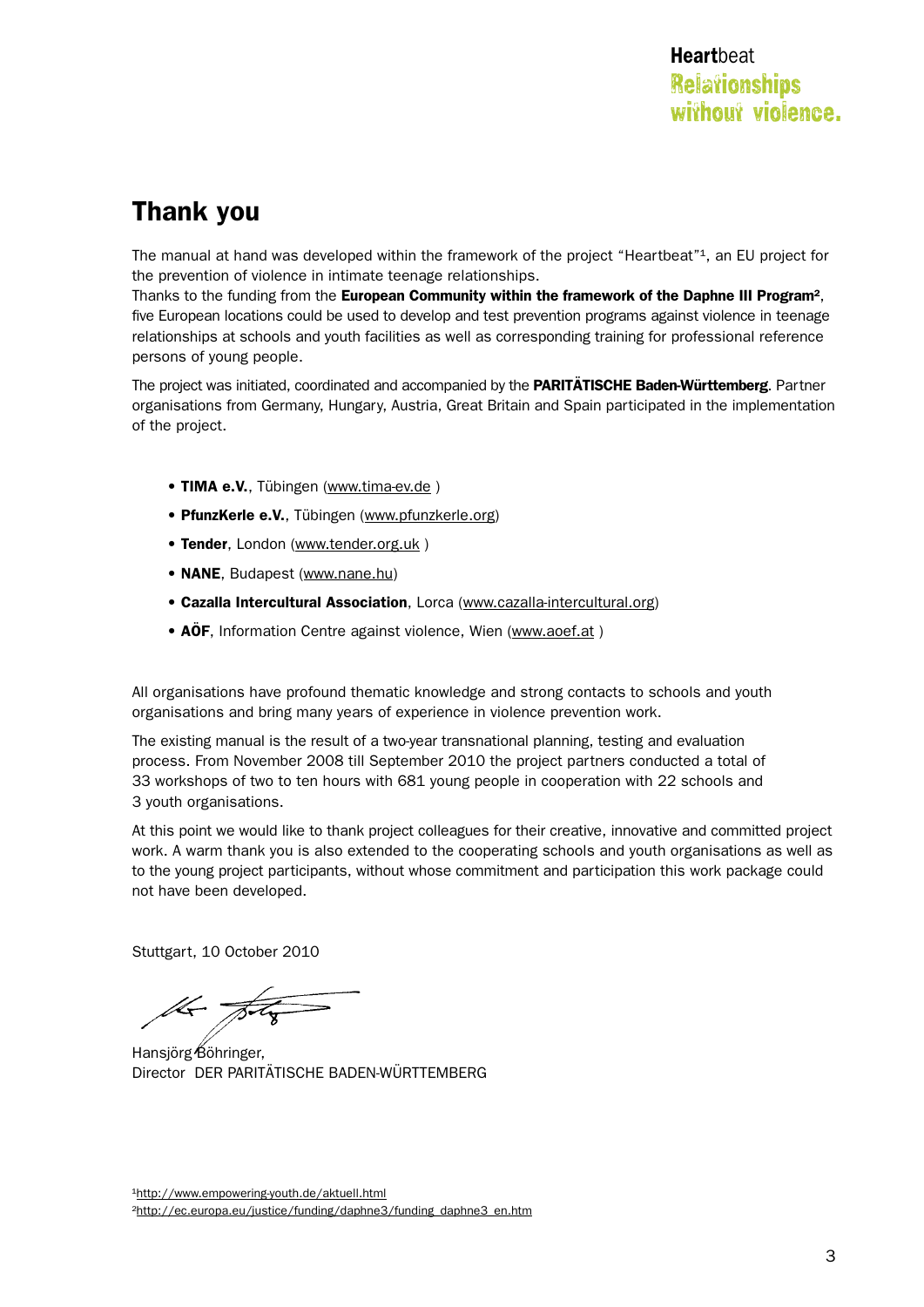# Thank you

The manual at hand was developed within the framework of the project "Heartbeat"[1], an EU project for the prevention of violence in intimate teenage relationships.
Thanks to the funding from the **European Community within the framework of the Daphne III Program**[2], five European locations could be used to develop and test prevention programs against violence in teenage relationships at schools and youth facilities as well as corresponding training for professional reference persons of young people.

The project was initiated, coordinated and accompanied by the **PARITÄTISCHE Baden-Württemberg**. Partner organisations from Germany, Hungary, Austria, Great Britain and Spain participated in the implementation of the project.

- **TIMA e.V.**, Tübingen (www.tima-ev.de )
- **PfunzKerle e.V.**, Tübingen (www.pfunzkerle.org)
- **Tender**, London (www.tender.org.uk )
- **NANE**, Budapest (www.nane.hu)
- **Cazalla Intercultural Association**, Lorca (www.cazalla-intercultural.org)
- **AÖF**, Information Centre against violence, Wien (www.aoef.at )

All organisations have profound thematic knowledge and strong contacts to schools and youth organisations and bring many years of experience in violence prevention work.

The existing manual is the result of a two-year transnational planning, testing and evaluation process. From November 2008 till September 2010 the project partners conducted a total of 33 workshops of two to ten hours with 681 young people in cooperation with 22 schools and 3 youth organisations.

At this point we would like to thank project colleagues for their creative, innovative and committed project work. A warm thank you is also extended to the cooperating schools and youth organisations as well as to the young project participants, without whose commitment and participation this work package could not have been developed.

Stuttgart, 10 October 2010

Hansjörg Böhringer,
Director DER PARITÄTISCHE BADEN-WÜRTTEMBERG

[1] http://www.empowering-youth.de/aktuell.html
[2] http://ec.europa.eu/justice/funding/daphne3/funding_daphne3_en.htm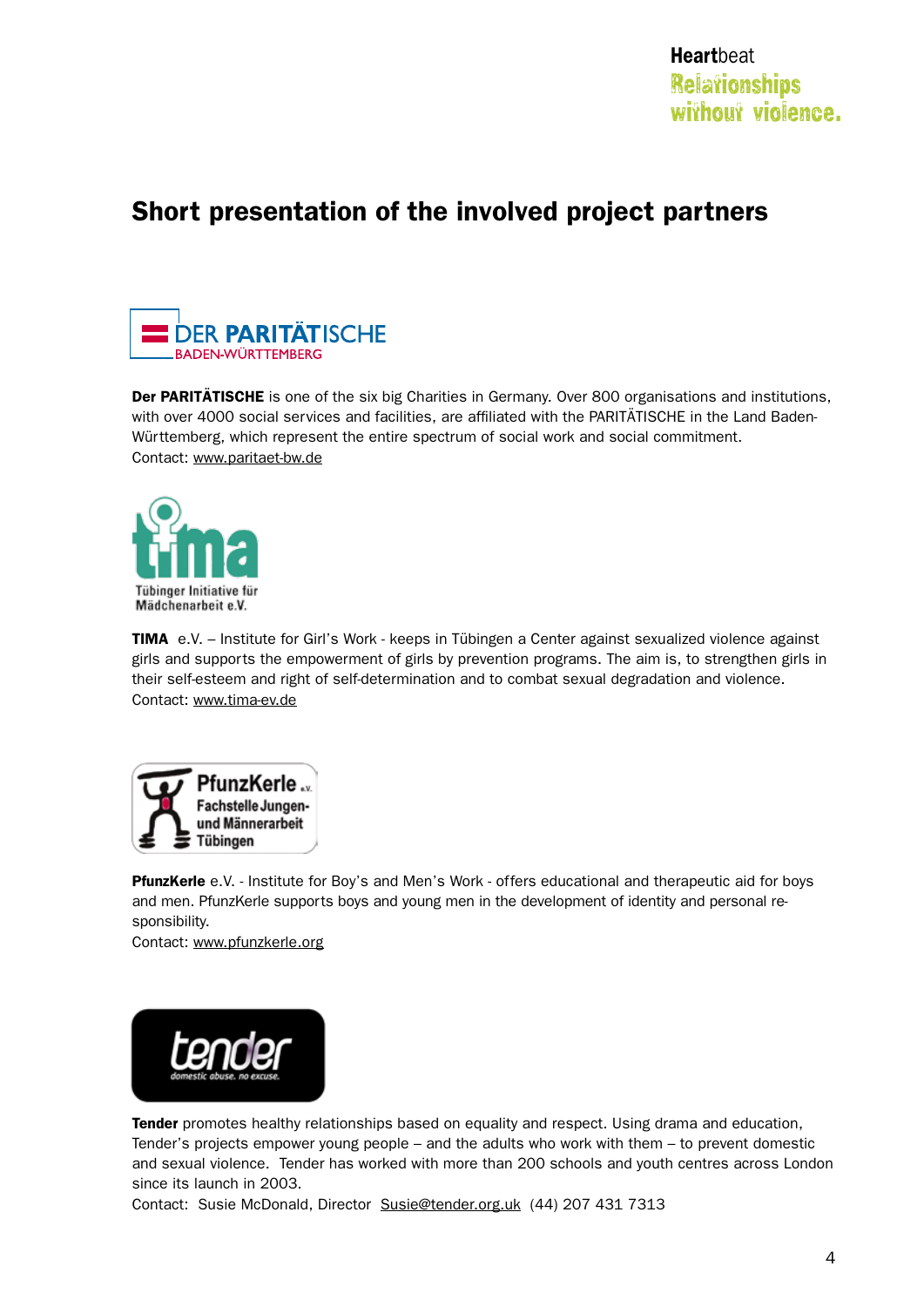# Short presentation of the involved project partners

**Der PARITÄTISCHE** is one of the six big Charities in Germany. Over 800 organisations and institutions, with over 4000 social services and facilities, are affiliated with the PARITÄTISCHE in the Land Baden-Württemberg, which represent the entire spectrum of social work and social commitment.
Contact: www.paritaet-bw.de

**TIMA** e.V. – Institute for Girl's Work - keeps in Tübingen a Center against sexualized violence against girls and supports the empowerment of girls by prevention programs. The aim is, to strengthen girls in their self-esteem and right of self-determination and to combat sexual degradation and violence.
Contact: www.tima-ev.de

**PfunzKerle** e.V. - Institute for Boy's and Men's Work - offers educational and therapeutic aid for boys and men. PfunzKerle supports boys and young men in the development of identity and personal responsibility.
Contact: www.pfunzkerle.org

**Tender** promotes healthy relationships based on equality and respect. Using drama and education, Tender's projects empower young people – and the adults who work with them – to prevent domestic and sexual violence. Tender has worked with more than 200 schools and youth centres across London since its launch in 2003.
Contact: Susie McDonald, Director Susie@tender.org.uk (44) 207 431 7313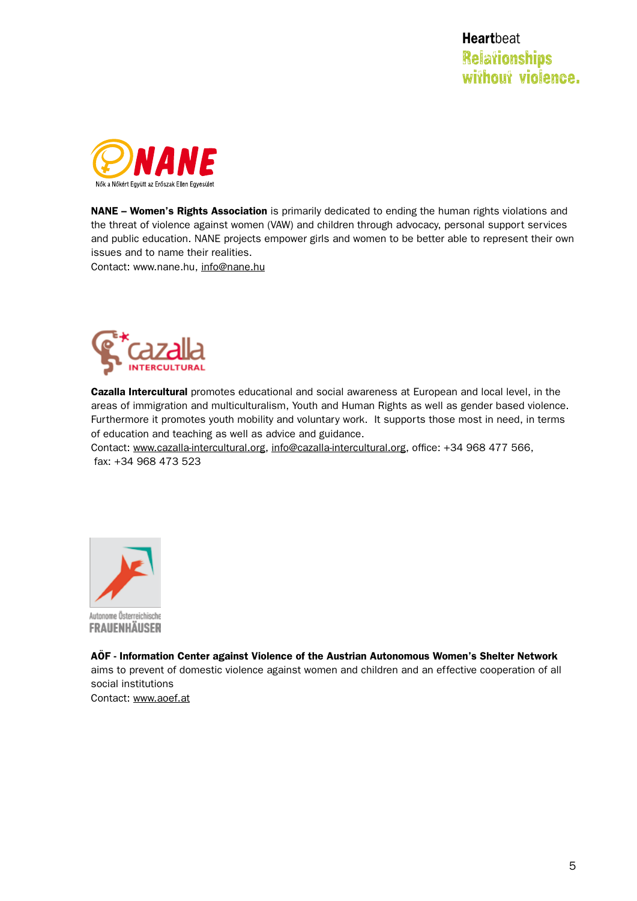**NANE – Women's Rights Association** is primarily dedicated to ending the human rights violations and the threat of violence against women (VAW) and children through advocacy, personal support services and public education. NANE projects empower girls and women to be better able to represent their own issues and to name their realities.
Contact: www.nane.hu, info@nane.hu

**Cazalla Intercultural** promotes educational and social awareness at European and local level, in the areas of immigration and multiculturalism, Youth and Human Rights as well as gender based violence. Furthermore it promotes youth mobility and voluntary work. It supports those most in need, in terms of education and teaching as well as advice and guidance.
Contact: www.cazalla-intercultural.org, info@cazalla-intercultural.org, office: +34 968 477 566, fax: +34 968 473 523

**AÖF - Information Center against Violence of the Austrian Autonomous Women's Shelter Network** aims to prevent of domestic violence against women and children and an effective cooperation of all social institutions
Contact: www.aoef.at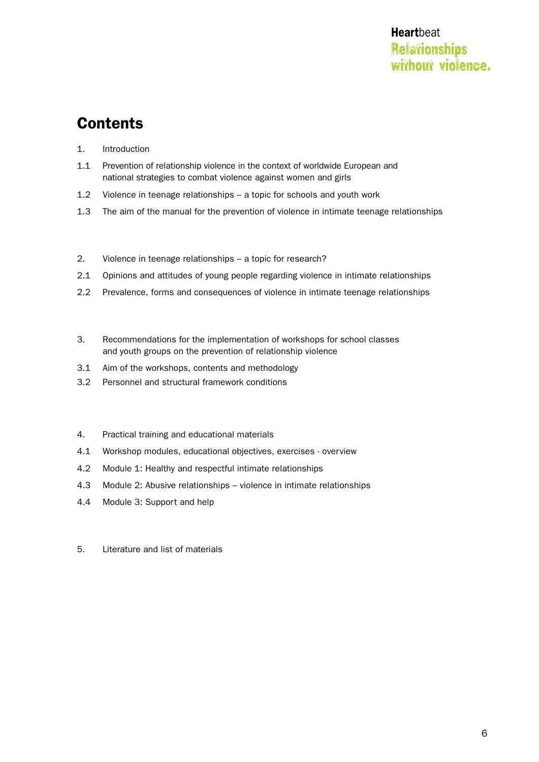# Contents

1. Introduction

1.1 Prevention of relationship violence in the context of worldwide European and national strategies to combat violence against women and girls

1.2 Violence in teenage relationships – a topic for schools and youth work

1.3 The aim of the manual for the prevention of violence in intimate teenage relationships

2. Violence in teenage relationships – a topic for research?

2.1 Opinions and attitudes of young people regarding violence in intimate relationships

2.2 Prevalence, forms and consequences of violence in intimate teenage relationships

3. Recommendations for the implementation of workshops for school classes and youth groups on the prevention of relationship violence

3.1 Aim of the workshops, contents and methodology

3.2 Personnel and structural framework conditions

4. Practical training and educational materials

4.1 Workshop modules, educational objectives, exercises - overview

4.2 Module 1: Healthy and respectful intimate relationships

4.3 Module 2: Abusive relationships – violence in intimate relationships

4.4 Module 3: Support and help

5. Literature and list of materials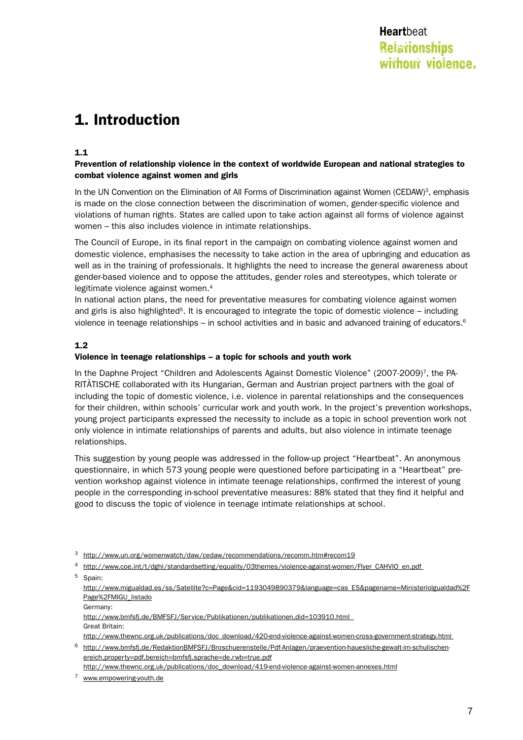# 1. Introduction

### 1.1
### Prevention of relationship violence in the context of worldwide European and national strategies to combat violence against women and girls

In the UN Convention on the Elimination of All Forms of Discrimination against Women (CEDAW)[3], emphasis is made on the close connection between the discrimination of women, gender-specific violence and violations of human rights. States are called upon to take action against all forms of violence against women – this also includes violence in intimate relationships.

The Council of Europe, in its final report in the campaign on combating violence against women and domestic violence, emphasises the necessity to take action in the area of upbringing and education as well as in the training of professionals. It highlights the need to increase the general awareness about gender-based violence and to oppose the attitudes, gender roles and stereotypes, which tolerate or legitimate violence against women.[4]

In national action plans, the need for preventative measures for combating violence against women and girls is also highlighted[5]. It is encouraged to integrate the topic of domestic violence – including violence in teenage relationships – in school activities and in basic and advanced training of educators.[6]

### 1.2
### Violence in teenage relationships – a topic for schools and youth work

In the Daphne Project "Children and Adolescents Against Domestic Violence" (2007-2009)[7], the PARITÄTISCHE collaborated with its Hungarian, German and Austrian project partners with the goal of including the topic of domestic violence, i.e. violence in parental relationships and the consequences for their children, within schools' curricular work and youth work. In the project's prevention workshops, young project participants expressed the necessity to include as a topic in school prevention work not only violence in intimate relationships of parents and adults, but also violence in intimate teenage relationships.

This suggestion by young people was addressed in the follow-up project "Heartbeat". An anonymous questionnaire, in which 573 young people were questioned before participating in a "Heartbeat" prevention workshop against violence in intimate teenage relationships, confirmed the interest of young people in the corresponding in-school preventative measures: 88% stated that they find it helpful and good to discuss the topic of violence in teenage intimate relationships at school.

---

[3] http://www.un.org/womenwatch/daw/cedaw/recommendations/recomm.htm#recom19

[4] http://www.coe.int/t/dghl/standardsetting/equality/03themes/violence-against-women/Flyer_CAHVIO_en.pdf

[5] Spain:
http://www.migualdad.es/ss/Satellite?c=Page&cid=1193049890379&language=cas_ES&pagename=MinisterioIgualdad%2FPage%2FMIGU_listado
Germany:
http://www.bmfsfj.de/BMFSFJ/Service/Publikationen/publikationen,did=103910.html
Great Britain:
http://www.thewnc.org.uk/publications/doc_download/420-end-violence-against-women-cross-government-strategy.html

[6] http://www.bmfsfj.de/RedaktionBMFSFJ/Broschuerenstelle/Pdf-Anlagen/praevention-hauesliche-gewalt-im-schulischen-ereich,property=pdf,bereich=bmfsfj,sprache=de,rwb=true.pdf
http://www.thewnc.org.uk/publications/doc_download/419-end-violence-against-women-annexes.html

[7] www.empowering-youth.de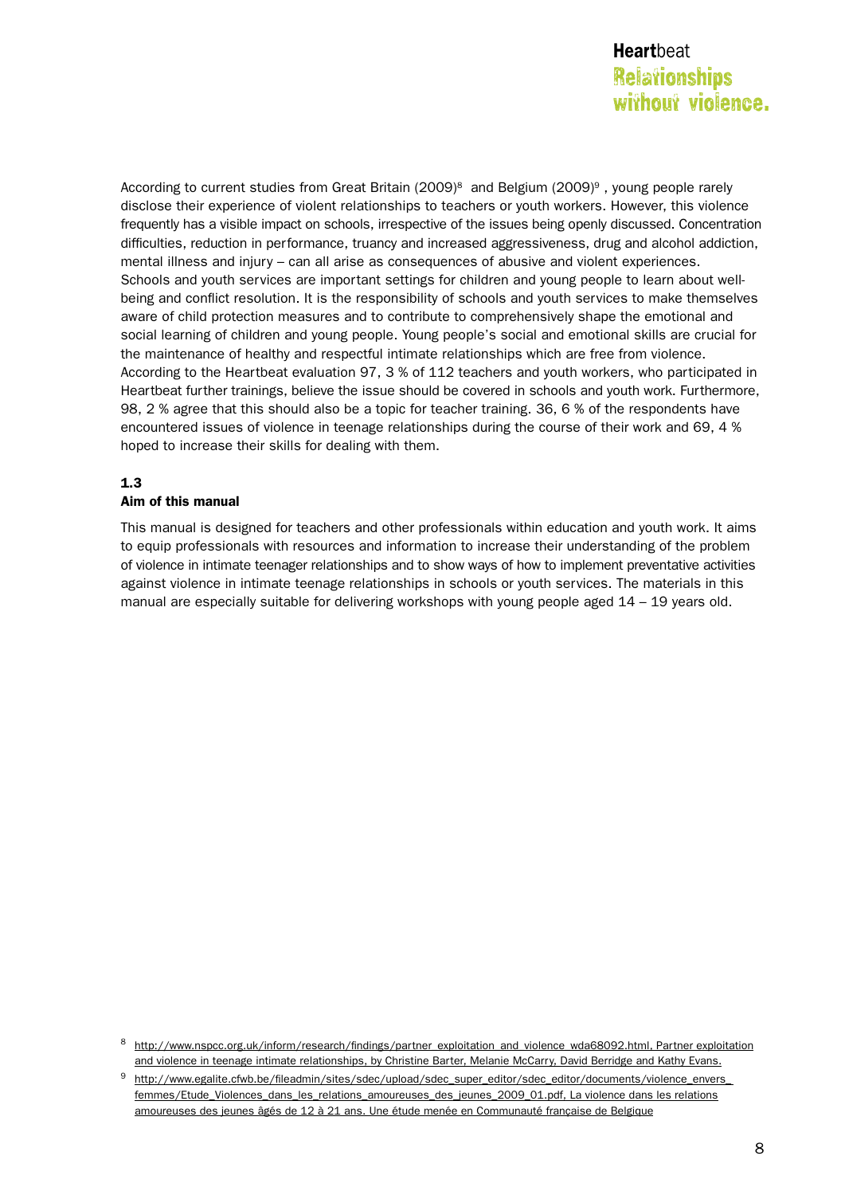According to current studies from Great Britain (2009)[8] and Belgium (2009)[9] , young people rarely disclose their experience of violent relationships to teachers or youth workers. However, this violence frequently has a visible impact on schools, irrespective of the issues being openly discussed. Concentration difficulties, reduction in performance, truancy and increased aggressiveness, drug and alcohol addiction, mental illness and injury – can all arise as consequences of abusive and violent experiences. Schools and youth services are important settings for children and young people to learn about well-being and conflict resolution. It is the responsibility of schools and youth services to make themselves aware of child protection measures and to contribute to comprehensively shape the emotional and social learning of children and young people. Young people's social and emotional skills are crucial for the maintenance of healthy and respectful intimate relationships which are free from violence. According to the Heartbeat evaluation 97, 3 % of 112 teachers and youth workers, who participated in Heartbeat further trainings, believe the issue should be covered in schools and youth work. Furthermore, 98, 2 % agree that this should also be a topic for teacher training. 36, 6 % of the respondents have encountered issues of violence in teenage relationships during the course of their work and 69, 4 % hoped to increase their skills for dealing with them.

### 1.3
### Aim of this manual

This manual is designed for teachers and other professionals within education and youth work. It aims to equip professionals with resources and information to increase their understanding of the problem of violence in intimate teenager relationships and to show ways of how to implement preventative activities against violence in intimate teenage relationships in schools or youth services. The materials in this manual are especially suitable for delivering workshops with young people aged 14 – 19 years old.

[8] http://www.nspcc.org.uk/inform/research/findings/partner_exploitation_and_violence_wda68092.html, Partner exploitation and violence in teenage intimate relationships, by Christine Barter, Melanie McCarry, David Berridge and Kathy Evans.

[9] http://www.egalite.cfwb.be/fileadmin/sites/sdec/upload/sdec_super_editor/sdec_editor/documents/violence_envers_femmes/Etude_Violences_dans_les_relations_amoureuses_des_jeunes_2009_01.pdf, La violence dans les relations amoureuses des jeunes âgés de 12 à 21 ans. Une étude menée en Communauté française de Belgique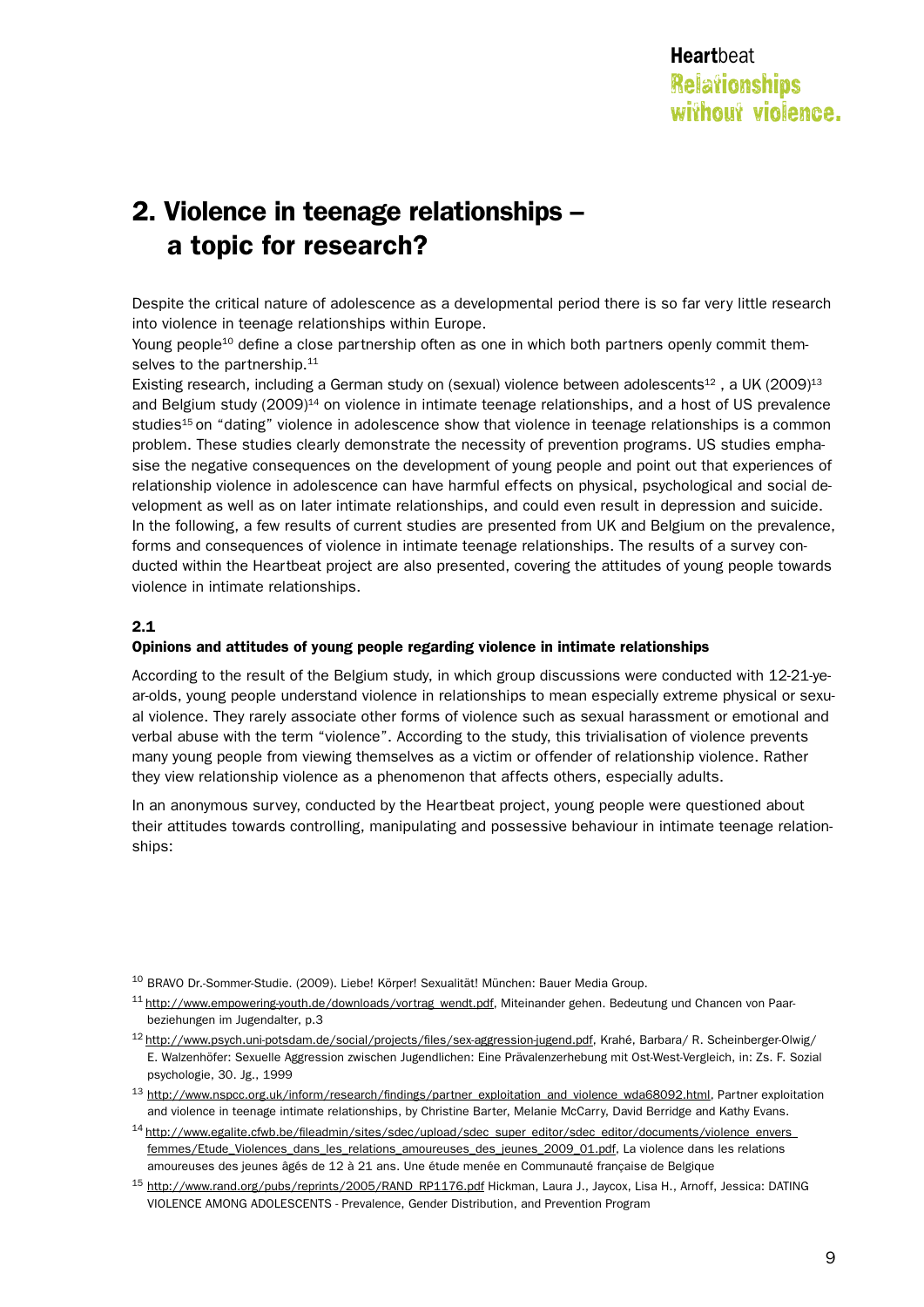## 2. Violence in teenage relationships – a topic for research?

Despite the critical nature of adolescence as a developmental period there is so far very little research into violence in teenage relationships within Europe.

Young people[10] define a close partnership often as one in which both partners openly commit themselves to the partnership.[11]

Existing research, including a German study on (sexual) violence between adolescents[12] , a UK (2009)[13] and Belgium study (2009)[14] on violence in intimate teenage relationships, and a host of US prevalence studies[15] on "dating" violence in adolescence show that violence in teenage relationships is a common problem. These studies clearly demonstrate the necessity of prevention programs. US studies emphasise the negative consequences on the development of young people and point out that experiences of relationship violence in adolescence can have harmful effects on physical, psychological and social development as well as on later intimate relationships, and could even result in depression and suicide.

In the following, a few results of current studies are presented from UK and Belgium on the prevalence, forms and consequences of violence in intimate teenage relationships. The results of a survey conducted within the Heartbeat project are also presented, covering the attitudes of young people towards violence in intimate relationships.

### 2.1 Opinions and attitudes of young people regarding violence in intimate relationships

According to the result of the Belgium study, in which group discussions were conducted with 12-21-year-olds, young people understand violence in relationships to mean especially extreme physical or sexual violence. They rarely associate other forms of violence such as sexual harassment or emotional and verbal abuse with the term "violence". According to the study, this trivialisation of violence prevents many young people from viewing themselves as a victim or offender of relationship violence. Rather they view relationship violence as a phenomenon that affects others, especially adults.

In an anonymous survey, conducted by the Heartbeat project, young people were questioned about their attitudes towards controlling, manipulating and possessive behaviour in intimate teenage relationships:

---

[10] BRAVO Dr.-Sommer-Studie. (2009). Liebe! Körper! Sexualität! München: Bauer Media Group.

[11] http://www.empowering-youth.de/downloads/vortrag_wendt.pdf, Miteinander gehen. Bedeutung und Chancen von Paarbeziehungen im Jugendalter, p.3

[12] http://www.psych.uni-potsdam.de/social/projects/files/sex-aggression-jugend.pdf, Krahé, Barbara/ R. Scheinberger-Olwig/ E. Walzenhöfer: Sexuelle Aggression zwischen Jugendlichen: Eine Prävalenzerhebung mit Ost-West-Vergleich, in: Zs. F. Sozialpsychologie, 30. Jg., 1999

[13] http://www.nspcc.org.uk/inform/research/findings/partner_exploitation_and_violence_wda68092.html, Partner exploitation and violence in teenage intimate relationships, by Christine Barter, Melanie McCarry, David Berridge and Kathy Evans.

[14] http://www.egalite.cfwb.be/fileadmin/sites/sdec/upload/sdec_super_editor/sdec_editor/documents/violence_envers_femmes/Etude_Violences_dans_les_relations_amoureuses_des_jeunes_2009_01.pdf, La violence dans les relations amoureuses des jeunes âgés de 12 à 21 ans. Une étude menée en Communauté française de Belgique

[15] http://www.rand.org/pubs/reprints/2005/RAND_RP1176.pdf Hickman, Laura J., Jaycox, Lisa H., Arnoff, Jessica: DATING VIOLENCE AMONG ADOLESCENTS - Prevalence, Gender Distribution, and Prevention Program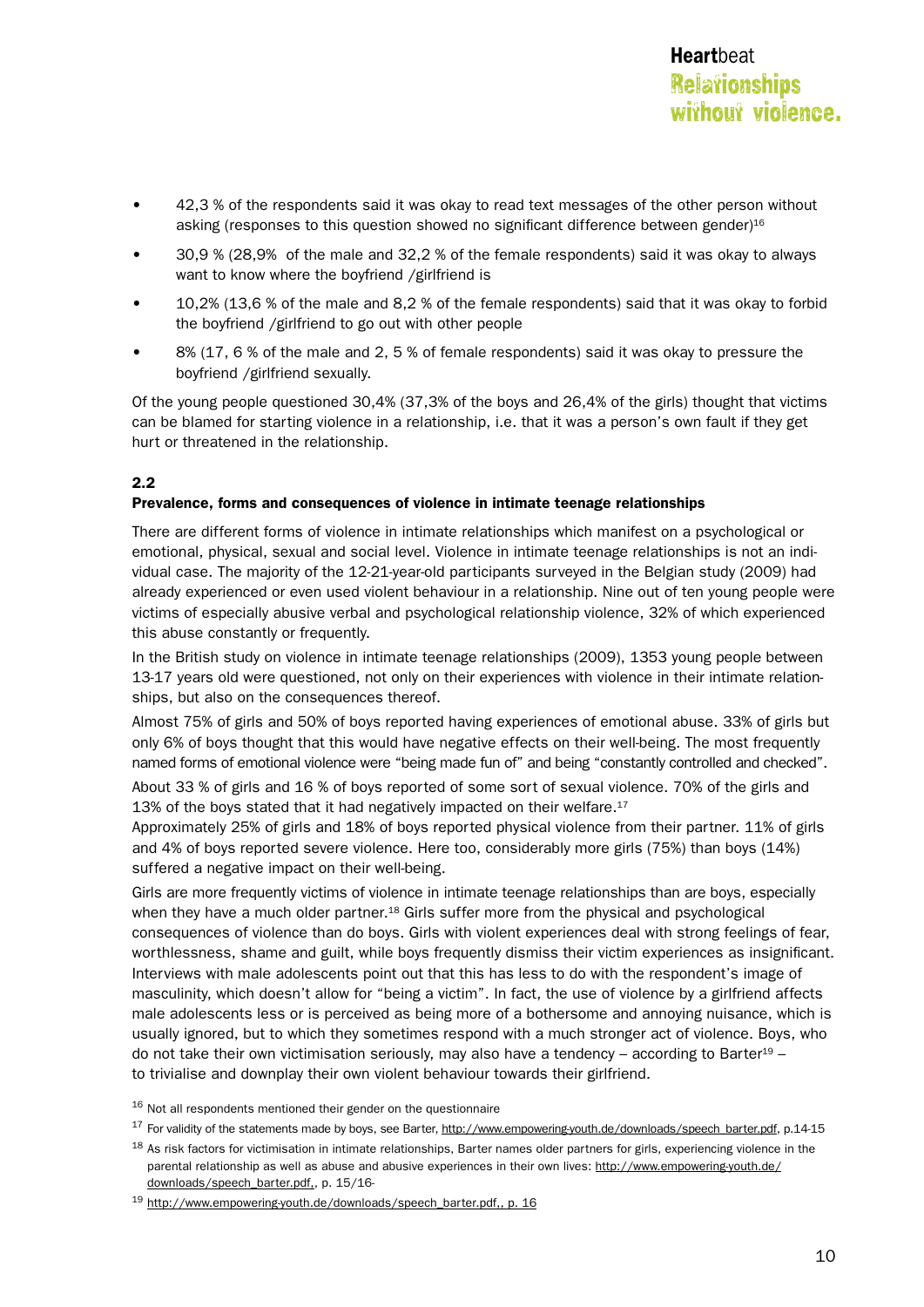- 42,3 % of the respondents said it was okay to read text messages of the other person without asking (responses to this question showed no significant difference between gender)[16]
- 30,9 % (28,9% of the male and 32,2 % of the female respondents) said it was okay to always want to know where the boyfriend /girlfriend is
- 10,2% (13,6 % of the male and 8,2 % of the female respondents) said that it was okay to forbid the boyfriend /girlfriend to go out with other people
- 8% (17, 6 % of the male and 2, 5 % of female respondents) said it was okay to pressure the boyfriend /girlfriend sexually.

Of the young people questioned 30,4% (37,3% of the boys and 26,4% of the girls) thought that victims can be blamed for starting violence in a relationship, i.e. that it was a person's own fault if they get hurt or threatened in the relationship.

## 2.2
### Prevalence, forms and consequences of violence in intimate teenage relationships

There are different forms of violence in intimate relationships which manifest on a psychological or emotional, physical, sexual and social level. Violence in intimate teenage relationships is not an individual case. The majority of the 12-21-year-old participants surveyed in the Belgian study (2009) had already experienced or even used violent behaviour in a relationship. Nine out of ten young people were victims of especially abusive verbal and psychological relationship violence, 32% of which experienced this abuse constantly or frequently.

In the British study on violence in intimate teenage relationships (2009), 1353 young people between 13-17 years old were questioned, not only on their experiences with violence in their intimate relationships, but also on the consequences thereof.

Almost 75% of girls and 50% of boys reported having experiences of emotional abuse. 33% of girls but only 6% of boys thought that this would have negative effects on their well-being. The most frequently named forms of emotional violence were "being made fun of" and being "constantly controlled and checked".

About 33 % of girls and 16 % of boys reported of some sort of sexual violence. 70% of the girls and 13% of the boys stated that it had negatively impacted on their welfare.[17]
Approximately 25% of girls and 18% of boys reported physical violence from their partner. 11% of girls and 4% of boys reported severe violence. Here too, considerably more girls (75%) than boys (14%) suffered a negative impact on their well-being.

Girls are more frequently victims of violence in intimate teenage relationships than are boys, especially when they have a much older partner.[18] Girls suffer more from the physical and psychological consequences of violence than do boys. Girls with violent experiences deal with strong feelings of fear, worthlessness, shame and guilt, while boys frequently dismiss their victim experiences as insignificant. Interviews with male adolescents point out that this has less to do with the respondent's image of masculinity, which doesn't allow for "being a victim". In fact, the use of violence by a girlfriend affects male adolescents less or is perceived as being more of a bothersome and annoying nuisance, which is usually ignored, but to which they sometimes respond with a much stronger act of violence. Boys, who do not take their own victimisation seriously, may also have a tendency – according to Barter[19] – to trivialise and downplay their own violent behaviour towards their girlfriend.

[16] Not all respondents mentioned their gender on the questionnaire

[17] For validity of the statements made by boys, see Barter, http://www.empowering-youth.de/downloads/speech_barter.pdf, p.14-15

[18] As risk factors for victimisation in intimate relationships, Barter names older partners for girls, experiencing violence in the parental relationship as well as abuse and abusive experiences in their own lives: http://www.empowering-youth.de/downloads/speech_barter.pdf,, p. 15/16-

[19] http://www.empowering-youth.de/downloads/speech_barter.pdf,, p. 16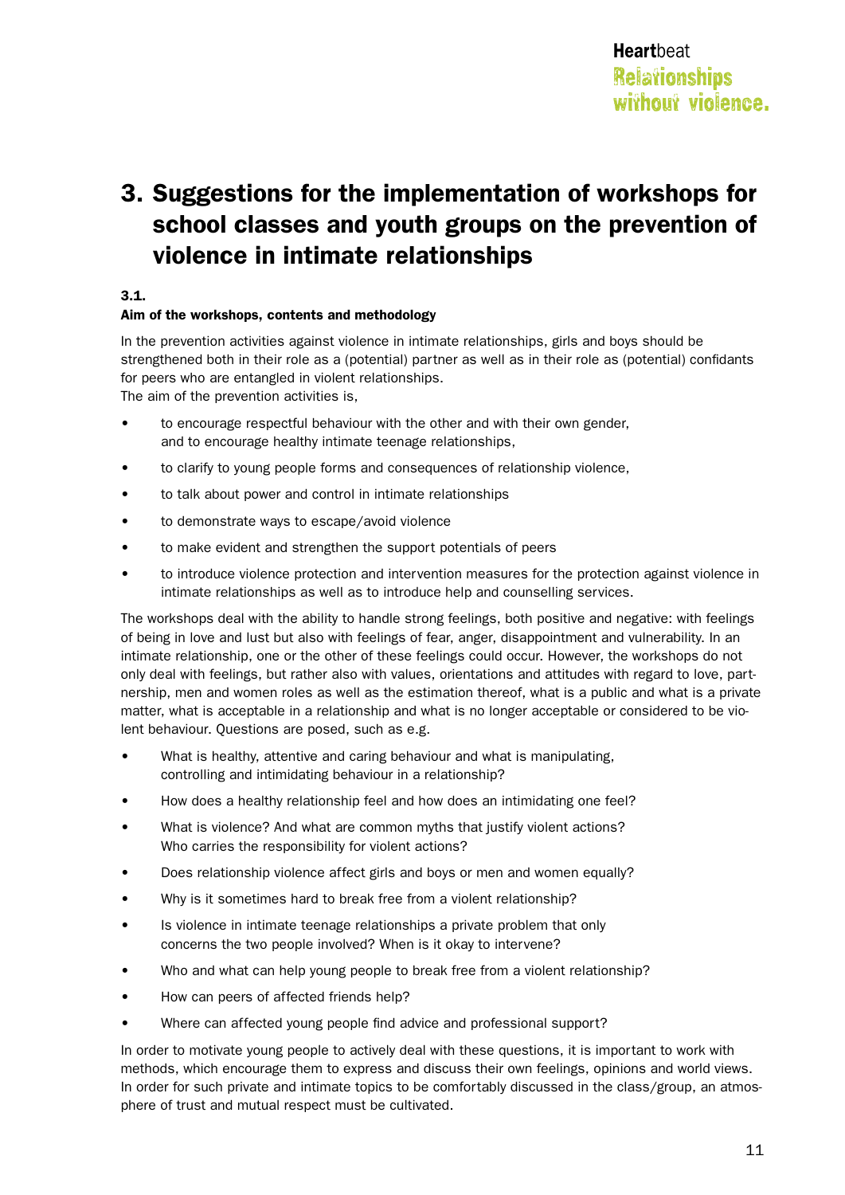# 3. Suggestions for the implementation of workshops for school classes and youth groups on the prevention of violence in intimate relationships

### 3.1.

**Aim of the workshops, contents and methodology**

In the prevention activities against violence in intimate relationships, girls and boys should be strengthened both in their role as a (potential) partner as well as in their role as (potential) confidants for peers who are entangled in violent relationships.
The aim of the prevention activities is,

- to encourage respectful behaviour with the other and with their own gender, and to encourage healthy intimate teenage relationships,
- to clarify to young people forms and consequences of relationship violence,
- to talk about power and control in intimate relationships
- to demonstrate ways to escape/avoid violence
- to make evident and strengthen the support potentials of peers
- to introduce violence protection and intervention measures for the protection against violence in intimate relationships as well as to introduce help and counselling services.

The workshops deal with the ability to handle strong feelings, both positive and negative: with feelings of being in love and lust but also with feelings of fear, anger, disappointment and vulnerability. In an intimate relationship, one or the other of these feelings could occur. However, the workshops do not only deal with feelings, but rather also with values, orientations and attitudes with regard to love, partnership, men and women roles as well as the estimation thereof, what is a public and what is a private matter, what is acceptable in a relationship and what is no longer acceptable or considered to be violent behaviour. Questions are posed, such as e.g.

- What is healthy, attentive and caring behaviour and what is manipulating, controlling and intimidating behaviour in a relationship?
- How does a healthy relationship feel and how does an intimidating one feel?
- What is violence? And what are common myths that justify violent actions? Who carries the responsibility for violent actions?
- Does relationship violence affect girls and boys or men and women equally?
- Why is it sometimes hard to break free from a violent relationship?
- Is violence in intimate teenage relationships a private problem that only concerns the two people involved? When is it okay to intervene?
- Who and what can help young people to break free from a violent relationship?
- How can peers of affected friends help?
- Where can affected young people find advice and professional support?

In order to motivate young people to actively deal with these questions, it is important to work with methods, which encourage them to express and discuss their own feelings, opinions and world views. In order for such private and intimate topics to be comfortably discussed in the class/group, an atmosphere of trust and mutual respect must be cultivated.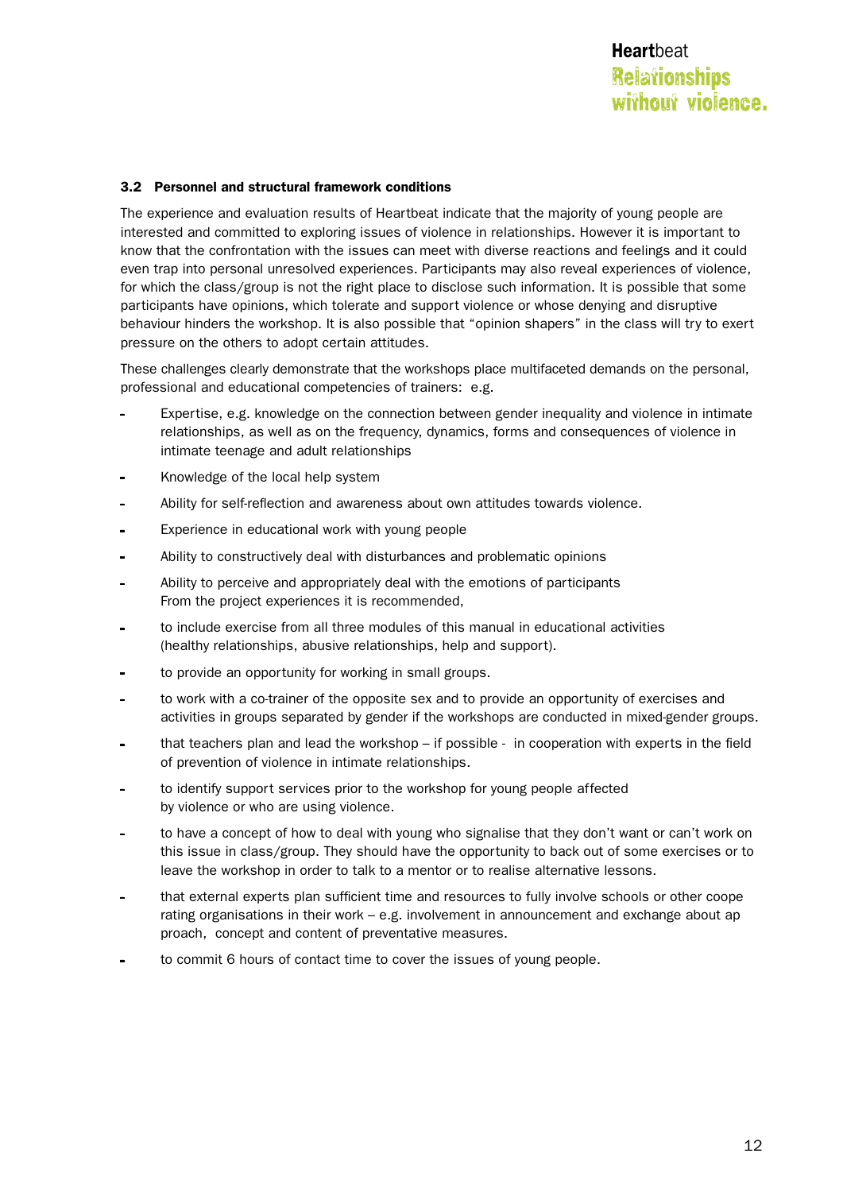### 3.2 Personnel and structural framework conditions

The experience and evaluation results of Heartbeat indicate that the majority of young people are interested and committed to exploring issues of violence in relationships. However it is important to know that the confrontation with the issues can meet with diverse reactions and feelings and it could even trap into personal unresolved experiences. Participants may also reveal experiences of violence, for which the class/group is not the right place to disclose such information. It is possible that some participants have opinions, which tolerate and support violence or whose denying and disruptive behaviour hinders the workshop. It is also possible that "opinion shapers" in the class will try to exert pressure on the others to adopt certain attitudes.

These challenges clearly demonstrate that the workshops place multifaceted demands on the personal, professional and educational competencies of trainers: e.g.

- Expertise, e.g. knowledge on the connection between gender inequality and violence in intimate relationships, as well as on the frequency, dynamics, forms and consequences of violence in intimate teenage and adult relationships
- Knowledge of the local help system
- Ability for self-reflection and awareness about own attitudes towards violence.
- Experience in educational work with young people
- Ability to constructively deal with disturbances and problematic opinions
- Ability to perceive and appropriately deal with the emotions of participants
  From the project experiences it is recommended,
- to include exercise from all three modules of this manual in educational activities (healthy relationships, abusive relationships, help and support).
- to provide an opportunity for working in small groups.
- to work with a co-trainer of the opposite sex and to provide an opportunity of exercises and activities in groups separated by gender if the workshops are conducted in mixed-gender groups.
- that teachers plan and lead the workshop – if possible - in cooperation with experts in the field of prevention of violence in intimate relationships.
- to identify support services prior to the workshop for young people affected by violence or who are using violence.
- to have a concept of how to deal with young who signalise that they don't want or can't work on this issue in class/group. They should have the opportunity to back out of some exercises or to leave the workshop in order to talk to a mentor or to realise alternative lessons.
- that external experts plan sufficient time and resources to fully involve schools or other coope rating organisations in their work – e.g. involvement in announcement and exchange about ap proach, concept and content of preventative measures.
- to commit 6 hours of contact time to cover the issues of young people.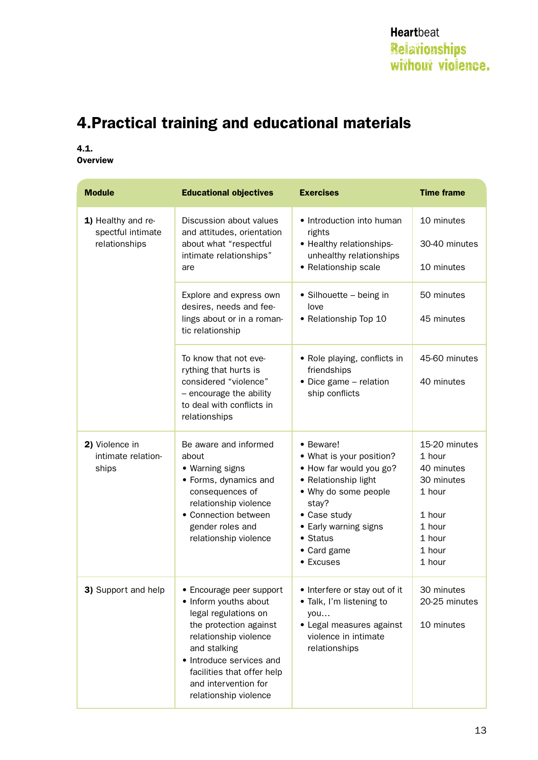# 4. Practical training and educational materials

### 4.1. Overview

| Module | Educational objectives | Exercises | Time frame |
|---|---|---|---|
| **1)** Healthy and respectful intimate relationships | Discussion about values and attitudes, orientation about what "respectful intimate relationships" are | • Introduction into human rights<br>• Healthy relationships-unhealthy relationships<br>• Relationship scale | 10 minutes<br>30-40 minutes<br>10 minutes |
| | Explore and express own desires, needs and feelings about or in a romantic relationship | • Silhouette – being in love<br>• Relationship Top 10 | 50 minutes<br>45 minutes |
| | To know that not everything that hurts is considered "violence" – encourage the ability to deal with conflicts in relationships | • Role playing, conflicts in friendships<br>• Dice game – relation ship conflicts | 45-60 minutes<br>40 minutes |
| **2)** Violence in intimate relationships | Be aware and informed about<br>• Warning signs<br>• Forms, dynamics and consequences of relationship violence<br>• Connection between gender roles and relationship violence | • Beware!<br>• What is your position?<br>• How far would you go?<br>• Relationship light<br>• Why do some people stay?<br>• Case study<br>• Early warning signs<br>• Status<br>• Card game<br>• Excuses | 15-20 minutes<br>1 hour<br>40 minutes<br>30 minutes<br>1 hour<br>1 hour<br>1 hour<br>1 hour<br>1 hour<br>1 hour |
| **3)** Support and help | • Encourage peer support<br>• Inform youths about legal regulations on the protection against relationship violence and stalking<br>• Introduce services and facilities that offer help and intervention for relationship violence | • Interfere or stay out of it<br>• Talk, I'm listening to you…<br>• Legal measures against violence in intimate relationships | 30 minutes<br>20-25 minutes<br>10 minutes |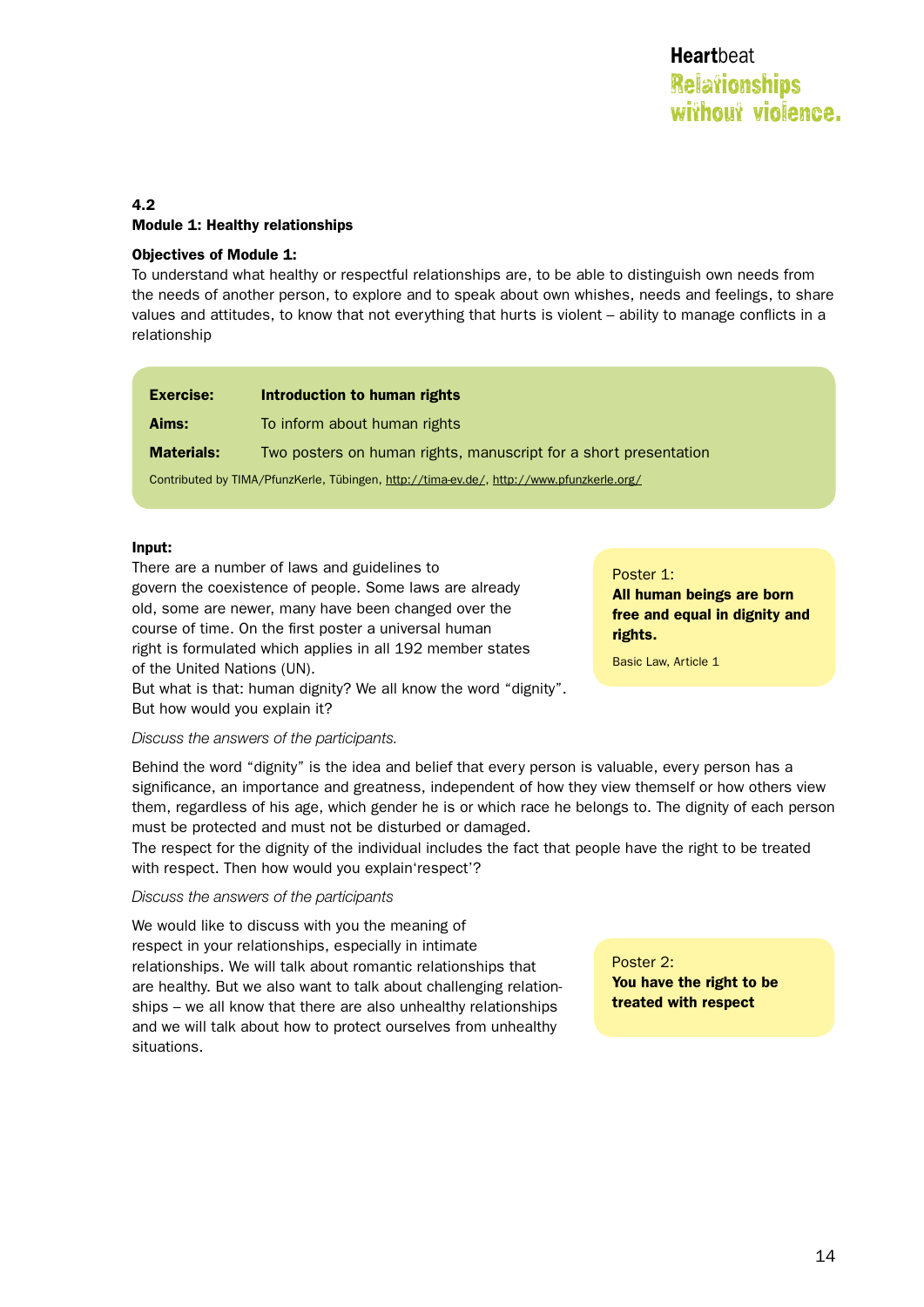## 4.2
## Module 1: Healthy relationships

**Objectives of Module 1:**
To understand what healthy or respectful relationships are, to be able to distinguish own needs from the needs of another person, to explore and to speak about own whishes, needs and feelings, to share values and attitudes, to know that not everything that hurts is violent – ability to manage conflicts in a relationship

| | |
|---|---|
| **Exercise:** | **Introduction to human rights** |
| **Aims:** | To inform about human rights |
| **Materials:** | Two posters on human rights, manuscript for a short presentation |

Contributed by TIMA/PfunzKerle, Tübingen, http://tima-ev.de/, http://www.pfunzkerle.org/

**Input:**
There are a number of laws and guidelines to govern the coexistence of people. Some laws are already old, some are newer, many have been changed over the course of time. On the first poster a universal human right is formulated which applies in all 192 member states of the United Nations (UN).
But what is that: human dignity? We all know the word "dignity". But how would you explain it?

> Poster 1:
> **All human beings are born free and equal in dignity and rights.**
>
> Basic Law, Article 1

*Discuss the answers of the participants.*

Behind the word "dignity" is the idea and belief that every person is valuable, every person has a significance, an importance and greatness, independent of how they view themself or how others view them, regardless of his age, which gender he is or which race he belongs to. The dignity of each person must be protected and must not be disturbed or damaged.
The respect for the dignity of the individual includes the fact that people have the right to be treated with respect. Then how would you explain'respect'?

*Discuss the answers of the participants*

We would like to discuss with you the meaning of respect in your relationships, especially in intimate relationships. We will talk about romantic relationships that are healthy. But we also want to talk about challenging relationships – we all know that there are also unhealthy relationships and we will talk about how to protect ourselves from unhealthy situations.

> Poster 2:
> **You have the right to be treated with respect**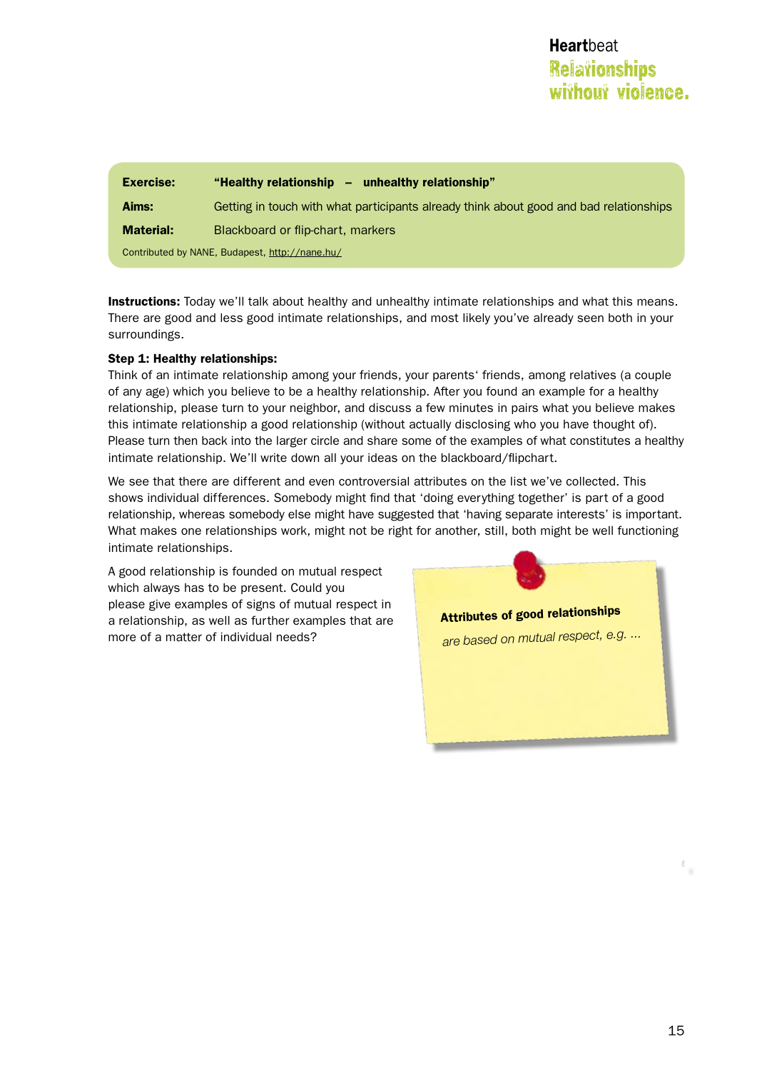| | |
|---|---|
| **Exercise:** | **“Healthy relationship – unhealthy relationship”** |
| **Aims:** | Getting in touch with what participants already think about good and bad relationships |
| **Material:** | Blackboard or flip-chart, markers |

Contributed by NANE, Budapest, http://nane.hu/

**Instructions:** Today we’ll talk about healthy and unhealthy intimate relationships and what this means. There are good and less good intimate relationships, and most likely you’ve already seen both in your surroundings.

**Step 1: Healthy relationships:**

Think of an intimate relationship among your friends, your parents‘ friends, among relatives (a couple of any age) which you believe to be a healthy relationship. After you found an example for a healthy relationship, please turn to your neighbor, and discuss a few minutes in pairs what you believe makes this intimate relationship a good relationship (without actually disclosing who you have thought of). Please turn then back into the larger circle and share some of the examples of what constitutes a healthy intimate relationship. We’ll write down all your ideas on the blackboard/flipchart.

We see that there are different and even controversial attributes on the list we’ve collected. This shows individual differences. Somebody might find that ‘doing everything together’ is part of a good relationship, whereas somebody else might have suggested that ‘having separate interests’ is important. What makes one relationships work, might not be right for another, still, both might be well functioning intimate relationships.

A good relationship is founded on mutual respect which always has to be present. Could you please give examples of signs of mutual respect in a relationship, as well as further examples that are more of a matter of individual needs?

**Attributes of good relationships**

*are based on mutual respect, e.g. ...*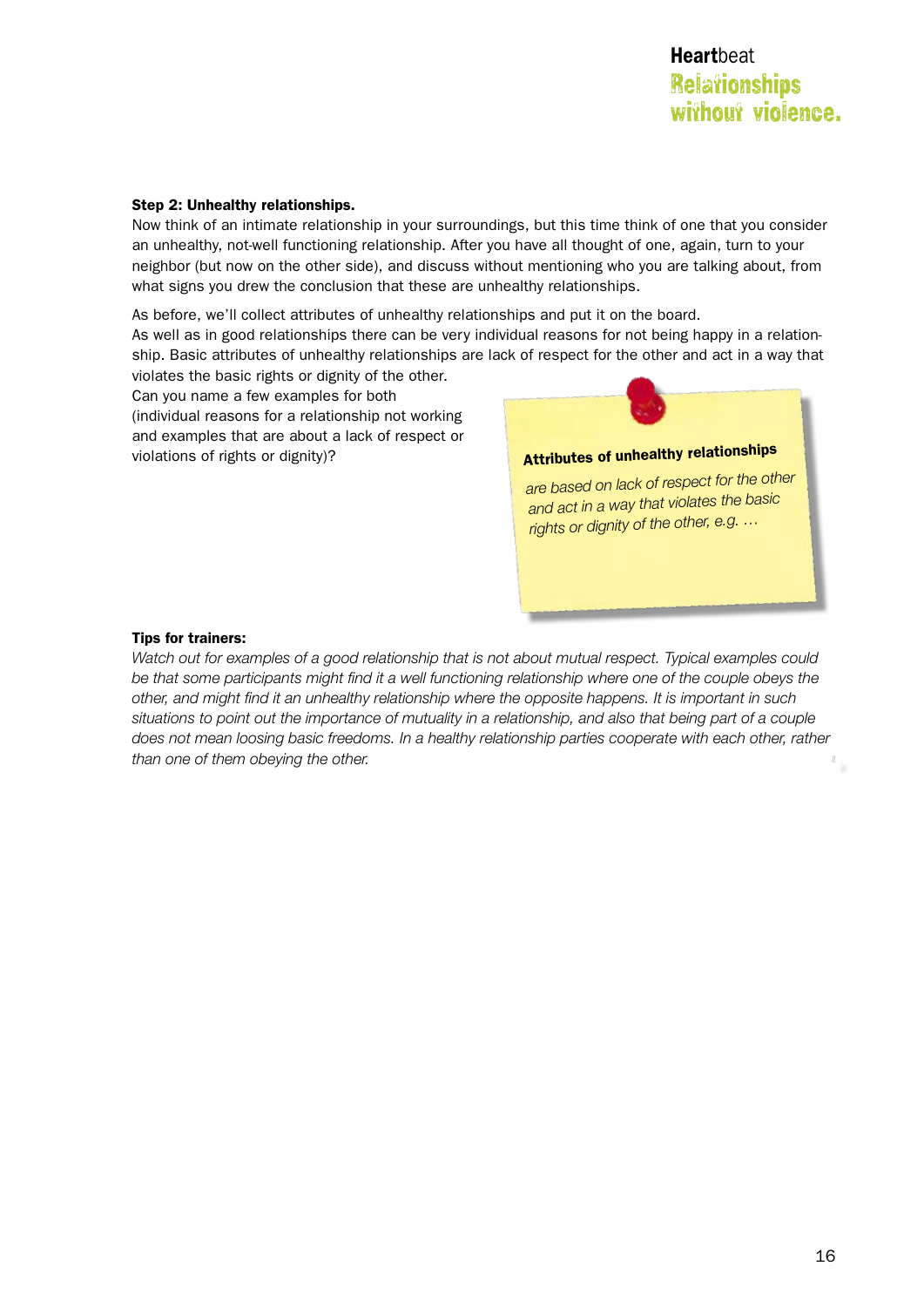**Step 2: Unhealthy relationships.**

Now think of an intimate relationship in your surroundings, but this time think of one that you consider an unhealthy, not-well functioning relationship. After you have all thought of one, again, turn to your neighbor (but now on the other side), and discuss without mentioning who you are talking about, from what signs you drew the conclusion that these are unhealthy relationships.

As before, we'll collect attributes of unhealthy relationships and put it on the board.
As well as in good relationships there can be very individual reasons for not being happy in a relationship. Basic attributes of unhealthy relationships are lack of respect for the other and act in a way that violates the basic rights or dignity of the other.
Can you name a few examples for both (individual reasons for a relationship not working and examples that are about a lack of respect or violations of rights or dignity)?

**Attributes of unhealthy relationships**

*are based on lack of respect for the other and act in a way that violates the basic rights or dignity of the other, e.g. …*

**Tips for trainers:**

*Watch out for examples of a good relationship that is not about mutual respect. Typical examples could be that some participants might find it a well functioning relationship where one of the couple obeys the other, and might find it an unhealthy relationship where the opposite happens. It is important in such situations to point out the importance of mutuality in a relationship, and also that being part of a couple does not mean loosing basic freedoms. In a healthy relationship parties cooperate with each other, rather than one of them obeying the other.*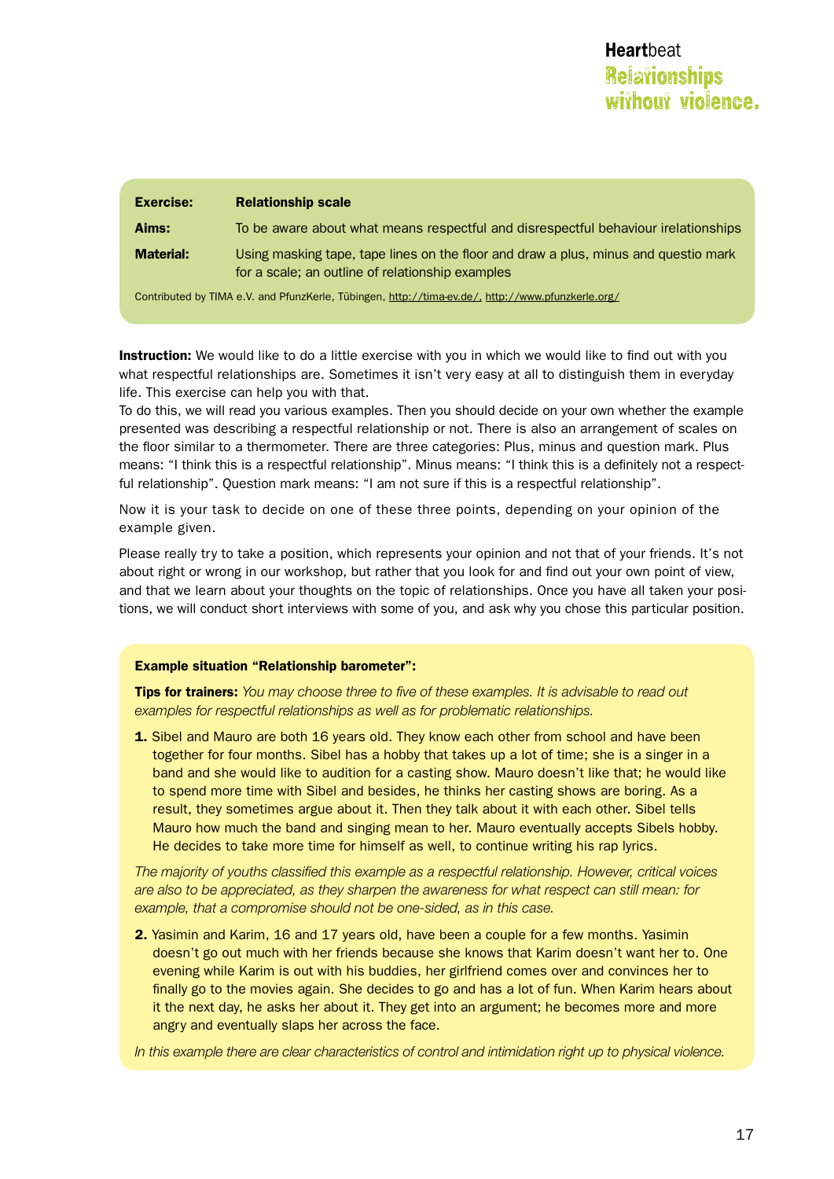| **Exercise:** | **Relationship scale** |
|---|---|
| **Aims:** | To be aware about what means respectful and disrespectful behaviour irelationships |
| **Material:** | Using masking tape, tape lines on the floor and draw a plus, minus and questio mark for a scale; an outline of relationship examples |

Contributed by TIMA e.V. and PfunzKerle, Tübingen, http://tima-ev.de/, http://www.pfunzkerle.org/

**Instruction:** We would like to do a little exercise with you in which we would like to find out with you what respectful relationships are. Sometimes it isn't very easy at all to distinguish them in everyday life. This exercise can help you with that.
To do this, we will read you various examples. Then you should decide on your own whether the example presented was describing a respectful relationship or not. There is also an arrangement of scales on the floor similar to a thermometer. There are three categories: Plus, minus and question mark. Plus means: "I think this is a respectful relationship". Minus means: "I think this is a definitely not a respectful relationship". Question mark means: "I am not sure if this is a respectful relationship".

Now it is your task to decide on one of these three points, depending on your opinion of the example given.

Please really try to take a position, which represents your opinion and not that of your friends. It's not about right or wrong in our workshop, but rather that you look for and find out your own point of view, and that we learn about your thoughts on the topic of relationships. Once you have all taken your positions, we will conduct short interviews with some of you, and ask why you chose this particular position.

**Example situation "Relationship barometer":**

**Tips for trainers:** *You may choose three to five of these examples. It is advisable to read out examples for respectful relationships as well as for problematic relationships.*

1. Sibel and Mauro are both 16 years old. They know each other from school and have been together for four months. Sibel has a hobby that takes up a lot of time; she is a singer in a band and she would like to audition for a casting show. Mauro doesn't like that; he would like to spend more time with Sibel and besides, he thinks her casting shows are boring. As a result, they sometimes argue about it. Then they talk about it with each other. Sibel tells Mauro how much the band and singing mean to her. Mauro eventually accepts Sibels hobby. He decides to take more time for himself as well, to continue writing his rap lyrics.

*The majority of youths classified this example as a respectful relationship. However, critical voices are also to be appreciated, as they sharpen the awareness for what respect can still mean: for example, that a compromise should not be one-sided, as in this case.*

2. Yasimin and Karim, 16 and 17 years old, have been a couple for a few months. Yasimin doesn't go out much with her friends because she knows that Karim doesn't want her to. One evening while Karim is out with his buddies, her girlfriend comes over and convinces her to finally go to the movies again. She decides to go and has a lot of fun. When Karim hears about it the next day, he asks her about it. They get into an argument; he becomes more and more angry and eventually slaps her across the face.

*In this example there are clear characteristics of control and intimidation right up to physical violence.*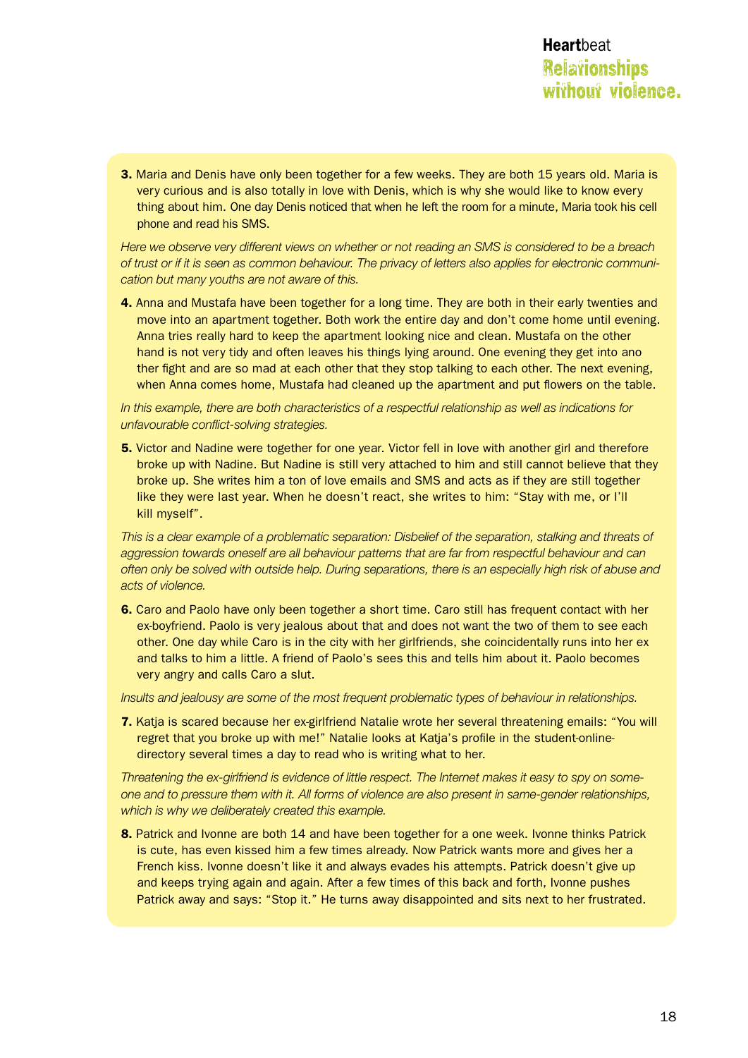3. Maria and Denis have only been together for a few weeks. They are both 15 years old. Maria is very curious and is also totally in love with Denis, which is why she would like to know every thing about him. One day Denis noticed that when he left the room for a minute, Maria took his cell phone and read his SMS.

*Here we observe very different views on whether or not reading an SMS is considered to be a breach of trust or if it is seen as common behaviour. The privacy of letters also applies for electronic communication but many youths are not aware of this.*

4. Anna and Mustafa have been together for a long time. They are both in their early twenties and move into an apartment together. Both work the entire day and don't come home until evening. Anna tries really hard to keep the apartment looking nice and clean. Mustafa on the other hand is not very tidy and often leaves his things lying around. One evening they get into another fight and are so mad at each other that they stop talking to each other. The next evening, when Anna comes home, Mustafa had cleaned up the apartment and put flowers on the table.

*In this example, there are both characteristics of a respectful relationship as well as indications for unfavourable conflict-solving strategies.*

5. Victor and Nadine were together for one year. Victor fell in love with another girl and therefore broke up with Nadine. But Nadine is still very attached to him and still cannot believe that they broke up. She writes him a ton of love emails and SMS and acts as if they are still together like they were last year. When he doesn't react, she writes to him: "Stay with me, or I'll kill myself".

*This is a clear example of a problematic separation: Disbelief of the separation, stalking and threats of aggression towards oneself are all behaviour patterns that are far from respectful behaviour and can often only be solved with outside help. During separations, there is an especially high risk of abuse and acts of violence.*

6. Caro and Paolo have only been together a short time. Caro still has frequent contact with her ex-boyfriend. Paolo is very jealous about that and does not want the two of them to see each other. One day while Caro is in the city with her girlfriends, she coincidentally runs into her ex and talks to him a little. A friend of Paolo's sees this and tells him about it. Paolo becomes very angry and calls Caro a slut.

*Insults and jealousy are some of the most frequent problematic types of behaviour in relationships.*

7. Katja is scared because her ex-girlfriend Natalie wrote her several threatening emails: "You will regret that you broke up with me!" Natalie looks at Katja's profile in the student-online-directory several times a day to read who is writing what to her.

*Threatening the ex-girlfriend is evidence of little respect. The Internet makes it easy to spy on someone and to pressure them with it. All forms of violence are also present in same-gender relationships, which is why we deliberately created this example.*

8. Patrick and Ivonne are both 14 and have been together for a one week. Ivonne thinks Patrick is cute, has even kissed him a few times already. Now Patrick wants more and gives her a French kiss. Ivonne doesn't like it and always evades his attempts. Patrick doesn't give up and keeps trying again and again. After a few times of this back and forth, Ivonne pushes Patrick away and says: "Stop it." He turns away disappointed and sits next to her frustrated.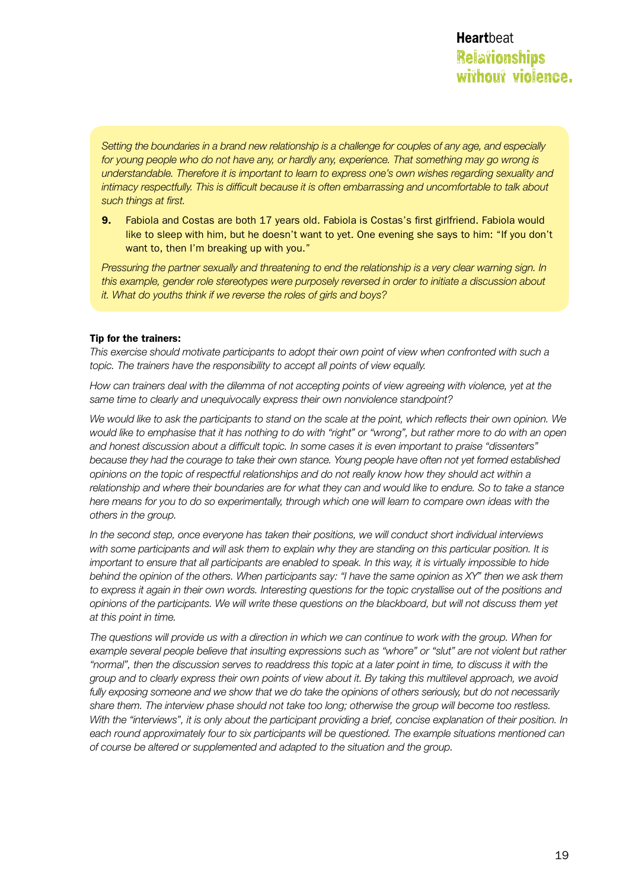*Setting the boundaries in a brand new relationship is a challenge for couples of any age, and especially for young people who do not have any, or hardly any, experience. That something may go wrong is understandable. Therefore it is important to learn to express one's own wishes regarding sexuality and intimacy respectfully. This is difficult because it is often embarrassing and uncomfortable to talk about such things at first.*

**9.** Fabiola and Costas are both 17 years old. Fabiola is Costas's first girlfriend. Fabiola would like to sleep with him, but he doesn't want to yet. One evening she says to him: "If you don't want to, then I'm breaking up with you."

*Pressuring the partner sexually and threatening to end the relationship is a very clear warning sign. In this example, gender role stereotypes were purposely reversed in order to initiate a discussion about it. What do youths think if we reverse the roles of girls and boys?*

**Tip for the trainers:**

*This exercise should motivate participants to adopt their own point of view when confronted with such a topic. The trainers have the responsibility to accept all points of view equally.*

*How can trainers deal with the dilemma of not accepting points of view agreeing with violence, yet at the same time to clearly and unequivocally express their own nonviolence standpoint?*

*We would like to ask the participants to stand on the scale at the point, which reflects their own opinion. We would like to emphasise that it has nothing to do with "right" or "wrong", but rather more to do with an open and honest discussion about a difficult topic. In some cases it is even important to praise "dissenters" because they had the courage to take their own stance. Young people have often not yet formed established opinions on the topic of respectful relationships and do not really know how they should act within a relationship and where their boundaries are for what they can and would like to endure. So to take a stance here means for you to do so experimentally, through which one will learn to compare own ideas with the others in the group.*

*In the second step, once everyone has taken their positions, we will conduct short individual interviews with some participants and will ask them to explain why they are standing on this particular position. It is important to ensure that all participants are enabled to speak. In this way, it is virtually impossible to hide behind the opinion of the others. When participants say: "I have the same opinion as XY" then we ask them to express it again in their own words. Interesting questions for the topic crystallise out of the positions and opinions of the participants. We will write these questions on the blackboard, but will not discuss them yet at this point in time.*

*The questions will provide us with a direction in which we can continue to work with the group. When for example several people believe that insulting expressions such as "whore" or "slut" are not violent but rather "normal", then the discussion serves to readdress this topic at a later point in time, to discuss it with the group and to clearly express their own points of view about it. By taking this multilevel approach, we avoid fully exposing someone and we show that we do take the opinions of others seriously, but do not necessarily share them. The interview phase should not take too long; otherwise the group will become too restless. With the "interviews", it is only about the participant providing a brief, concise explanation of their position. In each round approximately four to six participants will be questioned. The example situations mentioned can of course be altered or supplemented and adapted to the situation and the group.*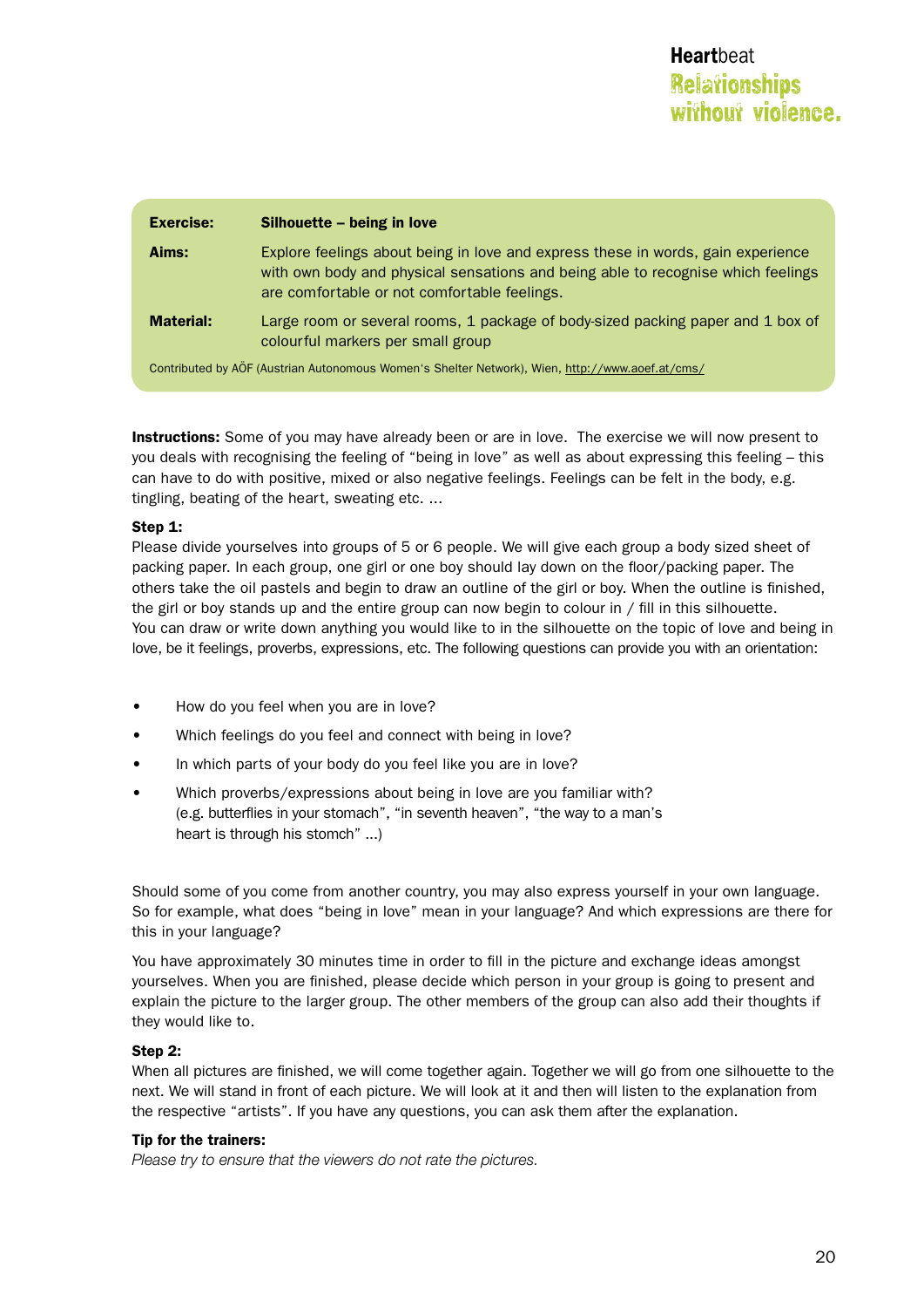| Exercise: | Silhouette – being in love |
|---|---|
| **Aims:** | Explore feelings about being in love and express these in words, gain experience with own body and physical sensations and being able to recognise which feelings are comfortable or not comfortable feelings. |
| **Material:** | Large room or several rooms, 1 package of body-sized packing paper and 1 box of colourful markers per small group |

Contributed by AÖF (Austrian Autonomous Women's Shelter Network), Wien, http://www.aoef.at/cms/

**Instructions:** Some of you may have already been or are in love. The exercise we will now present to you deals with recognising the feeling of "being in love" as well as about expressing this feeling – this can have to do with positive, mixed or also negative feelings. Feelings can be felt in the body, e.g. tingling, beating of the heart, sweating etc. ...

**Step 1:**
Please divide yourselves into groups of 5 or 6 people. We will give each group a body sized sheet of packing paper. In each group, one girl or one boy should lay down on the floor/packing paper. The others take the oil pastels and begin to draw an outline of the girl or boy. When the outline is finished, the girl or boy stands up and the entire group can now begin to colour in / fill in this silhouette.
You can draw or write down anything you would like to in the silhouette on the topic of love and being in love, be it feelings, proverbs, expressions, etc. The following questions can provide you with an orientation:

- How do you feel when you are in love?
- Which feelings do you feel and connect with being in love?
- In which parts of your body do you feel like you are in love?
- Which proverbs/expressions about being in love are you familiar with? (e.g. butterflies in your stomach", "in seventh heaven", "the way to a man's heart is through his stomch" ...)

Should some of you come from another country, you may also express yourself in your own language. So for example, what does "being in love" mean in your language? And which expressions are there for this in your language?

You have approximately 30 minutes time in order to fill in the picture and exchange ideas amongst yourselves. When you are finished, please decide which person in your group is going to present and explain the picture to the larger group. The other members of the group can also add their thoughts if they would like to.

**Step 2:**
When all pictures are finished, we will come together again. Together we will go from one silhouette to the next. We will stand in front of each picture. We will look at it and then will listen to the explanation from the respective "artists". If you have any questions, you can ask them after the explanation.

**Tip for the trainers:**
*Please try to ensure that the viewers do not rate the pictures.*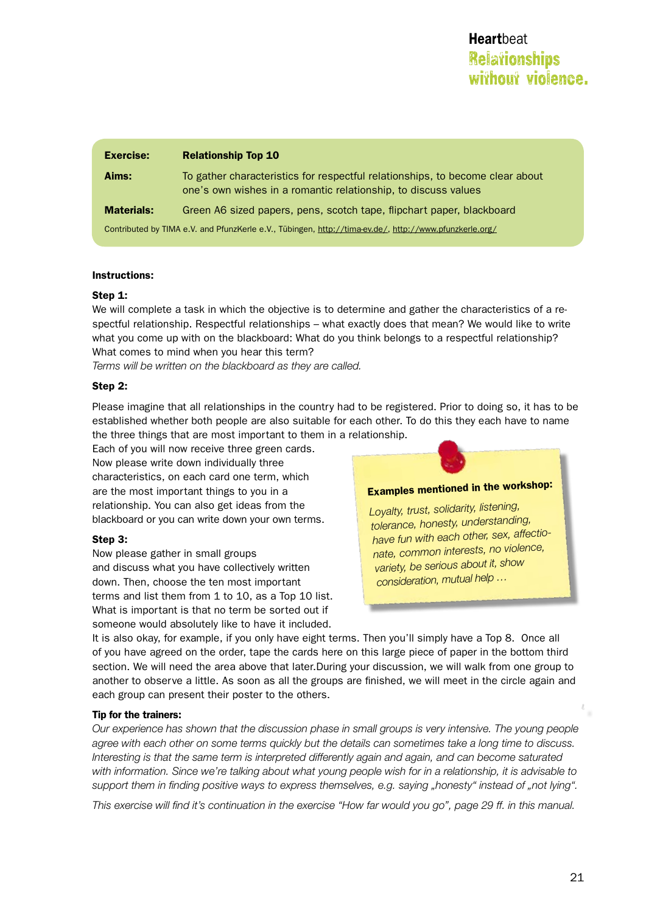| | |
|---|---|
| **Exercise:** | **Relationship Top 10** |
| **Aims:** | To gather characteristics for respectful relationships, to become clear about one's own wishes in a romantic relationship, to discuss values |
| **Materials:** | Green A6 sized papers, pens, scotch tape, flipchart paper, blackboard |

Contributed by TIMA e.V. and PfunzKerle e.V., Tübingen, http://tima-ev.de/, http://www.pfunzkerle.org/

**Instructions:**

**Step 1:**
We will complete a task in which the objective is to determine and gather the characteristics of a respectful relationship. Respectful relationships – what exactly does that mean? We would like to write what you come up with on the blackboard: What do you think belongs to a respectful relationship? What comes to mind when you hear this term?
*Terms will be written on the blackboard as they are called.*

**Step 2:**

Please imagine that all relationships in the country had to be registered. Prior to doing so, it has to be established whether both people are also suitable for each other. To do this they each have to name the three things that are most important to them in a relationship.
Each of you will now receive three green cards. Now please write down individually three characteristics, on each card one term, which are the most important things to you in a relationship. You can also get ideas from the blackboard or you can write down your own terms.

**Step 3:**
Now please gather in small groups and discuss what you have collectively written down. Then, choose the ten most important terms and list them from 1 to 10, as a Top 10 list. What is important is that no term be sorted out if someone would absolutely like to have it included. It is also okay, for example, if you only have eight terms. Then you'll simply have a Top 8. Once all of you have agreed on the order, tape the cards here on this large piece of paper in the bottom third section. We will need the area above that later.During your discussion, we will walk from one group to another to observe a little. As soon as all the groups are finished, we will meet in the circle again and each group can present their poster to the others.

**Examples mentioned in the workshop:**

*Loyalty, trust, solidarity, listening, tolerance, honesty, understanding, have fun with each other, sex, affectionate, common interests, no violence, variety, be serious about it, show consideration, mutual help …*

**Tip for the trainers:**
*Our experience has shown that the discussion phase in small groups is very intensive. The young people agree with each other on some terms quickly but the details can sometimes take a long time to discuss. Interesting is that the same term is interpreted differently again and again, and can become saturated with information. Since we're talking about what young people wish for in a relationship, it is advisable to support them in finding positive ways to express themselves, e.g. saying „honesty" instead of „not lying".*

*This exercise will find it's continuation in the exercise "How far would you go", page 29 ff. in this manual.*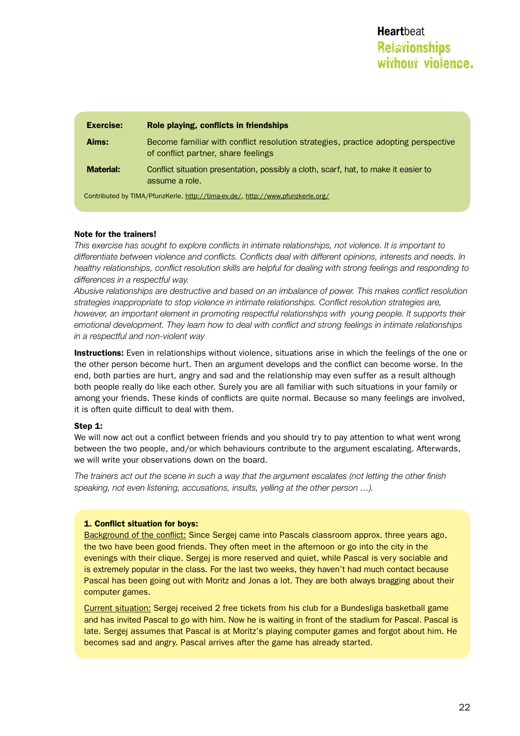| | |
|---|---|
| **Exercise:** | **Role playing, conflicts in friendships** |
| **Aims:** | Become familiar with conflict resolution strategies, practice adopting perspective of conflict partner, share feelings |
| **Material:** | Conflict situation presentation, possibly a cloth, scarf, hat, to make it easier to assume a role. |

Contributed by TIMA/PfunzKerle, http://tima-ev.de/, http://www.pfunzkerle.org/

**Note for the trainers!**

*This exercise has sought to explore conflicts in intimate relationships, not violence. It is important to differentiate between violence and conflicts. Conflicts deal with different opinions, interests and needs. In healthy relationships, conflict resolution skills are helpful for dealing with strong feelings and responding to differences in a respectful way.*

*Abusive relationships are destructive and based on an imbalance of power. This makes conflict resolution strategies inappropriate to stop violence in intimate relationships. Conflict resolution strategies are, however, an important element in promoting respectful relationships with young people. It supports their emotional development. They learn how to deal with conflict and strong feelings in intimate relationships in a respectful and non-violent way*

**Instructions:** Even in relationships without violence, situations arise in which the feelings of the one or the other person become hurt. Then an argument develops and the conflict can become worse. In the end, both parties are hurt, angry and sad and the relationship may even suffer as a result although both people really do like each other. Surely you are all familiar with such situations in your family or among your friends. These kinds of conflicts are quite normal. Because so many feelings are involved, it is often quite difficult to deal with them.

**Step 1:**

We will now act out a conflict between friends and you should try to pay attention to what went wrong between the two people, and/or which behaviours contribute to the argument escalating. Afterwards, we will write your observations down on the board.

*The trainers act out the scene in such a way that the argument escalates (not letting the other finish speaking, not even listening, accusations, insults, yelling at the other person …).*

**1. Conflict situation for boys:**

Background of the conflict: Since Sergej came into Pascals classroom approx. three years ago, the two have been good friends. They often meet in the afternoon or go into the city in the evenings with their clique. Sergej is more reserved and quiet, while Pascal is very sociable and is extremely popular in the class. For the last two weeks, they haven't had much contact because Pascal has been going out with Moritz and Jonas a lot. They are both always bragging about their computer games.

Current situation: Sergej received 2 free tickets from his club for a Bundesliga basketball game and has invited Pascal to go with him. Now he is waiting in front of the stadium for Pascal. Pascal is late. Sergej assumes that Pascal is at Moritz's playing computer games and forgot about him. He becomes sad and angry. Pascal arrives after the game has already started.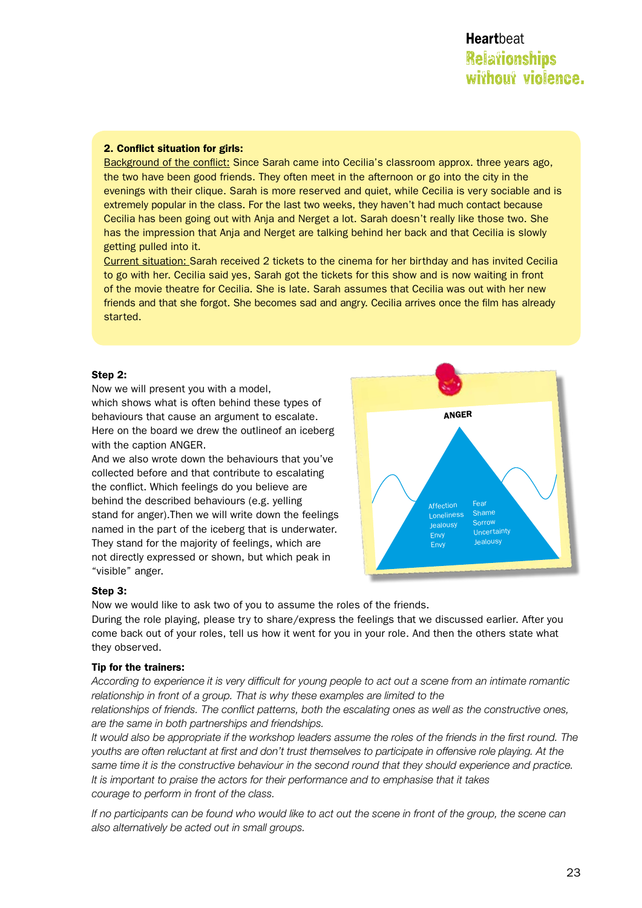**2. Conflict situation for girls:**

Background of the conflict: Since Sarah came into Cecilia's classroom approx. three years ago, the two have been good friends. They often meet in the afternoon or go into the city in the evenings with their clique. Sarah is more reserved and quiet, while Cecilia is very sociable and is extremely popular in the class. For the last two weeks, they haven't had much contact because Cecilia has been going out with Anja and Nerget a lot. Sarah doesn't really like those two. She has the impression that Anja and Nerget are talking behind her back and that Cecilia is slowly getting pulled into it.

Current situation: Sarah received 2 tickets to the cinema for her birthday and has invited Cecilia to go with her. Cecilia said yes, Sarah got the tickets for this show and is now waiting in front of the movie theatre for Cecilia. She is late. Sarah assumes that Cecilia was out with her new friends and that she forgot. She becomes sad and angry. Cecilia arrives once the film has already started.

**Step 2:**

Now we will present you with a model, which shows what is often behind these types of behaviours that cause an argument to escalate. Here on the board we drew the outlineof an iceberg with the caption ANGER.

And we also wrote down the behaviours that you've collected before and that contribute to escalating the conflict. Which feelings do you believe are behind the described behaviours (e.g. yelling stand for anger).Then we will write down the feelings named in the part of the iceberg that is underwater. They stand for the majority of feelings, which are not directly expressed or shown, but which peak in "visible" anger.

ANGER

Affection, Loneliness, Jealousy, Envy, Envy, Fear, Shame, Sorrow, Uncertainty, Jealousy

**Step 3:**

Now we would like to ask two of you to assume the roles of the friends.

During the role playing, please try to share/express the feelings that we discussed earlier. After you come back out of your roles, tell us how it went for you in your role. And then the others state what they observed.

**Tip for the trainers:**

*According to experience it is very difficult for young people to act out a scene from an intimate romantic relationship in front of a group. That is why these examples are limited to the relationships of friends. The conflict patterns, both the escalating ones as well as the constructive ones, are the same in both partnerships and friendships.*

*It would also be appropriate if the workshop leaders assume the roles of the friends in the first round. The youths are often reluctant at first and don't trust themselves to participate in offensive role playing. At the same time it is the constructive behaviour in the second round that they should experience and practice. It is important to praise the actors for their performance and to emphasise that it takes courage to perform in front of the class.*

*If no participants can be found who would like to act out the scene in front of the group, the scene can also alternatively be acted out in small groups.*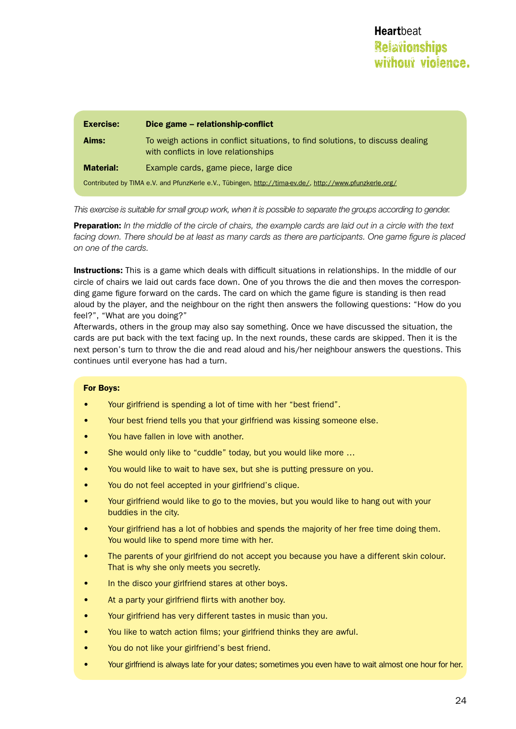| | |
|---|---|
| **Exercise:** | **Dice game – relationship-conflict** |
| **Aims:** | To weigh actions in conflict situations, to find solutions, to discuss dealing with conflicts in love relationships |
| **Material:** | Example cards, game piece, large dice |

Contributed by TIMA e.V. and PfunzKerle e.V., Tübingen, http://tima-ev.de/, http://www.pfunzkerle.org/

*This exercise is suitable for small group work, when it is possible to separate the groups according to gender.*

**Preparation:** *In the middle of the circle of chairs, the example cards are laid out in a circle with the text facing down. There should be at least as many cards as there are participants. One game figure is placed on one of the cards.*

**Instructions:** This is a game which deals with difficult situations in relationships. In the middle of our circle of chairs we laid out cards face down. One of you throws the die and then moves the corresponding game figure forward on the cards. The card on which the game figure is standing is then read aloud by the player, and the neighbour on the right then answers the following questions: "How do you feel?", "What are you doing?"
Afterwards, others in the group may also say something. Once we have discussed the situation, the cards are put back with the text facing up. In the next rounds, these cards are skipped. Then it is the next person's turn to throw the die and read aloud and his/her neighbour answers the questions. This continues until everyone has had a turn.

**For Boys:**

- Your girlfriend is spending a lot of time with her "best friend".
- Your best friend tells you that your girlfriend was kissing someone else.
- You have fallen in love with another.
- She would only like to "cuddle" today, but you would like more …
- You would like to wait to have sex, but she is putting pressure on you.
- You do not feel accepted in your girlfriend's clique.
- Your girlfriend would like to go to the movies, but you would like to hang out with your buddies in the city.
- Your girlfriend has a lot of hobbies and spends the majority of her free time doing them. You would like to spend more time with her.
- The parents of your girlfriend do not accept you because you have a different skin colour. That is why she only meets you secretly.
- In the disco your girlfriend stares at other boys.
- At a party your girlfriend flirts with another boy.
- Your girlfriend has very different tastes in music than you.
- You like to watch action films; your girlfriend thinks they are awful.
- You do not like your girlfriend's best friend.
- Your girlfriend is always late for your dates; sometimes you even have to wait almost one hour for her.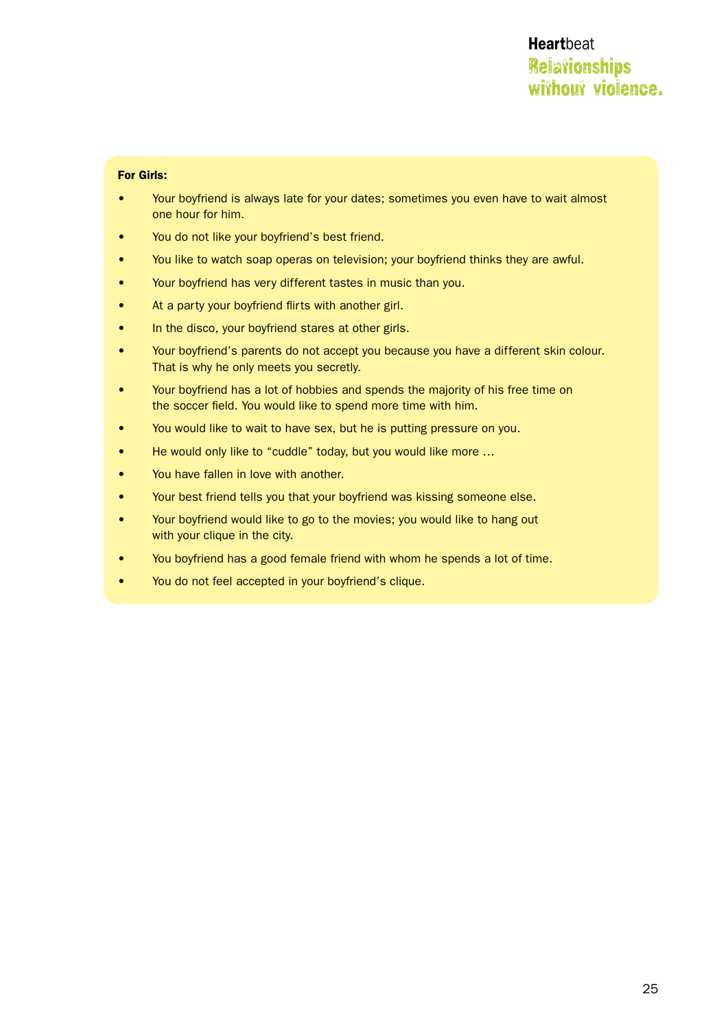**For Girls:**

- Your boyfriend is always late for your dates; sometimes you even have to wait almost one hour for him.
- You do not like your boyfriend's best friend.
- You like to watch soap operas on television; your boyfriend thinks they are awful.
- Your boyfriend has very different tastes in music than you.
- At a party your boyfriend flirts with another girl.
- In the disco, your boyfriend stares at other girls.
- Your boyfriend's parents do not accept you because you have a different skin colour. That is why he only meets you secretly.
- Your boyfriend has a lot of hobbies and spends the majority of his free time on the soccer field. You would like to spend more time with him.
- You would like to wait to have sex, but he is putting pressure on you.
- He would only like to "cuddle" today, but you would like more …
- You have fallen in love with another.
- Your best friend tells you that your boyfriend was kissing someone else.
- Your boyfriend would like to go to the movies; you would like to hang out with your clique in the city.
- You boyfriend has a good female friend with whom he spends a lot of time.
- You do not feel accepted in your boyfriend's clique.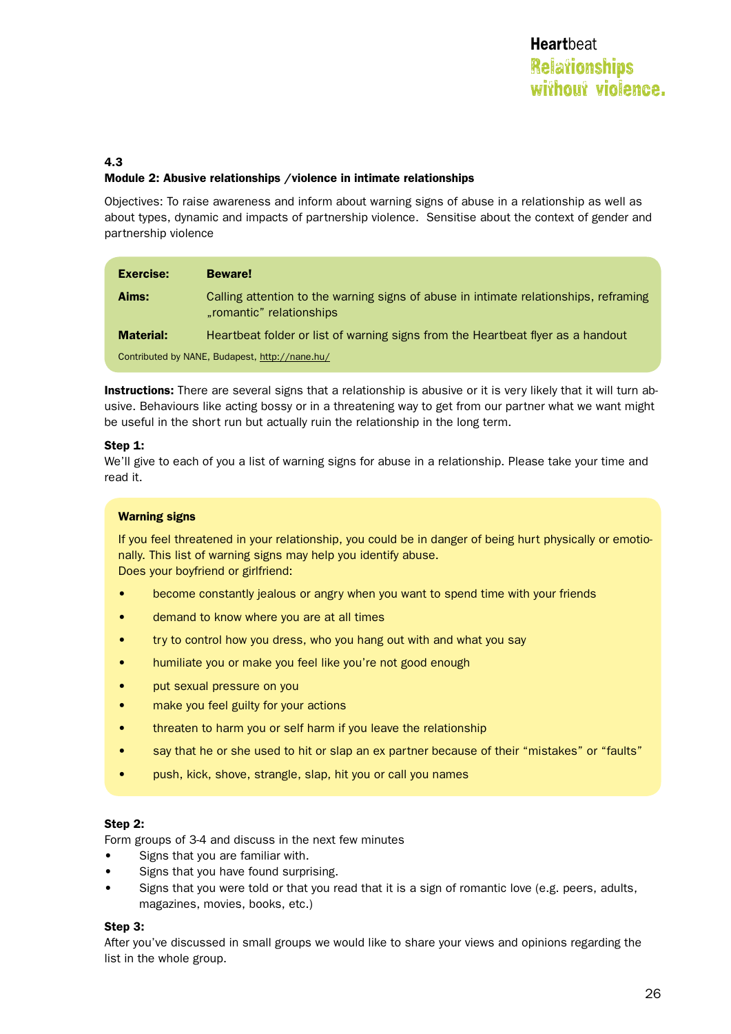### 4.3
**Module 2: Abusive relationships /violence in intimate relationships**

Objectives: To raise awareness and inform about warning signs of abuse in a relationship as well as about types, dynamic and impacts of partnership violence. Sensitise about the context of gender and partnership violence

| | |
|---|---|
| **Exercise:** | **Beware!** |
| **Aims:** | Calling attention to the warning signs of abuse in intimate relationships, reframing „romantic" relationships |
| **Material:** | Heartbeat folder or list of warning signs from the Heartbeat flyer as a handout |

Contributed by NANE, Budapest, http://nane.hu/

**Instructions:** There are several signs that a relationship is abusive or it is very likely that it will turn abusive. Behaviours like acting bossy or in a threatening way to get from our partner what we want might be useful in the short run but actually ruin the relationship in the long term.

**Step 1:**
We'll give to each of you a list of warning signs for abuse in a relationship. Please take your time and read it.

**Warning signs**

If you feel threatened in your relationship, you could be in danger of being hurt physically or emotionally. This list of warning signs may help you identify abuse.
Does your boyfriend or girlfriend:

- become constantly jealous or angry when you want to spend time with your friends
- demand to know where you are at all times
- try to control how you dress, who you hang out with and what you say
- humiliate you or make you feel like you're not good enough
- put sexual pressure on you
- make you feel guilty for your actions
- threaten to harm you or self harm if you leave the relationship
- say that he or she used to hit or slap an ex partner because of their "mistakes" or "faults"
- push, kick, shove, strangle, slap, hit you or call you names

**Step 2:**
Form groups of 3-4 and discuss in the next few minutes
- Signs that you are familiar with.
- Signs that you have found surprising.
- Signs that you were told or that you read that it is a sign of romantic love (e.g. peers, adults, magazines, movies, books, etc.)

**Step 3:**
After you've discussed in small groups we would like to share your views and opinions regarding the list in the whole group.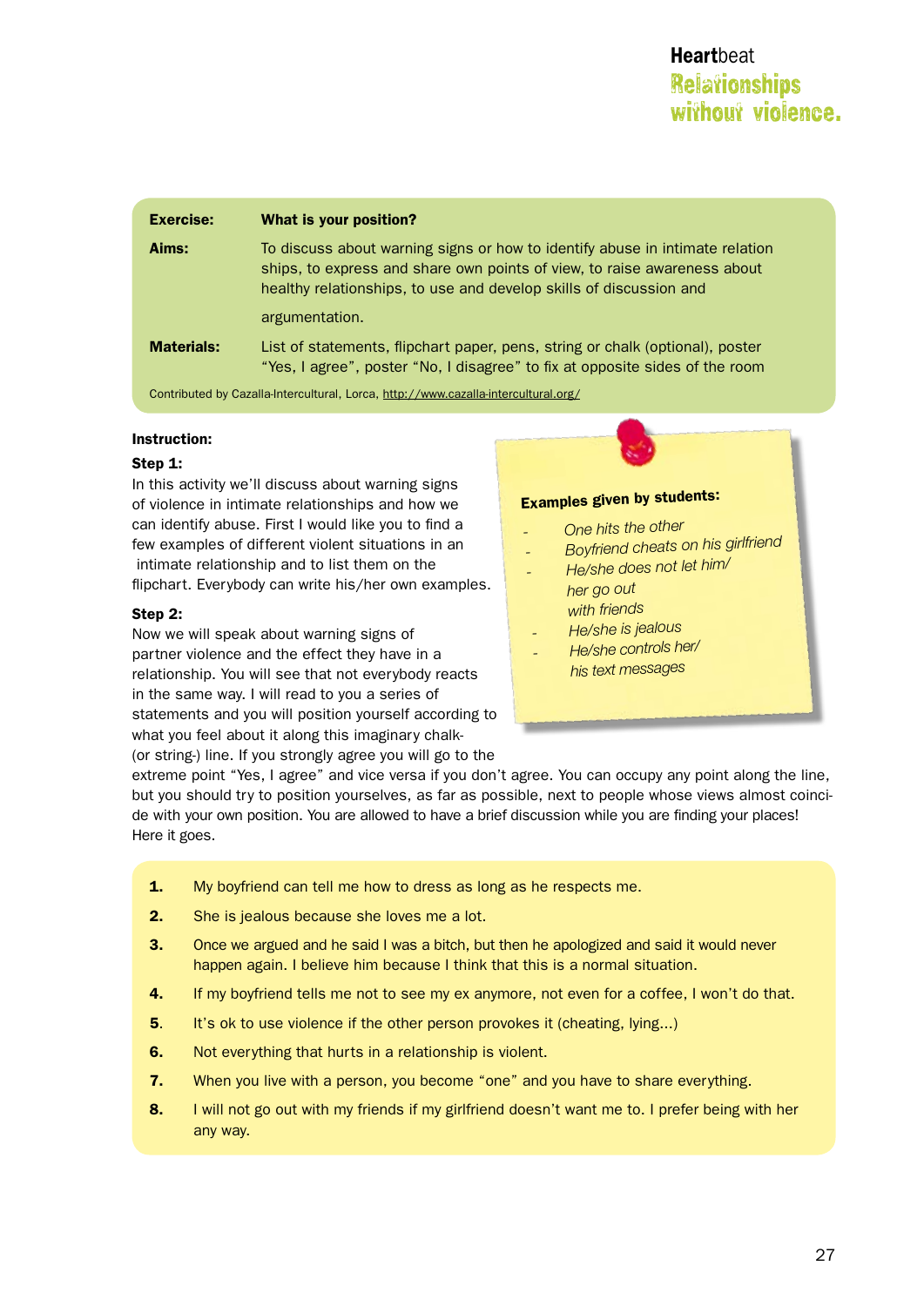| | |
|---|---|
| **Exercise:** | **What is your position?** |
| **Aims:** | To discuss about warning signs or how to identify abuse in intimate relation ships, to express and share own points of view, to raise awareness about healthy relationships, to use and develop skills of discussion and argumentation. |
| **Materials:** | List of statements, flipchart paper, pens, string or chalk (optional), poster "Yes, I agree", poster "No, I disagree" to fix at opposite sides of the room |

Contributed by Cazalla-Intercultural, Lorca, http://www.cazalla-intercultural.org/

**Instruction:**

**Step 1:**
In this activity we'll discuss about warning signs of violence in intimate relationships and how we can identify abuse. First I would like you to find a few examples of different violent situations in an intimate relationship and to list them on the flipchart. Everybody can write his/her own examples.

**Examples given by students:**

- *One hits the other*
- *Boyfriend cheats on his girlfriend*
- *He/she does not let him/her go out with friends*
- *He/she is jealous*
- *He/she controls her/his text messages*

**Step 2:**
Now we will speak about warning signs of partner violence and the effect they have in a relationship. You will see that not everybody reacts in the same way. I will read to you a series of statements and you will position yourself according to what you feel about it along this imaginary chalk- (or string-) line. If you strongly agree you will go to the extreme point "Yes, I agree" and vice versa if you don't agree. You can occupy any point along the line, but you should try to position yourselves, as far as possible, next to people whose views almost coincide with your own position. You are allowed to have a brief discussion while you are finding your places! Here it goes.

1. My boyfriend can tell me how to dress as long as he respects me.
2. She is jealous because she loves me a lot.
3. Once we argued and he said I was a bitch, but then he apologized and said it would never happen again. I believe him because I think that this is a normal situation.
4. If my boyfriend tells me not to see my ex anymore, not even for a coffee, I won't do that.
5. It's ok to use violence if the other person provokes it (cheating, lying...)
6. Not everything that hurts in a relationship is violent.
7. When you live with a person, you become "one" and you have to share everything.
8. I will not go out with my friends if my girlfriend doesn't want me to. I prefer being with her any way.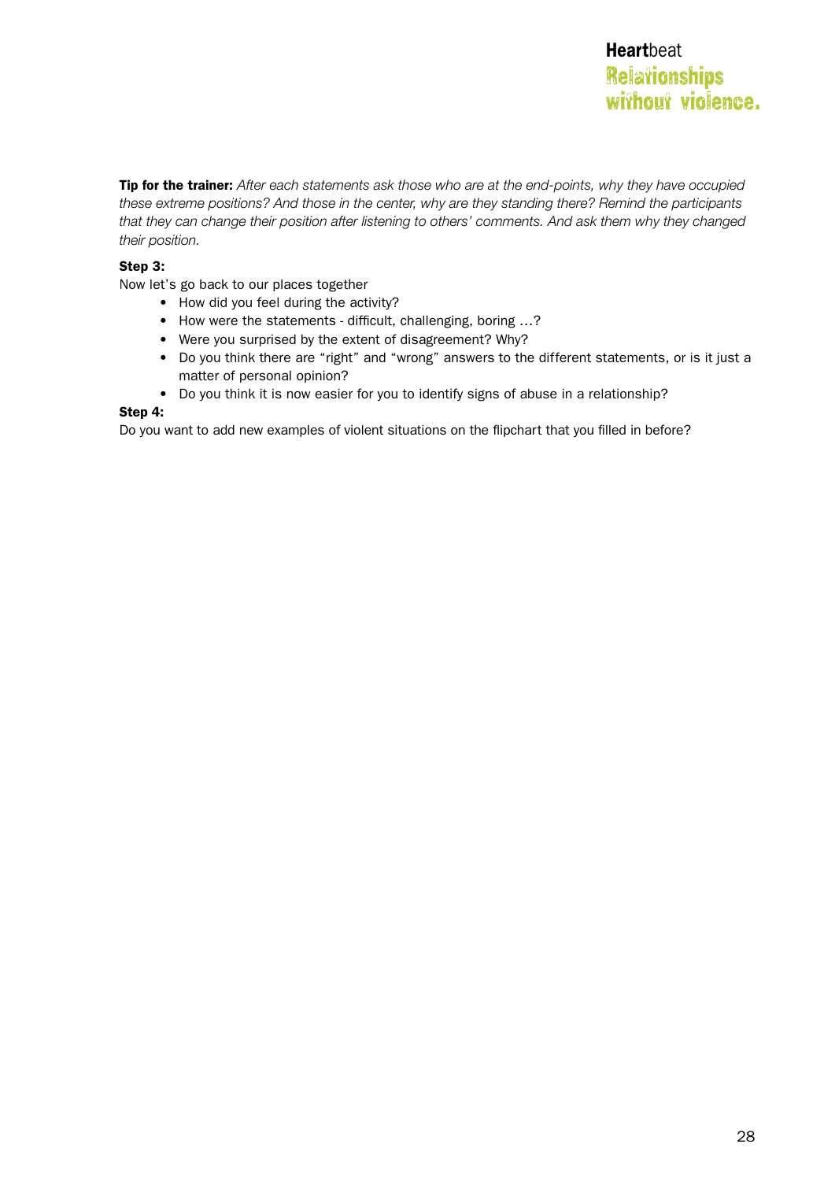**Tip for the trainer:** *After each statements ask those who are at the end-points, why they have occupied these extreme positions? And those in the center, why are they standing there? Remind the participants that they can change their position after listening to others' comments. And ask them why they changed their position.*

**Step 3:**

Now let's go back to our places together

- How did you feel during the activity?
- How were the statements - difficult, challenging, boring …?
- Were you surprised by the extent of disagreement? Why?
- Do you think there are "right" and "wrong" answers to the different statements, or is it just a matter of personal opinion?
- Do you think it is now easier for you to identify signs of abuse in a relationship?

**Step 4:**

Do you want to add new examples of violent situations on the flipchart that you filled in before?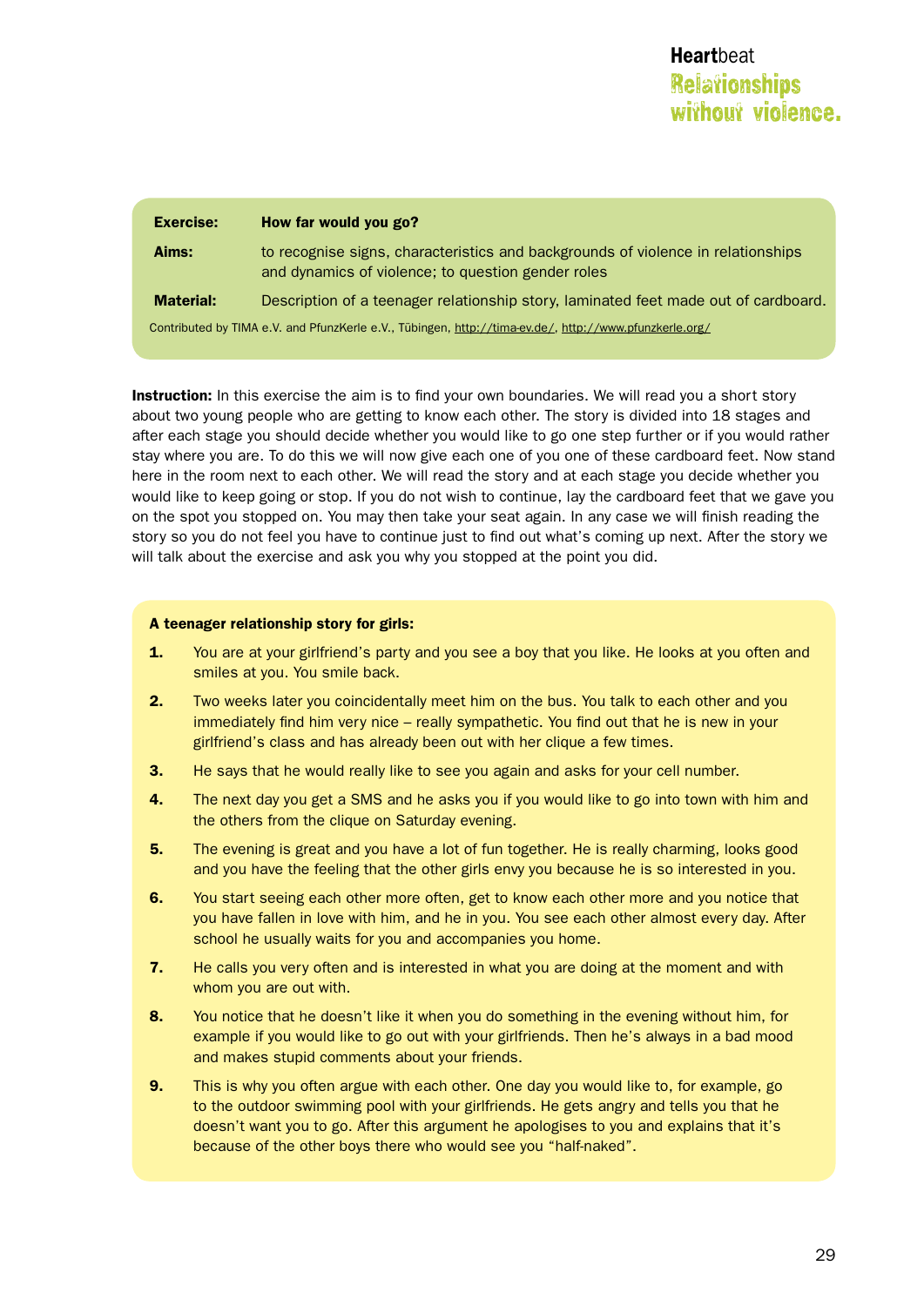| | |
|---|---|
| **Exercise:** | **How far would you go?** |
| **Aims:** | to recognise signs, characteristics and backgrounds of violence in relationships and dynamics of violence; to question gender roles |
| **Material:** | Description of a teenager relationship story, laminated feet made out of cardboard. |

Contributed by TIMA e.V. and PfunzKerle e.V., Tübingen, http://tima-ev.de/, http://www.pfunzkerle.org/

**Instruction:** In this exercise the aim is to find your own boundaries. We will read you a short story about two young people who are getting to know each other. The story is divided into 18 stages and after each stage you should decide whether you would like to go one step further or if you would rather stay where you are. To do this we will now give each one of you one of these cardboard feet. Now stand here in the room next to each other. We will read the story and at each stage you decide whether you would like to keep going or stop. If you do not wish to continue, lay the cardboard feet that we gave you on the spot you stopped on. You may then take your seat again. In any case we will finish reading the story so you do not feel you have to continue just to find out what's coming up next. After the story we will talk about the exercise and ask you why you stopped at the point you did.

**A teenager relationship story for girls:**

1. You are at your girlfriend's party and you see a boy that you like. He looks at you often and smiles at you. You smile back.
2. Two weeks later you coincidentally meet him on the bus. You talk to each other and you immediately find him very nice – really sympathetic. You find out that he is new in your girlfriend's class and has already been out with her clique a few times.
3. He says that he would really like to see you again and asks for your cell number.
4. The next day you get a SMS and he asks you if you would like to go into town with him and the others from the clique on Saturday evening.
5. The evening is great and you have a lot of fun together. He is really charming, looks good and you have the feeling that the other girls envy you because he is so interested in you.
6. You start seeing each other more often, get to know each other more and you notice that you have fallen in love with him, and he in you. You see each other almost every day. After school he usually waits for you and accompanies you home.
7. He calls you very often and is interested in what you are doing at the moment and with whom you are out with.
8. You notice that he doesn't like it when you do something in the evening without him, for example if you would like to go out with your girlfriends. Then he's always in a bad mood and makes stupid comments about your friends.
9. This is why you often argue with each other. One day you would like to, for example, go to the outdoor swimming pool with your girlfriends. He gets angry and tells you that he doesn't want you to go. After this argument he apologises to you and explains that it's because of the other boys there who would see you "half-naked".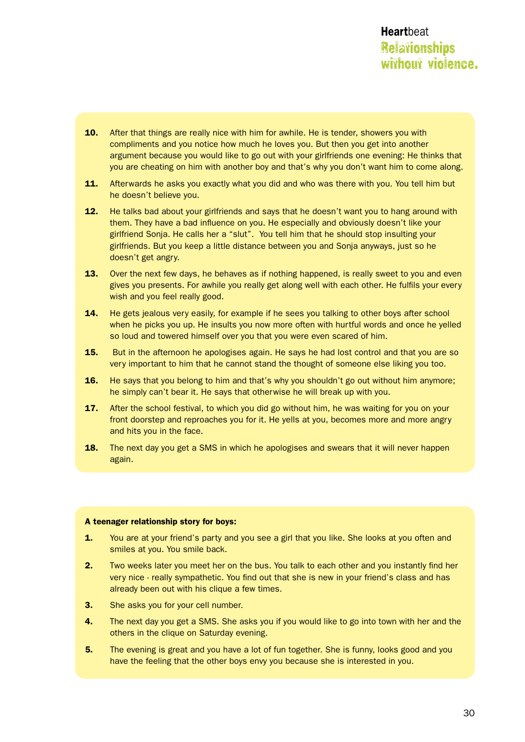10. After that things are really nice with him for awhile. He is tender, showers you with compliments and you notice how much he loves you. But then you get into another argument because you would like to go out with your girlfriends one evening: He thinks that you are cheating on him with another boy and that's why you don't want him to come along.
11. Afterwards he asks you exactly what you did and who was there with you. You tell him but he doesn't believe you.
12. He talks bad about your girlfriends and says that he doesn't want you to hang around with them. They have a bad influence on you. He especially and obviously doesn't like your girlfriend Sonja. He calls her a "slut". You tell him that he should stop insulting your girlfriends. But you keep a little distance between you and Sonja anyways, just so he doesn't get angry.
13. Over the next few days, he behaves as if nothing happened, is really sweet to you and even gives you presents. For awhile you really get along well with each other. He fulfils your every wish and you feel really good.
14. He gets jealous very easily, for example if he sees you talking to other boys after school when he picks you up. He insults you now more often with hurtful words and once he yelled so loud and towered himself over you that you were even scared of him.
15. But in the afternoon he apologises again. He says he had lost control and that you are so very important to him that he cannot stand the thought of someone else liking you too.
16. He says that you belong to him and that's why you shouldn't go out without him anymore; he simply can't bear it. He says that otherwise he will break up with you.
17. After the school festival, to which you did go without him, he was waiting for you on your front doorstep and reproaches you for it. He yells at you, becomes more and more angry and hits you in the face.
18. The next day you get a SMS in which he apologises and swears that it will never happen again.

**A teenager relationship story for boys:**

1. You are at your friend's party and you see a girl that you like. She looks at you often and smiles at you. You smile back.
2. Two weeks later you meet her on the bus. You talk to each other and you instantly find her very nice - really sympathetic. You find out that she is new in your friend's class and has already been out with his clique a few times.
3. She asks you for your cell number.
4. The next day you get a SMS. She asks you if you would like to go into town with her and the others in the clique on Saturday evening.
5. The evening is great and you have a lot of fun together. She is funny, looks good and you have the feeling that the other boys envy you because she is interested in you.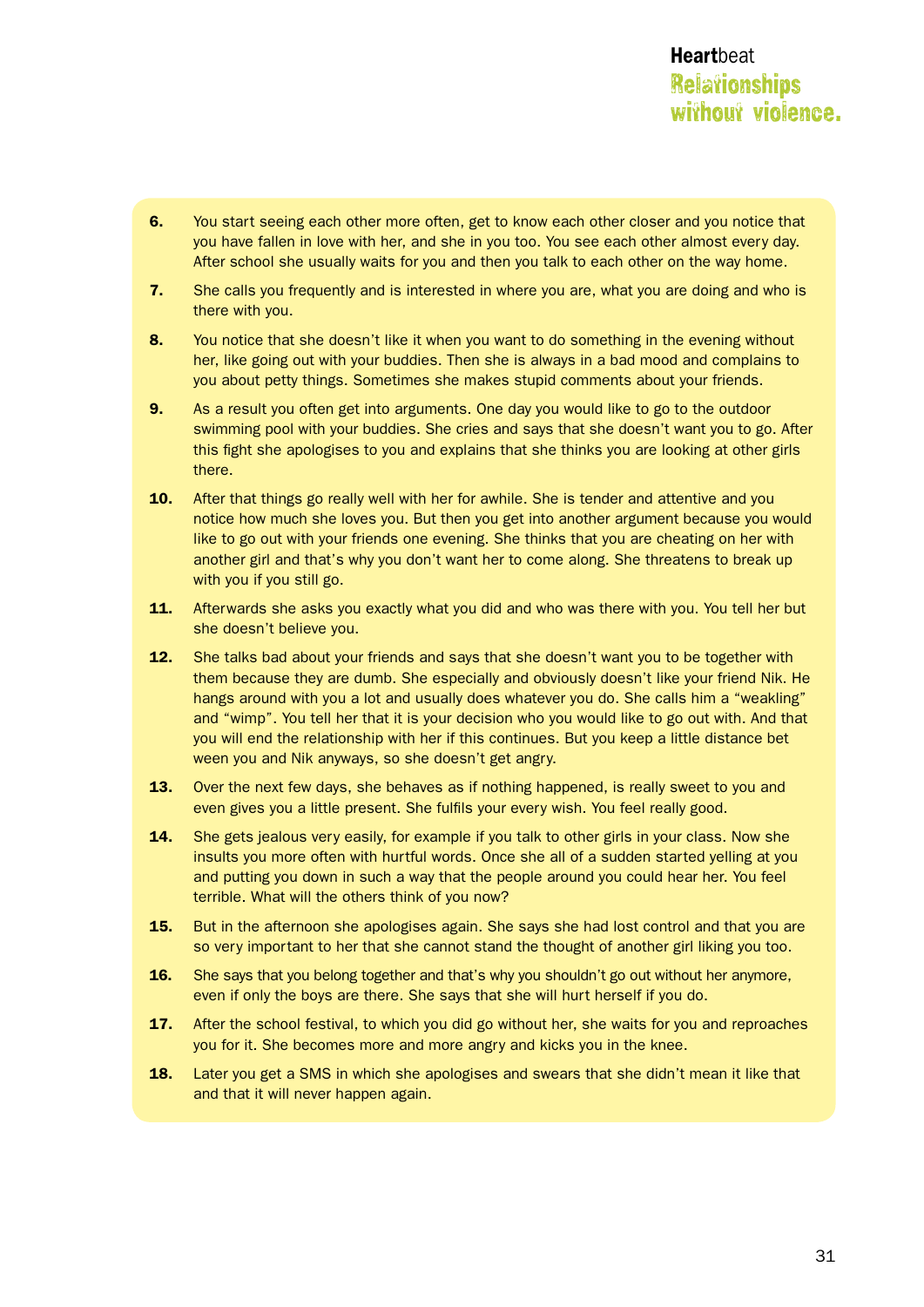6. You start seeing each other more often, get to know each other closer and you notice that you have fallen in love with her, and she in you too. You see each other almost every day. After school she usually waits for you and then you talk to each other on the way home.
7. She calls you frequently and is interested in where you are, what you are doing and who is there with you.
8. You notice that she doesn't like it when you want to do something in the evening without her, like going out with your buddies. Then she is always in a bad mood and complains to you about petty things. Sometimes she makes stupid comments about your friends.
9. As a result you often get into arguments. One day you would like to go to the outdoor swimming pool with your buddies. She cries and says that she doesn't want you to go. After this fight she apologises to you and explains that she thinks you are looking at other girls there.
10. After that things go really well with her for awhile. She is tender and attentive and you notice how much she loves you. But then you get into another argument because you would like to go out with your friends one evening. She thinks that you are cheating on her with another girl and that's why you don't want her to come along. She threatens to break up with you if you still go.
11. Afterwards she asks you exactly what you did and who was there with you. You tell her but she doesn't believe you.
12. She talks bad about your friends and says that she doesn't want you to be together with them because they are dumb. She especially and obviously doesn't like your friend Nik. He hangs around with you a lot and usually does whatever you do. She calls him a "weakling" and "wimp". You tell her that it is your decision who you would like to go out with. And that you will end the relationship with her if this continues. But you keep a little distance between you and Nik anyways, so she doesn't get angry.
13. Over the next few days, she behaves as if nothing happened, is really sweet to you and even gives you a little present. She fulfils your every wish. You feel really good.
14. She gets jealous very easily, for example if you talk to other girls in your class. Now she insults you more often with hurtful words. Once she all of a sudden started yelling at you and putting you down in such a way that the people around you could hear her. You feel terrible. What will the others think of you now?
15. But in the afternoon she apologises again. She says she had lost control and that you are so very important to her that she cannot stand the thought of another girl liking you too.
16. She says that you belong together and that's why you shouldn't go out without her anymore, even if only the boys are there. She says that she will hurt herself if you do.
17. After the school festival, to which you did go without her, she waits for you and reproaches you for it. She becomes more and more angry and kicks you in the knee.
18. Later you get a SMS in which she apologises and swears that she didn't mean it like that and that it will never happen again.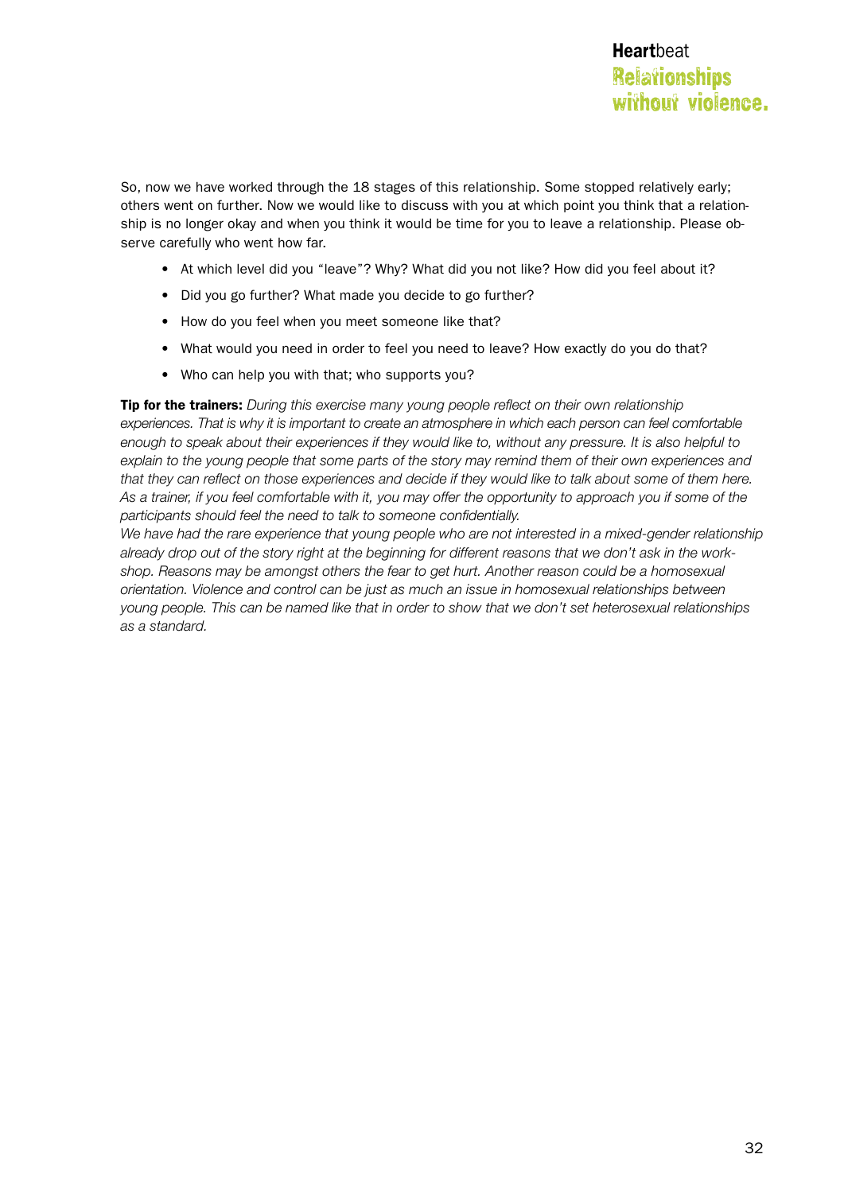So, now we have worked through the 18 stages of this relationship. Some stopped relatively early; others went on further. Now we would like to discuss with you at which point you think that a relationship is no longer okay and when you think it would be time for you to leave a relationship. Please observe carefully who went how far.

- At which level did you "leave"? Why? What did you not like? How did you feel about it?
- Did you go further? What made you decide to go further?
- How do you feel when you meet someone like that?
- What would you need in order to feel you need to leave? How exactly do you do that?
- Who can help you with that; who supports you?

**Tip for the trainers:** *During this exercise many young people reflect on their own relationship experiences. That is why it is important to create an atmosphere in which each person can feel comfortable enough to speak about their experiences if they would like to, without any pressure. It is also helpful to explain to the young people that some parts of the story may remind them of their own experiences and that they can reflect on those experiences and decide if they would like to talk about some of them here. As a trainer, if you feel comfortable with it, you may offer the opportunity to approach you if some of the participants should feel the need to talk to someone confidentially.*

*We have had the rare experience that young people who are not interested in a mixed-gender relationship already drop out of the story right at the beginning for different reasons that we don't ask in the workshop. Reasons may be amongst others the fear to get hurt. Another reason could be a homosexual orientation. Violence and control can be just as much an issue in homosexual relationships between young people. This can be named like that in order to show that we don't set heterosexual relationships as a standard.*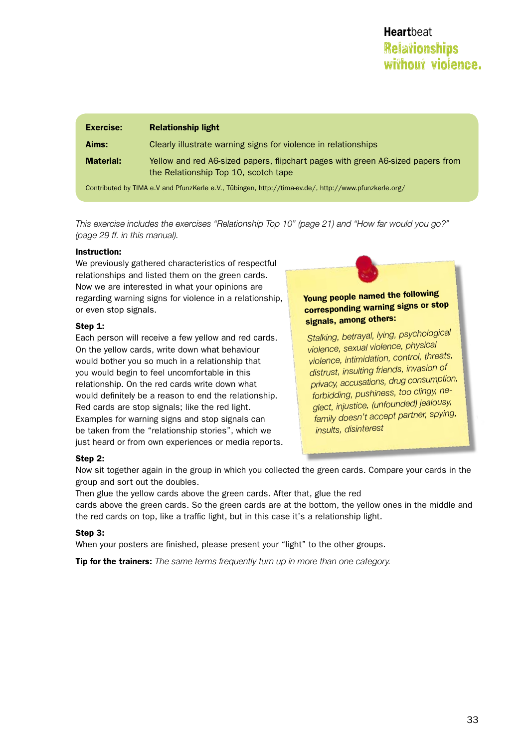| Exercise: | Relationship light |
|---|---|
| Aims: | Clearly illustrate warning signs for violence in relationships |
| Material: | Yellow and red A6-sized papers, flipchart pages with green A6-sized papers from the Relationship Top 10, scotch tape |

Contributed by TIMA e.V and PfunzKerle e.V., Tübingen, http://tima-ev.de/, http://www.pfunzkerle.org/

*This exercise includes the exercises "Relationship Top 10" (page 21) and "How far would you go?" (page 29 ff. in this manual).*

**Instruction:**
We previously gathered characteristics of respectful relationships and listed them on the green cards. Now we are interested in what your opinions are regarding warning signs for violence in a relationship, or even stop signals.

**Step 1:**
Each person will receive a few yellow and red cards. On the yellow cards, write down what behaviour would bother you so much in a relationship that you would begin to feel uncomfortable in this relationship. On the red cards write down what would definitely be a reason to end the relationship. Red cards are stop signals; like the red light. Examples for warning signs and stop signals can be taken from the "relationship stories", which we just heard or from own experiences or media reports.

**Young people named the following corresponding warning signs or stop signals, among others:**

*Stalking, betrayal, lying, psychological violence, sexual violence, physical violence, intimidation, control, threats, distrust, insulting friends, invasion of privacy, accusations, drug consumption, forbidding, pushiness, too clingy, neglect, injustice, (unfounded) jealousy, family doesn't accept partner, spying, insults, disinterest*

**Step 2:**
Now sit together again in the group in which you collected the green cards. Compare your cards in the group and sort out the doubles.
Then glue the yellow cards above the green cards. After that, glue the red cards above the green cards. So the green cards are at the bottom, the yellow ones in the middle and the red cards on top, like a traffic light, but in this case it's a relationship light.

**Step 3:**
When your posters are finished, please present your "light" to the other groups.

**Tip for the trainers:** *The same terms frequently turn up in more than one category.*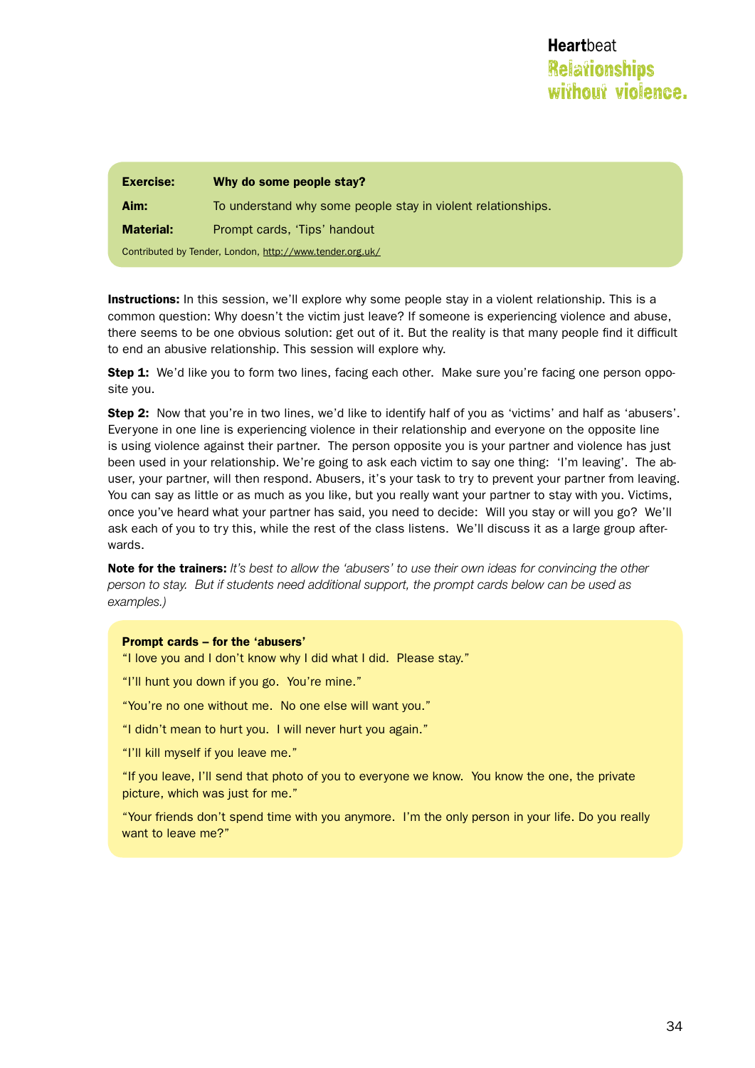| **Exercise:** | **Why do some people stay?** |
|---|---|
| **Aim:** | To understand why some people stay in violent relationships. |
| **Material:** | Prompt cards, 'Tips' handout |

Contributed by Tender, London, http://www.tender.org.uk/

**Instructions:** In this session, we'll explore why some people stay in a violent relationship. This is a common question: Why doesn't the victim just leave? If someone is experiencing violence and abuse, there seems to be one obvious solution: get out of it. But the reality is that many people find it difficult to end an abusive relationship. This session will explore why.

**Step 1:** We'd like you to form two lines, facing each other. Make sure you're facing one person opposite you.

**Step 2:** Now that you're in two lines, we'd like to identify half of you as 'victims' and half as 'abusers'. Everyone in one line is experiencing violence in their relationship and everyone on the opposite line is using violence against their partner. The person opposite you is your partner and violence has just been used in your relationship. We're going to ask each victim to say one thing: 'I'm leaving'. The abuser, your partner, will then respond. Abusers, it's your task to try to prevent your partner from leaving. You can say as little or as much as you like, but you really want your partner to stay with you. Victims, once you've heard what your partner has said, you need to decide: Will you stay or will you go? We'll ask each of you to try this, while the rest of the class listens. We'll discuss it as a large group afterwards.

**Note for the trainers:** *It's best to allow the 'abusers' to use their own ideas for convincing the other person to stay. But if students need additional support, the prompt cards below can be used as examples.)*

**Prompt cards – for the 'abusers'**

"I love you and I don't know why I did what I did. Please stay."

"I'll hunt you down if you go. You're mine."

"You're no one without me. No one else will want you."

"I didn't mean to hurt you. I will never hurt you again."

"I'll kill myself if you leave me."

"If you leave, I'll send that photo of you to everyone we know. You know the one, the private picture, which was just for me."

"Your friends don't spend time with you anymore. I'm the only person in your life. Do you really want to leave me?"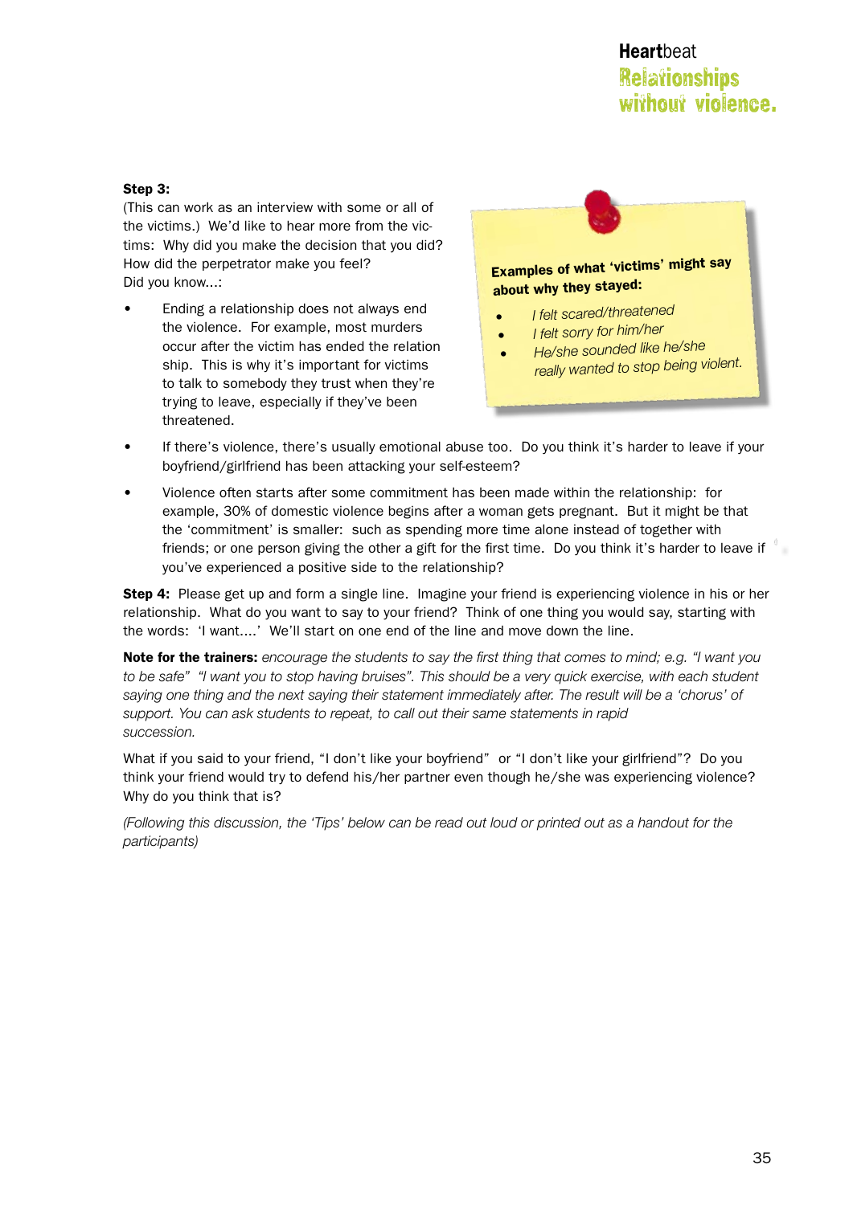**Step 3:**
(This can work as an interview with some or all of the victims.) We'd like to hear more from the victims: Why did you make the decision that you did? How did the perpetrator make you feel?
Did you know...:

- Ending a relationship does not always end the violence. For example, most murders occur after the victim has ended the relationship. This is why it's important for victims to talk to somebody they trust when they're trying to leave, especially if they've been threatened.

**Examples of what 'victims' might say about why they stayed:**

- *I felt scared/threatened*
- *I felt sorry for him/her*
- *He/she sounded like he/she really wanted to stop being violent.*

- If there's violence, there's usually emotional abuse too. Do you think it's harder to leave if your boyfriend/girlfriend has been attacking your self-esteem?
- Violence often starts after some commitment has been made within the relationship: for example, 30% of domestic violence begins after a woman gets pregnant. But it might be that the 'commitment' is smaller: such as spending more time alone instead of together with friends; or one person giving the other a gift for the first time. Do you think it's harder to leave if you've experienced a positive side to the relationship?

**Step 4:** Please get up and form a single line. Imagine your friend is experiencing violence in his or her relationship. What do you want to say to your friend? Think of one thing you would say, starting with the words: 'I want....' We'll start on one end of the line and move down the line.

**Note for the trainers:** *encourage the students to say the first thing that comes to mind; e.g. "I want you to be safe" "I want you to stop having bruises". This should be a very quick exercise, with each student saying one thing and the next saying their statement immediately after. The result will be a 'chorus' of support. You can ask students to repeat, to call out their same statements in rapid succession.*

What if you said to your friend, "I don't like your boyfriend" or "I don't like your girlfriend"? Do you think your friend would try to defend his/her partner even though he/she was experiencing violence? Why do you think that is?

*(Following this discussion, the 'Tips' below can be read out loud or printed out as a handout for the participants)*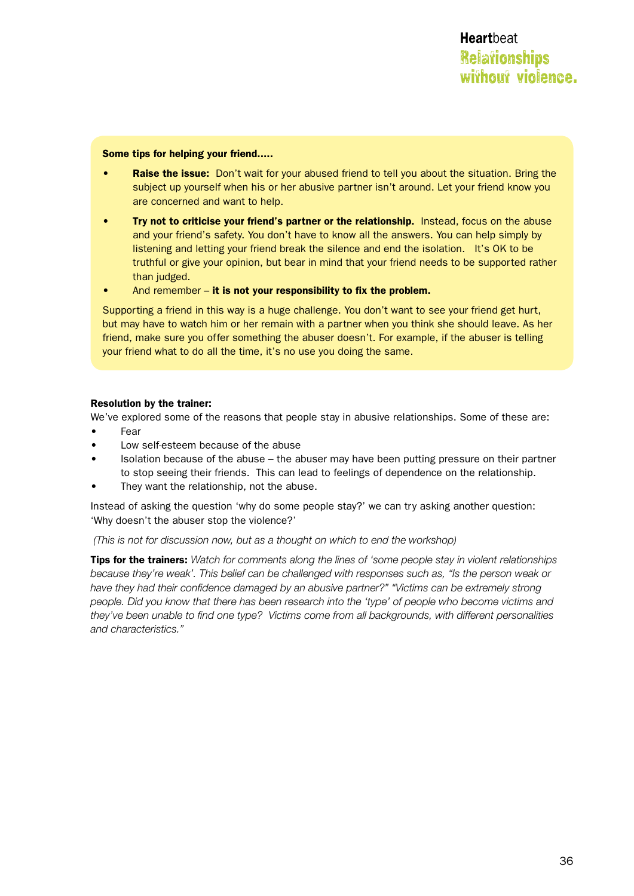**Some tips for helping your friend.....**

- **Raise the issue:** Don't wait for your abused friend to tell you about the situation. Bring the subject up yourself when his or her abusive partner isn't around. Let your friend know you are concerned and want to help.
- **Try not to criticise your friend's partner or the relationship.** Instead, focus on the abuse and your friend's safety. You don't have to know all the answers. You can help simply by listening and letting your friend break the silence and end the isolation. It's OK to be truthful or give your opinion, but bear in mind that your friend needs to be supported rather than judged.
- And remember – **it is not your responsibility to fix the problem.**

Supporting a friend in this way is a huge challenge. You don't want to see your friend get hurt, but may have to watch him or her remain with a partner when you think she should leave. As her friend, make sure you offer something the abuser doesn't. For example, if the abuser is telling your friend what to do all the time, it's no use you doing the same.

**Resolution by the trainer:**

We've explored some of the reasons that people stay in abusive relationships. Some of these are:

- Fear
- Low self-esteem because of the abuse
- Isolation because of the abuse – the abuser may have been putting pressure on their partner to stop seeing their friends. This can lead to feelings of dependence on the relationship.
- They want the relationship, not the abuse.

Instead of asking the question 'why do some people stay?' we can try asking another question: 'Why doesn't the abuser stop the violence?'

*(This is not for discussion now, but as a thought on which to end the workshop)*

**Tips for the trainers:** *Watch for comments along the lines of 'some people stay in violent relationships because they're weak'. This belief can be challenged with responses such as, "Is the person weak or have they had their confidence damaged by an abusive partner?" "Victims can be extremely strong people. Did you know that there has been research into the 'type' of people who become victims and they've been unable to find one type? Victims come from all backgrounds, with different personalities and characteristics."*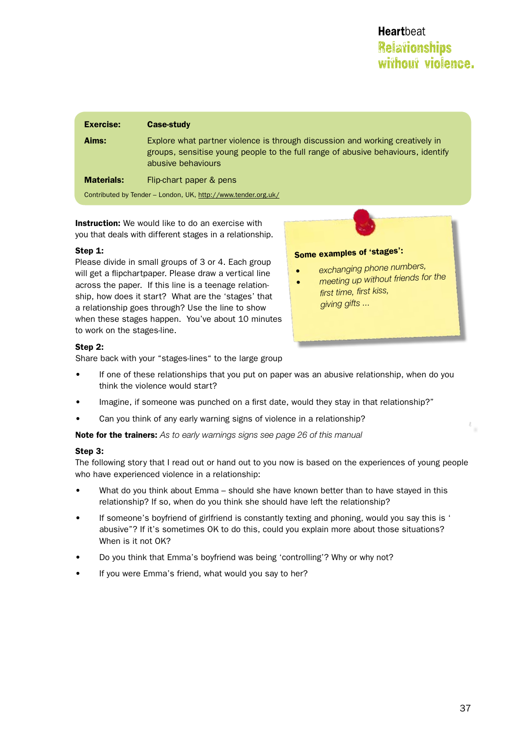| | |
|---|---|
| **Exercise:** | **Case-study** |
| **Aims:** | Explore what partner violence is through discussion and working creatively in groups, sensitise young people to the full range of abusive behaviours, identify abusive behaviours |
| **Materials:** | Flip-chart paper & pens |

Contributed by Tender – London, UK, http://www.tender.org.uk/

**Instruction:** We would like to do an exercise with you that deals with different stages in a relationship.

**Step 1:**
Please divide in small groups of 3 or 4. Each group will get a flipchartpaper. Please draw a vertical line across the paper. If this line is a teenage relationship, how does it start? What are the 'stages' that a relationship goes through? Use the line to show when these stages happen. You've about 10 minutes to work on the stages-line.

**Some examples of 'stages':**

- *exchanging phone numbers,*
- *meeting up without friends for the first time, first kiss, giving gifts ...*

**Step 2:**
Share back with your "stages-lines" to the large group

- If one of these relationships that you put on paper was an abusive relationship, when do you think the violence would start?
- Imagine, if someone was punched on a first date, would they stay in that relationship?"
- Can you think of any early warning signs of violence in a relationship?

**Note for the trainers:** *As to early warnings signs see page 26 of this manual*

**Step 3:**
The following story that I read out or hand out to you now is based on the experiences of young people who have experienced violence in a relationship:

- What do you think about Emma – should she have known better than to have stayed in this relationship? If so, when do you think she should have left the relationship?
- If someone's boyfriend of girlfriend is constantly texting and phoning, would you say this is ' abusive"? If it's sometimes OK to do this, could you explain more about those situations? When is it not OK?
- Do you think that Emma's boyfriend was being 'controlling'? Why or why not?
- If you were Emma's friend, what would you say to her?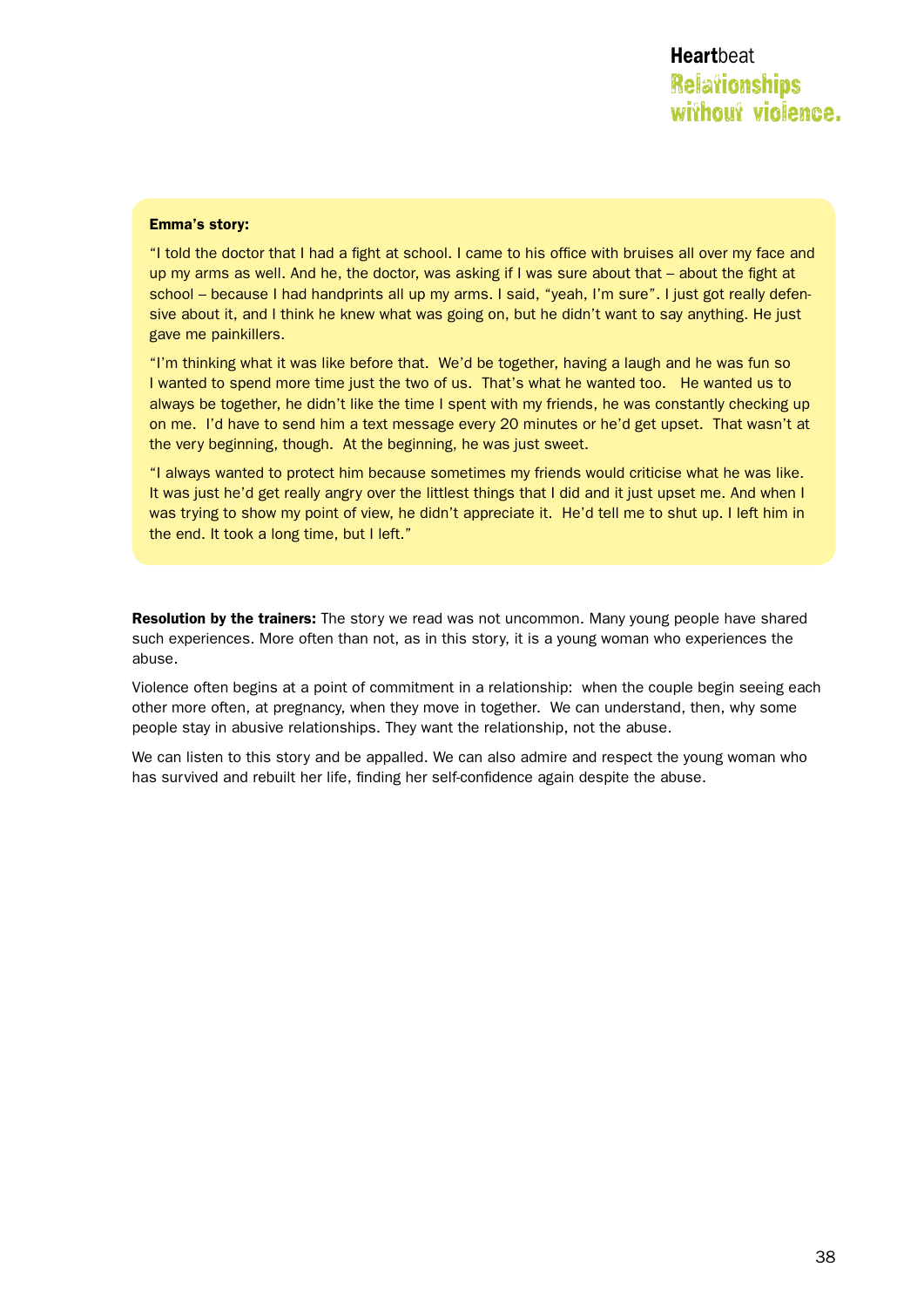**Emma's story:**

"I told the doctor that I had a fight at school. I came to his office with bruises all over my face and up my arms as well. And he, the doctor, was asking if I was sure about that – about the fight at school – because I had handprints all up my arms. I said, "yeah, I'm sure". I just got really defensive about it, and I think he knew what was going on, but he didn't want to say anything. He just gave me painkillers.

"I'm thinking what it was like before that. We'd be together, having a laugh and he was fun so I wanted to spend more time just the two of us. That's what he wanted too. He wanted us to always be together, he didn't like the time I spent with my friends, he was constantly checking up on me. I'd have to send him a text message every 20 minutes or he'd get upset. That wasn't at the very beginning, though. At the beginning, he was just sweet.

"I always wanted to protect him because sometimes my friends would criticise what he was like. It was just he'd get really angry over the littlest things that I did and it just upset me. And when I was trying to show my point of view, he didn't appreciate it. He'd tell me to shut up. I left him in the end. It took a long time, but I left."

**Resolution by the trainers:** The story we read was not uncommon. Many young people have shared such experiences. More often than not, as in this story, it is a young woman who experiences the abuse.

Violence often begins at a point of commitment in a relationship: when the couple begin seeing each other more often, at pregnancy, when they move in together. We can understand, then, why some people stay in abusive relationships. They want the relationship, not the abuse.

We can listen to this story and be appalled. We can also admire and respect the young woman who has survived and rebuilt her life, finding her self-confidence again despite the abuse.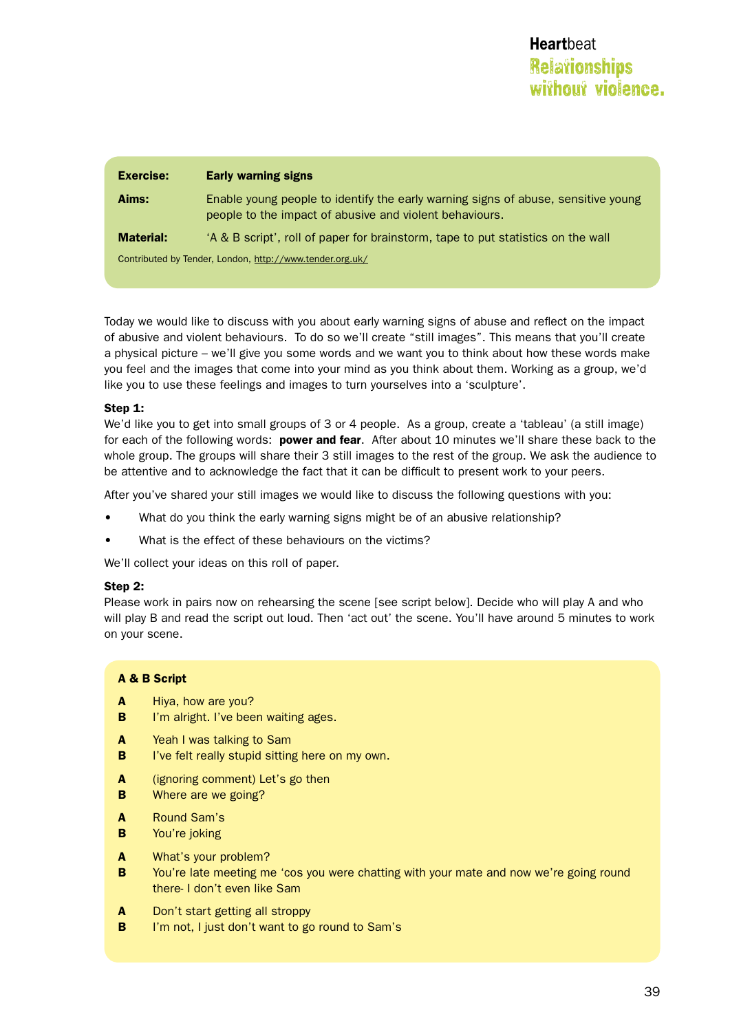| | |
|---|---|
| **Exercise:** | **Early warning signs** |
| **Aims:** | Enable young people to identify the early warning signs of abuse, sensitive young people to the impact of abusive and violent behaviours. |
| **Material:** | 'A & B script', roll of paper for brainstorm, tape to put statistics on the wall |

Contributed by Tender, London, http://www.tender.org.uk/

Today we would like to discuss with you about early warning signs of abuse and reflect on the impact of abusive and violent behaviours. To do so we'll create "still images". This means that you'll create a physical picture – we'll give you some words and we want you to think about how these words make you feel and the images that come into your mind as you think about them. Working as a group, we'd like you to use these feelings and images to turn yourselves into a 'sculpture'.

**Step 1:**
We'd like you to get into small groups of 3 or 4 people. As a group, create a 'tableau' (a still image) for each of the following words: **power and fear**. After about 10 minutes we'll share these back to the whole group. The groups will share their 3 still images to the rest of the group. We ask the audience to be attentive and to acknowledge the fact that it can be difficult to present work to your peers.

After you've shared your still images we would like to discuss the following questions with you:

- What do you think the early warning signs might be of an abusive relationship?
- What is the effect of these behaviours on the victims?

We'll collect your ideas on this roll of paper.

**Step 2:**
Please work in pairs now on rehearsing the scene [see script below]. Decide who will play A and who will play B and read the script out loud. Then 'act out' the scene. You'll have around 5 minutes to work on your scene.

**A & B Script**

**A** Hiya, how are you?
**B** I'm alright. I've been waiting ages.

**A** Yeah I was talking to Sam
**B** I've felt really stupid sitting here on my own.

**A** (ignoring comment) Let's go then
**B** Where are we going?

**A** Round Sam's
**B** You're joking

**A** What's your problem?
**B** You're late meeting me 'cos you were chatting with your mate and now we're going round there- I don't even like Sam

**A** Don't start getting all stroppy
**B** I'm not, I just don't want to go round to Sam's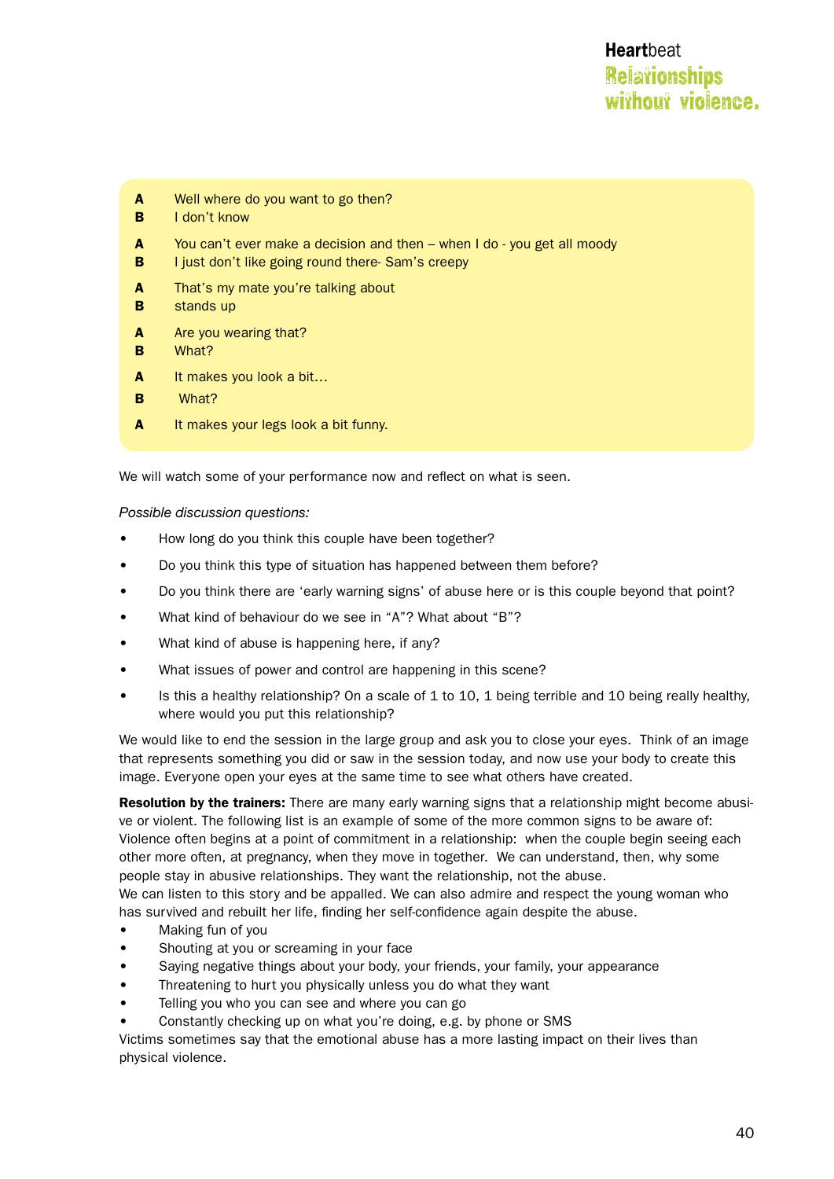**A** Well where do you want to go then?
**B** I don't know

**A** You can't ever make a decision and then – when I do - you get all moody
**B** I just don't like going round there- Sam's creepy

**A** That's my mate you're talking about
**B** stands up

**A** Are you wearing that?
**B** What?

**A** It makes you look a bit…
**B** What?

**A** It makes your legs look a bit funny.

We will watch some of your performance now and reflect on what is seen.

*Possible discussion questions:*

- How long do you think this couple have been together?
- Do you think this type of situation has happened between them before?
- Do you think there are 'early warning signs' of abuse here or is this couple beyond that point?
- What kind of behaviour do we see in "A"? What about "B"?
- What kind of abuse is happening here, if any?
- What issues of power and control are happening in this scene?
- Is this a healthy relationship? On a scale of 1 to 10, 1 being terrible and 10 being really healthy, where would you put this relationship?

We would like to end the session in the large group and ask you to close your eyes. Think of an image that represents something you did or saw in the session today, and now use your body to create this image. Everyone open your eyes at the same time to see what others have created.

**Resolution by the trainers:** There are many early warning signs that a relationship might become abusive or violent. The following list is an example of some of the more common signs to be aware of: Violence often begins at a point of commitment in a relationship: when the couple begin seeing each other more often, at pregnancy, when they move in together. We can understand, then, why some people stay in abusive relationships. They want the relationship, not the abuse.
We can listen to this story and be appalled. We can also admire and respect the young woman who has survived and rebuilt her life, finding her self-confidence again despite the abuse.

- Making fun of you
- Shouting at you or screaming in your face
- Saying negative things about your body, your friends, your family, your appearance
- Threatening to hurt you physically unless you do what they want
- Telling you who you can see and where you can go
- Constantly checking up on what you're doing, e.g. by phone or SMS

Victims sometimes say that the emotional abuse has a more lasting impact on their lives than physical violence.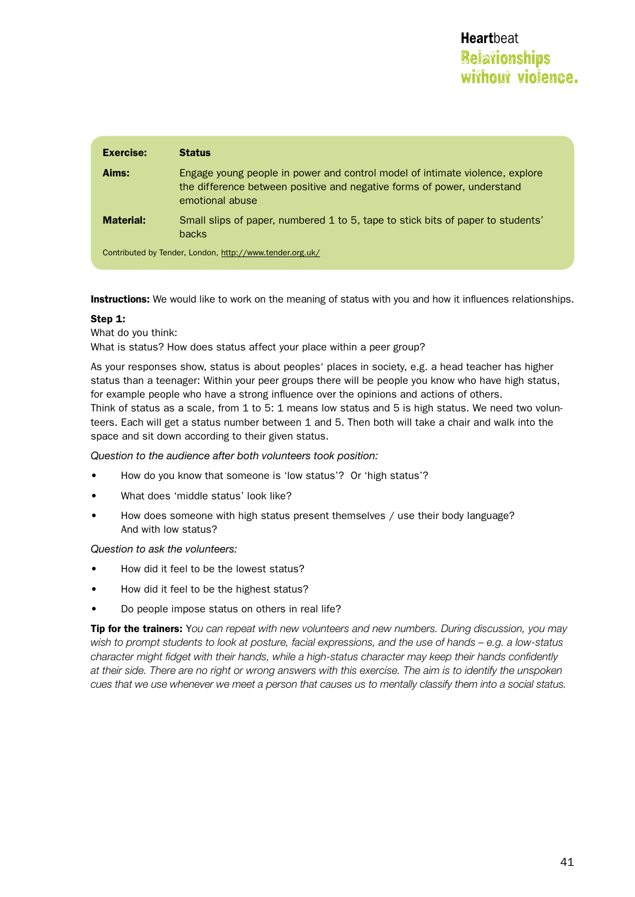| **Exercise:** | **Status** |
|---|---|
| **Aims:** | Engage young people in power and control model of intimate violence, explore the difference between positive and negative forms of power, understand emotional abuse |
| **Material:** | Small slips of paper, numbered 1 to 5, tape to stick bits of paper to students' backs |

Contributed by Tender, London, http://www.tender.org.uk/

**Instructions:** We would like to work on the meaning of status with you and how it influences relationships.

**Step 1:**
What do you think:
What is status? How does status affect your place within a peer group?

As your responses show, status is about peoples' places in society, e.g. a head teacher has higher status than a teenager: Within your peer groups there will be people you know who have high status, for example people who have a strong influence over the opinions and actions of others.
Think of status as a scale, from 1 to 5: 1 means low status and 5 is high status. We need two volunteers. Each will get a status number between 1 and 5. Then both will take a chair and walk into the space and sit down according to their given status.

*Question to the audience after both volunteers took position:*

- How do you know that someone is 'low status'? Or 'high status'?
- What does 'middle status' look like?
- How does someone with high status present themselves / use their body language? And with low status?

*Question to ask the volunteers:*

- How did it feel to be the lowest status?
- How did it feel to be the highest status?
- Do people impose status on others in real life?

**Tip for the trainers:** *You can repeat with new volunteers and new numbers. During discussion, you may wish to prompt students to look at posture, facial expressions, and the use of hands – e.g. a low-status character might fidget with their hands, while a high-status character may keep their hands confidently at their side. There are no right or wrong answers with this exercise. The aim is to identify the unspoken cues that we use whenever we meet a person that causes us to mentally classify them into a social status.*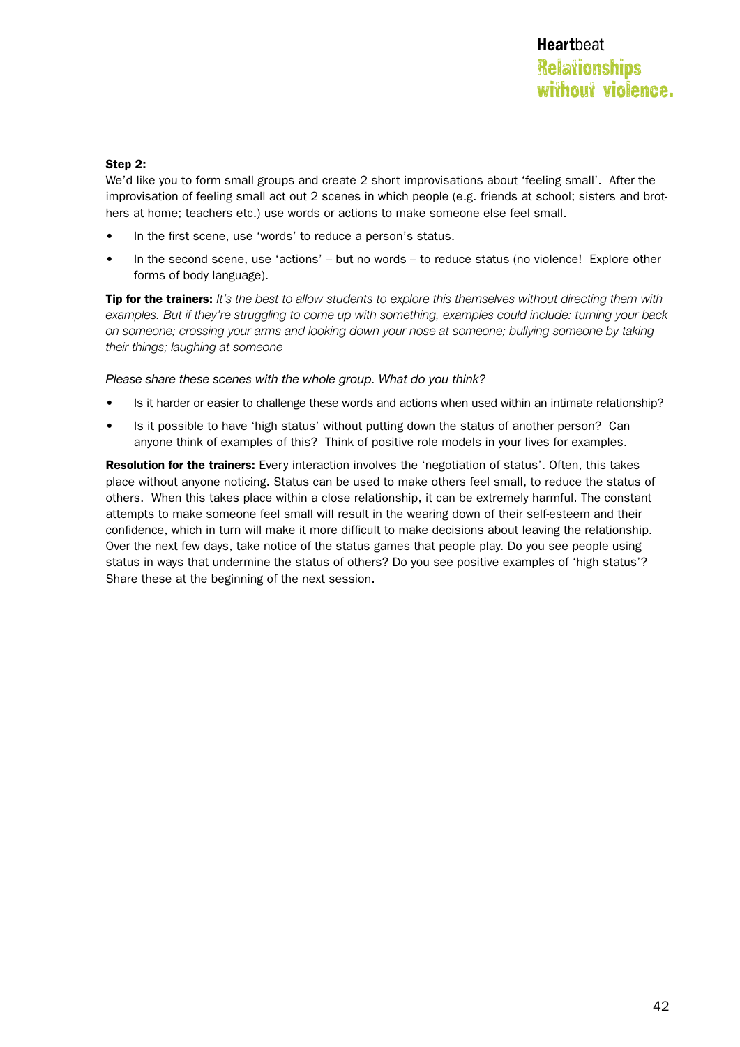**Step 2:**

We'd like you to form small groups and create 2 short improvisations about 'feeling small'. After the improvisation of feeling small act out 2 scenes in which people (e.g. friends at school; sisters and brothers at home; teachers etc.) use words or actions to make someone else feel small.

- In the first scene, use 'words' to reduce a person's status.
- In the second scene, use 'actions' – but no words – to reduce status (no violence! Explore other forms of body language).

**Tip for the trainers:** *It's the best to allow students to explore this themselves without directing them with examples. But if they're struggling to come up with something, examples could include: turning your back on someone; crossing your arms and looking down your nose at someone; bullying someone by taking their things; laughing at someone*

*Please share these scenes with the whole group. What do you think?*

- Is it harder or easier to challenge these words and actions when used within an intimate relationship?
- Is it possible to have 'high status' without putting down the status of another person? Can anyone think of examples of this? Think of positive role models in your lives for examples.

**Resolution for the trainers:** Every interaction involves the 'negotiation of status'. Often, this takes place without anyone noticing. Status can be used to make others feel small, to reduce the status of others. When this takes place within a close relationship, it can be extremely harmful. The constant attempts to make someone feel small will result in the wearing down of their self-esteem and their confidence, which in turn will make it more difficult to make decisions about leaving the relationship. Over the next few days, take notice of the status games that people play. Do you see people using status in ways that undermine the status of others? Do you see positive examples of 'high status'? Share these at the beginning of the next session.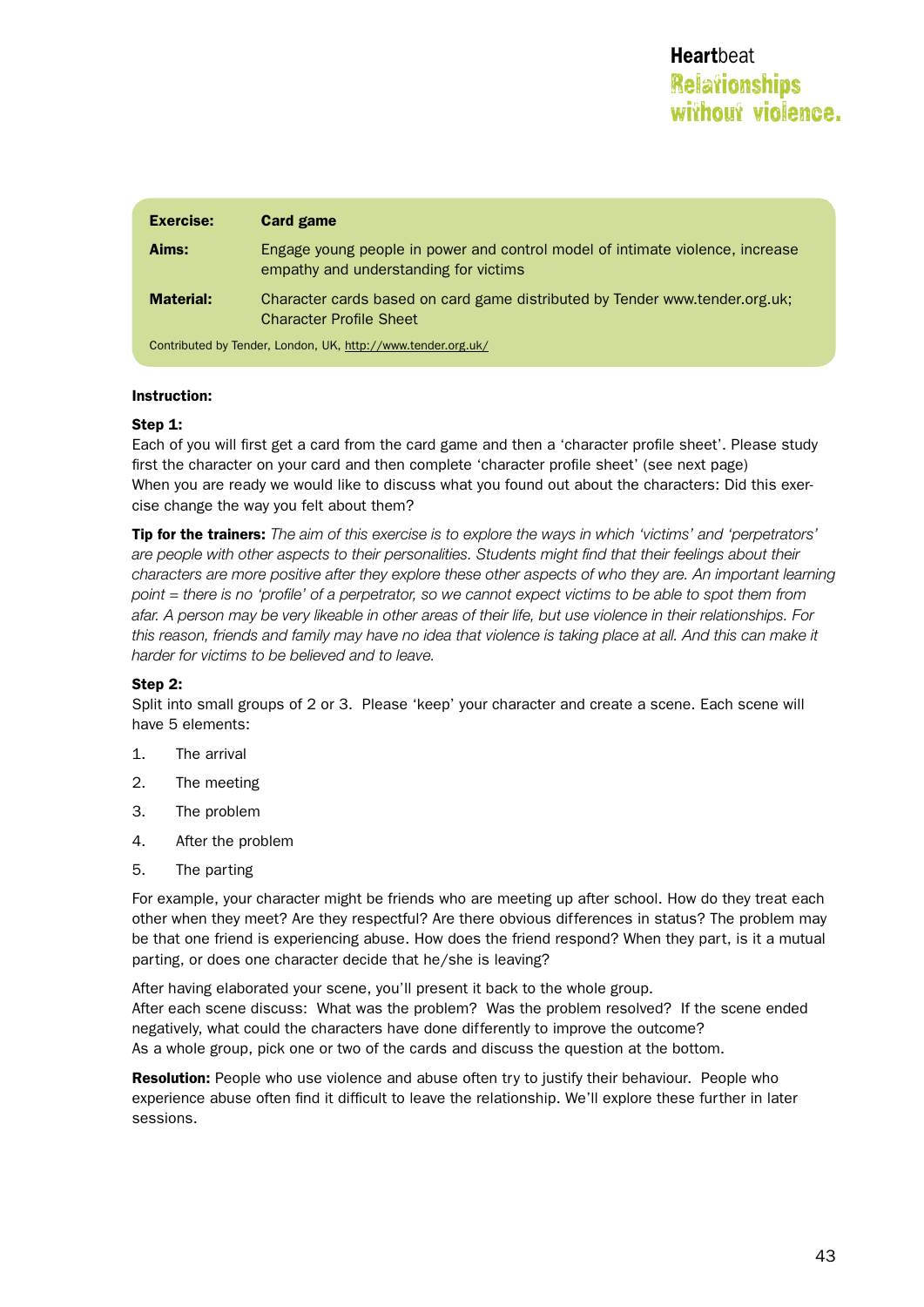| | |
|---|---|
| **Exercise:** | **Card game** |
| **Aims:** | Engage young people in power and control model of intimate violence, increase empathy and understanding for victims |
| **Material:** | Character cards based on card game distributed by Tender www.tender.org.uk; Character Profile Sheet |

Contributed by Tender, London, UK, http://www.tender.org.uk/

**Instruction:**

**Step 1:**
Each of you will first get a card from the card game and then a 'character profile sheet'. Please study first the character on your card and then complete 'character profile sheet' (see next page)
When you are ready we would like to discuss what you found out about the characters: Did this exercise change the way you felt about them?

**Tip for the trainers:** *The aim of this exercise is to explore the ways in which 'victims' and 'perpetrators' are people with other aspects to their personalities. Students might find that their feelings about their characters are more positive after they explore these other aspects of who they are. An important learning point = there is no 'profile' of a perpetrator, so we cannot expect victims to be able to spot them from afar. A person may be very likeable in other areas of their life, but use violence in their relationships. For this reason, friends and family may have no idea that violence is taking place at all. And this can make it harder for victims to be believed and to leave.*

**Step 2:**
Split into small groups of 2 or 3. Please 'keep' your character and create a scene. Each scene will have 5 elements:

1. The arrival
2. The meeting
3. The problem
4. After the problem
5. The parting

For example, your character might be friends who are meeting up after school. How do they treat each other when they meet? Are they respectful? Are there obvious differences in status? The problem may be that one friend is experiencing abuse. How does the friend respond? When they part, is it a mutual parting, or does one character decide that he/she is leaving?

After having elaborated your scene, you'll present it back to the whole group.
After each scene discuss: What was the problem? Was the problem resolved? If the scene ended negatively, what could the characters have done differently to improve the outcome?
As a whole group, pick one or two of the cards and discuss the question at the bottom.

**Resolution:** People who use violence and abuse often try to justify their behaviour. People who experience abuse often find it difficult to leave the relationship. We'll explore these further in later sessions.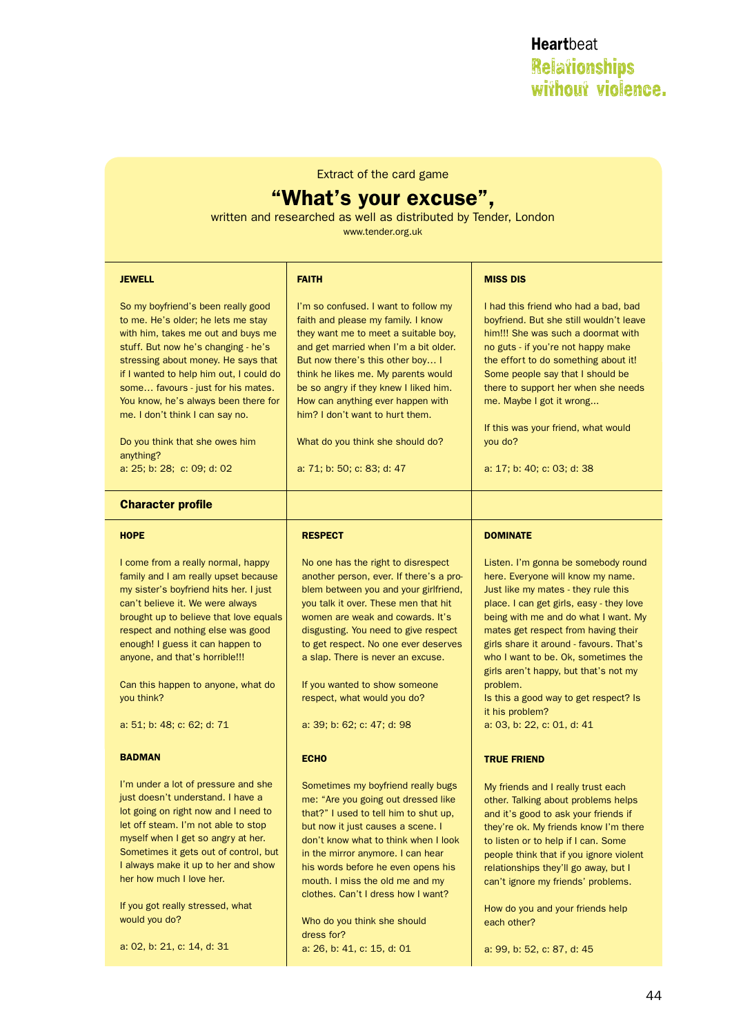Extract of the card game

## "What's your excuse",

written and researched as well as distributed by Tender, London

www.tender.org.uk

### JEWELL

So my boyfriend's been really good to me. He's older; he lets me stay with him, takes me out and buys me stuff. But now he's changing - he's stressing about money. He says that if I wanted to help him out, I could do some… favours - just for his mates. You know, he's always been there for me. I don't think I can say no.

Do you think that she owes him anything?

a: 25; b: 28; c: 09; d: 02

### FAITH

I'm so confused. I want to follow my faith and please my family. I know they want me to meet a suitable boy, and get married when I'm a bit older. But now there's this other boy… I think he likes me. My parents would be so angry if they knew I liked him. How can anything ever happen with him? I don't want to hurt them.

What do you think she should do?

a: 71; b: 50; c: 83; d: 47

### MISS DIS

I had this friend who had a bad, bad boyfriend. But she still wouldn't leave him!!! She was such a doormat with no guts - if you're not happy make the effort to do something about it! Some people say that I should be there to support her when she needs me. Maybe I got it wrong…

If this was your friend, what would you do?

a: 17; b: 40; c: 03; d: 38

## Character profile

### HOPE

I come from a really normal, happy family and I am really upset because my sister's boyfriend hits her. I just can't believe it. We were always brought up to believe that love equals respect and nothing else was good enough! I guess it can happen to anyone, and that's horrible!!!

Can this happen to anyone, what do you think?

a: 51; b: 48; c: 62; d: 71

### BADMAN

I'm under a lot of pressure and she just doesn't understand. I have a lot going on right now and I need to let off steam. I'm not able to stop myself when I get so angry at her. Sometimes it gets out of control, but I always make it up to her and show her how much I love her.

If you got really stressed, what would you do?

a: 02, b: 21, c: 14, d: 31

### RESPECT

No one has the right to disrespect another person, ever. If there's a problem between you and your girlfriend, you talk it over. These men that hit women are weak and cowards. It's disgusting. You need to give respect to get respect. No one ever deserves a slap. There is never an excuse.

If you wanted to show someone respect, what would you do?

a: 39; b: 62; c: 47; d: 98

### ECHO

Sometimes my boyfriend really bugs me: "Are you going out dressed like that?" I used to tell him to shut up, but now it just causes a scene. I don't know what to think when I look in the mirror anymore. I can hear his words before he even opens his mouth. I miss the old me and my clothes. Can't I dress how I want?

Who do you think she should dress for?

a: 26, b: 41, c: 15, d: 01

### DOMINATE

Listen. I'm gonna be somebody round here. Everyone will know my name. Just like my mates - they rule this place. I can get girls, easy - they love being with me and do what I want. My mates get respect from having their girls share it around - favours. That's who I want to be. Ok, sometimes the girls aren't happy, but that's not my problem.

Is this a good way to get respect? Is it his problem?

a: 03, b: 22, c: 01, d: 41

### TRUE FRIEND

My friends and I really trust each other. Talking about problems helps and it's good to ask your friends if they're ok. My friends know I'm there to listen or to help if I can. Some people think that if you ignore violent relationships they'll go away, but I can't ignore my friends' problems.

How do you and your friends help each other?

a: 99, b: 52, c: 87, d: 45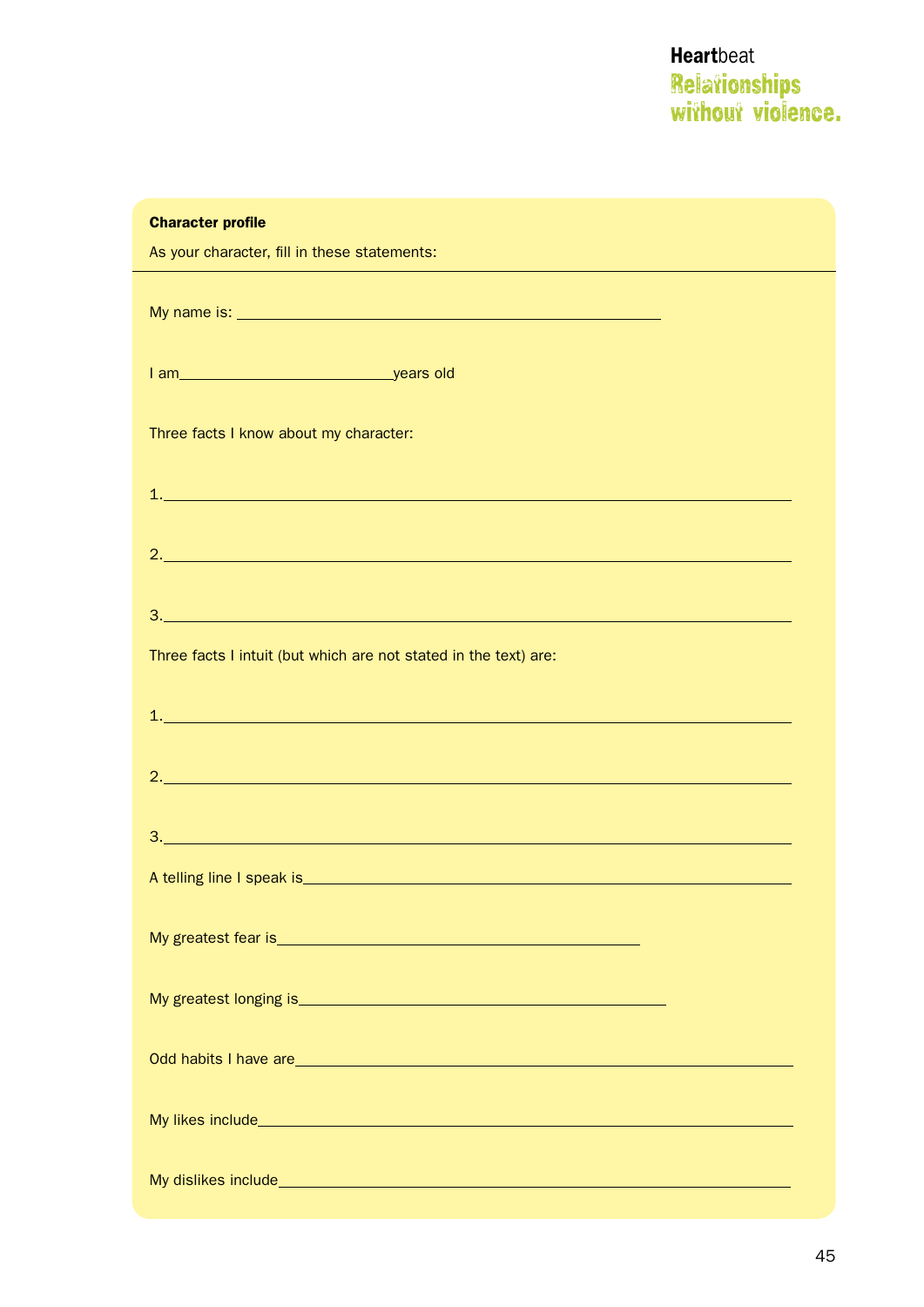**Character profile**

As your character, fill in these statements:

---

My name is: ______________________________________________

I am ________________________ years old

Three facts I know about my character:

1. ______________________________________________________________________

2. ______________________________________________________________________

3. ______________________________________________________________________

Three facts I intuit (but which are not stated in the text) are:

1. ______________________________________________________________________

2. ______________________________________________________________________

3. ______________________________________________________________________

A telling line I speak is ______________________________________________________

My greatest fear is ________________________________________

My greatest longing is ________________________________________

Odd habits I have are ______________________________________________________

My likes include ___________________________________________________________

My dislikes include _________________________________________________________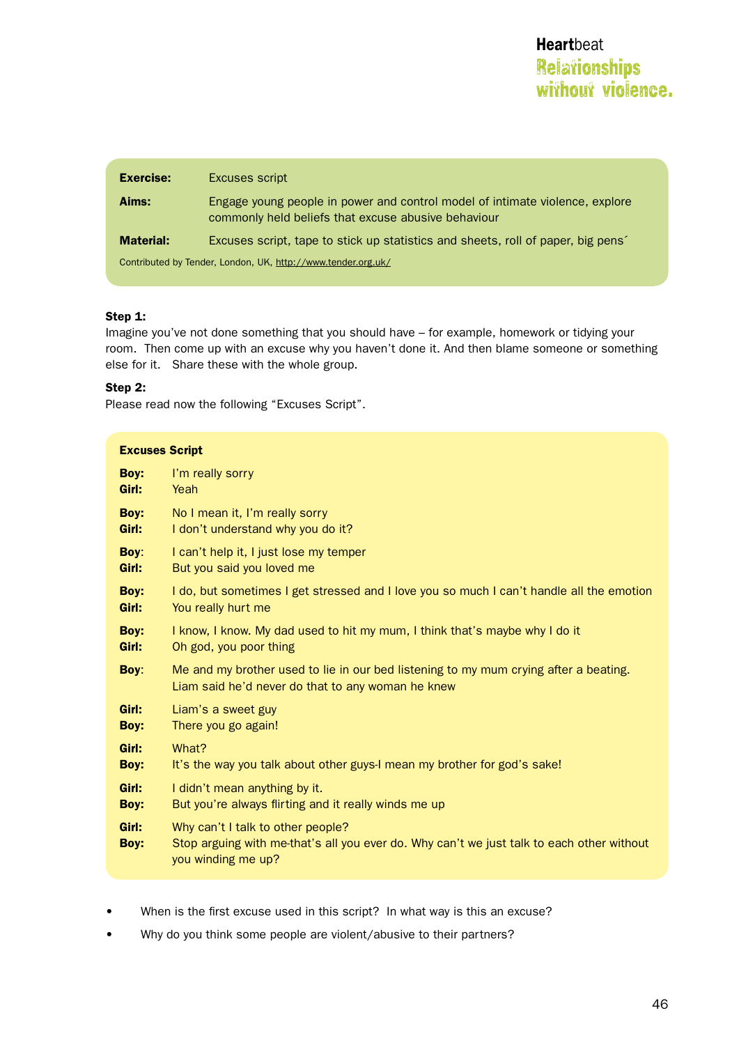| | |
|---|---|
| **Exercise:** | Excuses script |
| **Aims:** | Engage young people in power and control model of intimate violence, explore commonly held beliefs that excuse abusive behaviour |
| **Material:** | Excuses script, tape to stick up statistics and sheets, roll of paper, big pens´ |

Contributed by Tender, London, UK, http://www.tender.org.uk/

**Step 1:**
Imagine you've not done something that you should have – for example, homework or tidying your room. Then come up with an excuse why you haven't done it. And then blame someone or something else for it. Share these with the whole group.

**Step 2:**
Please read now the following "Excuses Script".

**Excuses Script**

**Boy:** I'm really sorry
**Girl:** Yeah

**Boy:** No I mean it, I'm really sorry
**Girl:** I don't understand why you do it?

**Boy**: I can't help it, I just lose my temper
**Girl:** But you said you loved me

**Boy:** I do, but sometimes I get stressed and I love you so much I can't handle all the emotion
**Girl:** You really hurt me

**Boy:** I know, I know. My dad used to hit my mum, I think that's maybe why I do it
**Girl:** Oh god, you poor thing

**Boy**: Me and my brother used to lie in our bed listening to my mum crying after a beating. Liam said he'd never do that to any woman he knew

**Girl:** Liam's a sweet guy
**Boy:** There you go again!

**Girl:** What?
**Boy:** It's the way you talk about other guys-I mean my brother for god's sake!

**Girl:** I didn't mean anything by it.
**Boy:** But you're always flirting and it really winds me up

**Girl:** Why can't I talk to other people?
**Boy:** Stop arguing with me-that's all you ever do. Why can't we just talk to each other without you winding me up?

- When is the first excuse used in this script? In what way is this an excuse?
- Why do you think some people are violent/abusive to their partners?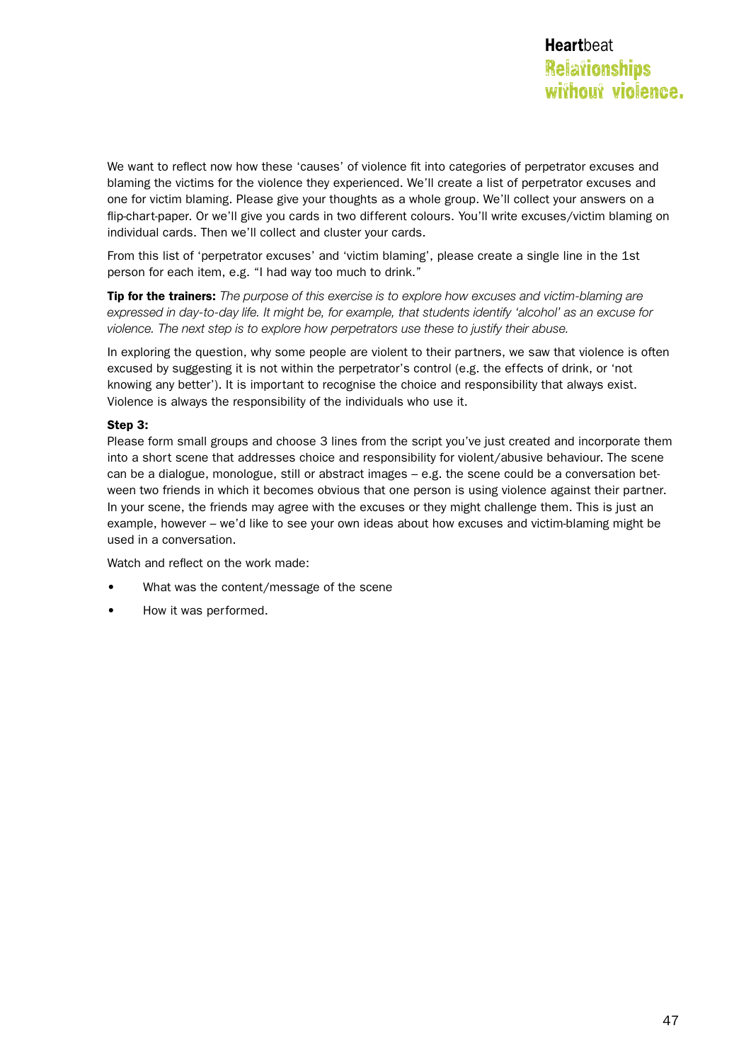We want to reflect now how these 'causes' of violence fit into categories of perpetrator excuses and blaming the victims for the violence they experienced. We'll create a list of perpetrator excuses and one for victim blaming. Please give your thoughts as a whole group. We'll collect your answers on a flip-chart-paper. Or we'll give you cards in two different colours. You'll write excuses/victim blaming on individual cards. Then we'll collect and cluster your cards.

From this list of 'perpetrator excuses' and 'victim blaming', please create a single line in the 1st person for each item, e.g. "I had way too much to drink."

**Tip for the trainers:** *The purpose of this exercise is to explore how excuses and victim-blaming are expressed in day-to-day life. It might be, for example, that students identify 'alcohol' as an excuse for violence. The next step is to explore how perpetrators use these to justify their abuse.*

In exploring the question, why some people are violent to their partners, we saw that violence is often excused by suggesting it is not within the perpetrator's control (e.g. the effects of drink, or 'not knowing any better'). It is important to recognise the choice and responsibility that always exist. Violence is always the responsibility of the individuals who use it.

**Step 3:**
Please form small groups and choose 3 lines from the script you've just created and incorporate them into a short scene that addresses choice and responsibility for violent/abusive behaviour. The scene can be a dialogue, monologue, still or abstract images – e.g. the scene could be a conversation between two friends in which it becomes obvious that one person is using violence against their partner. In your scene, the friends may agree with the excuses or they might challenge them. This is just an example, however – we'd like to see your own ideas about how excuses and victim-blaming might be used in a conversation.

Watch and reflect on the work made:

- What was the content/message of the scene
- How it was performed.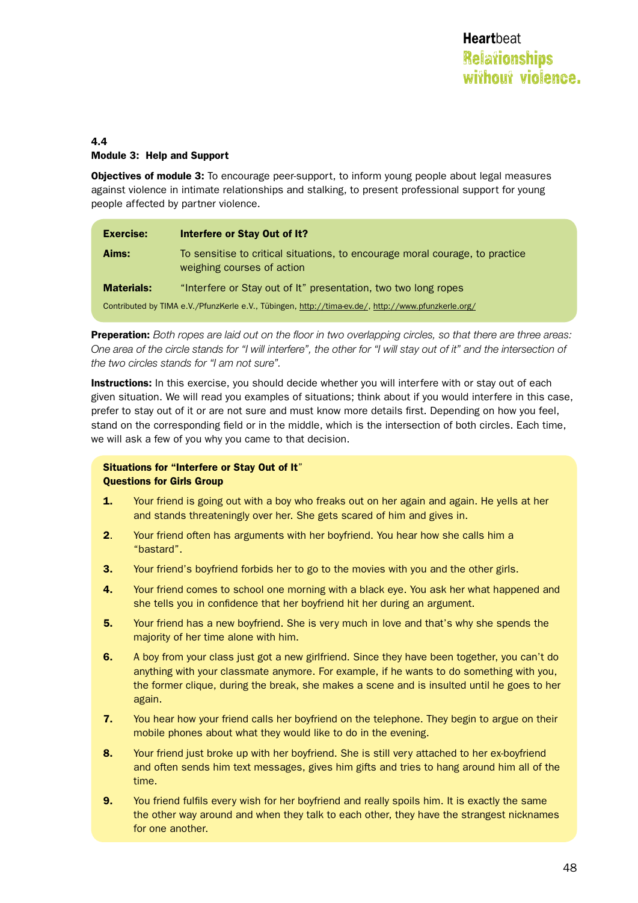**4.4**
**Module 3: Help and Support**

**Objectives of module 3:** To encourage peer-support, to inform young people about legal measures against violence in intimate relationships and stalking, to present professional support for young people affected by partner violence.

| | |
|---|---|
| **Exercise:** | **Interfere or Stay Out of It?** |
| **Aims:** | To sensitise to critical situations, to encourage moral courage, to practice weighing courses of action |
| **Materials:** | "Interfere or Stay out of It" presentation, two two long ropes |

Contributed by TIMA e.V./PfunzKerle e.V., Tübingen, http://tima-ev.de/, http://www.pfunzkerle.org/

**Preperation:** *Both ropes are laid out on the floor in two overlapping circles, so that there are three areas: One area of the circle stands for "I will interfere", the other for "I will stay out of it" and the intersection of the two circles stands for "I am not sure".*

**Instructions:** In this exercise, you should decide whether you will interfere with or stay out of each given situation. We will read you examples of situations; think about if you would interfere in this case, prefer to stay out of it or are not sure and must know more details first. Depending on how you feel, stand on the corresponding field or in the middle, which is the intersection of both circles. Each time, we will ask a few of you why you came to that decision.

**Situations for "Interfere or Stay Out of It"**
**Questions for Girls Group**

1. Your friend is going out with a boy who freaks out on her again and again. He yells at her and stands threateningly over her. She gets scared of him and gives in.
2. Your friend often has arguments with her boyfriend. You hear how she calls him a "bastard".
3. Your friend's boyfriend forbids her to go to the movies with you and the other girls.
4. Your friend comes to school one morning with a black eye. You ask her what happened and she tells you in confidence that her boyfriend hit her during an argument.
5. Your friend has a new boyfriend. She is very much in love and that's why she spends the majority of her time alone with him.
6. A boy from your class just got a new girlfriend. Since they have been together, you can't do anything with your classmate anymore. For example, if he wants to do something with you, the former clique, during the break, she makes a scene and is insulted until he goes to her again.
7. You hear how your friend calls her boyfriend on the telephone. They begin to argue on their mobile phones about what they would like to do in the evening.
8. Your friend just broke up with her boyfriend. She is still very attached to her ex-boyfriend and often sends him text messages, gives him gifts and tries to hang around him all of the time.
9. You friend fulfils every wish for her boyfriend and really spoils him. It is exactly the same the other way around and when they talk to each other, they have the strangest nicknames for one another.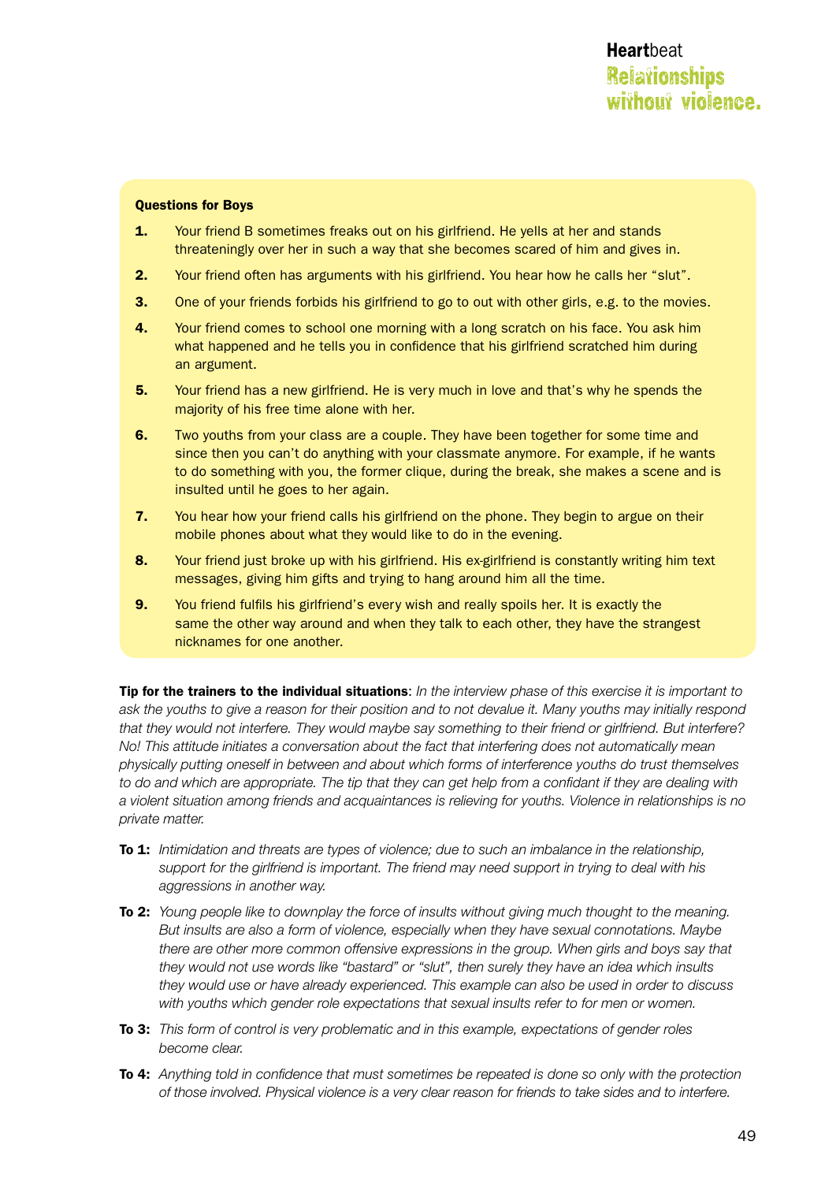**Questions for Boys**

1. Your friend B sometimes freaks out on his girlfriend. He yells at her and stands threateningly over her in such a way that she becomes scared of him and gives in.
2. Your friend often has arguments with his girlfriend. You hear how he calls her "slut".
3. One of your friends forbids his girlfriend to go to out with other girls, e.g. to the movies.
4. Your friend comes to school one morning with a long scratch on his face. You ask him what happened and he tells you in confidence that his girlfriend scratched him during an argument.
5. Your friend has a new girlfriend. He is very much in love and that's why he spends the majority of his free time alone with her.
6. Two youths from your class are a couple. They have been together for some time and since then you can't do anything with your classmate anymore. For example, if he wants to do something with you, the former clique, during the break, she makes a scene and is insulted until he goes to her again.
7. You hear how your friend calls his girlfriend on the phone. They begin to argue on their mobile phones about what they would like to do in the evening.
8. Your friend just broke up with his girlfriend. His ex-girlfriend is constantly writing him text messages, giving him gifts and trying to hang around him all the time.
9. You friend fulfils his girlfriend's every wish and really spoils her. It is exactly the same the other way around and when they talk to each other, they have the strangest nicknames for one another.

**Tip for the trainers to the individual situations**: *In the interview phase of this exercise it is important to ask the youths to give a reason for their position and to not devalue it. Many youths may initially respond that they would not interfere. They would maybe say something to their friend or girlfriend. But interfere? No! This attitude initiates a conversation about the fact that interfering does not automatically mean physically putting oneself in between and about which forms of interference youths do trust themselves to do and which are appropriate. The tip that they can get help from a confidant if they are dealing with a violent situation among friends and acquaintances is relieving for youths. Violence in relationships is no private matter.*

**To 1:** *Intimidation and threats are types of violence; due to such an imbalance in the relationship, support for the girlfriend is important. The friend may need support in trying to deal with his aggressions in another way.*

**To 2:** *Young people like to downplay the force of insults without giving much thought to the meaning. But insults are also a form of violence, especially when they have sexual connotations. Maybe there are other more common offensive expressions in the group. When girls and boys say that they would not use words like "bastard" or "slut", then surely they have an idea which insults they would use or have already experienced. This example can also be used in order to discuss with youths which gender role expectations that sexual insults refer to for men or women.*

**To 3:** *This form of control is very problematic and in this example, expectations of gender roles become clear.*

**To 4:** *Anything told in confidence that must sometimes be repeated is done so only with the protection of those involved. Physical violence is a very clear reason for friends to take sides and to interfere.*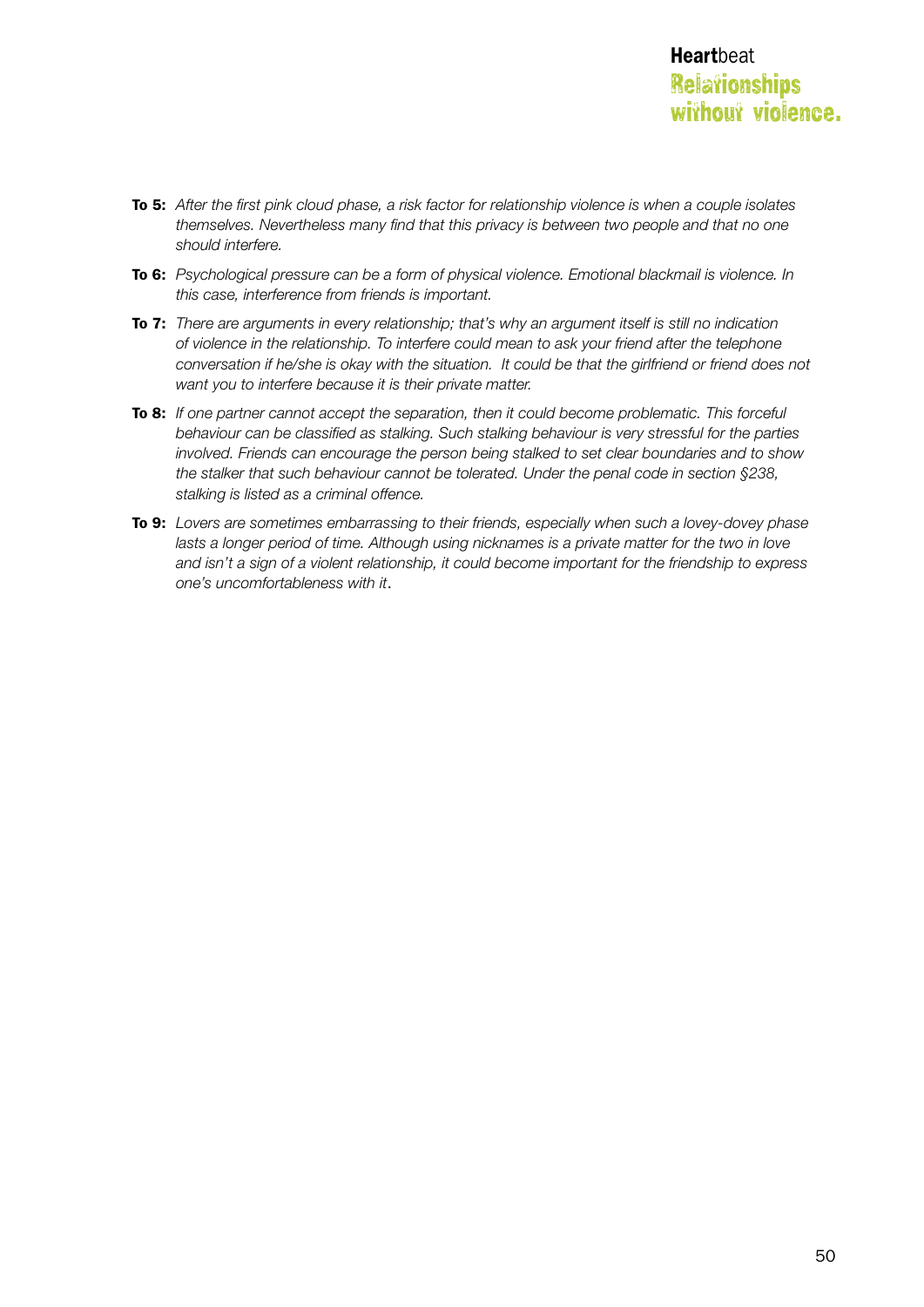**To 5:** *After the first pink cloud phase, a risk factor for relationship violence is when a couple isolates themselves. Nevertheless many find that this privacy is between two people and that no one should interfere.*

**To 6:** *Psychological pressure can be a form of physical violence. Emotional blackmail is violence. In this case, interference from friends is important.*

**To 7:** *There are arguments in every relationship; that's why an argument itself is still no indication of violence in the relationship. To interfere could mean to ask your friend after the telephone conversation if he/she is okay with the situation. It could be that the girlfriend or friend does not want you to interfere because it is their private matter.*

**To 8:** *If one partner cannot accept the separation, then it could become problematic. This forceful behaviour can be classified as stalking. Such stalking behaviour is very stressful for the parties involved. Friends can encourage the person being stalked to set clear boundaries and to show the stalker that such behaviour cannot be tolerated. Under the penal code in section §238, stalking is listed as a criminal offence.*

**To 9:** *Lovers are sometimes embarrassing to their friends, especially when such a lovey-dovey phase lasts a longer period of time. Although using nicknames is a private matter for the two in love and isn't a sign of a violent relationship, it could become important for the friendship to express one's uncomfortableness with it*.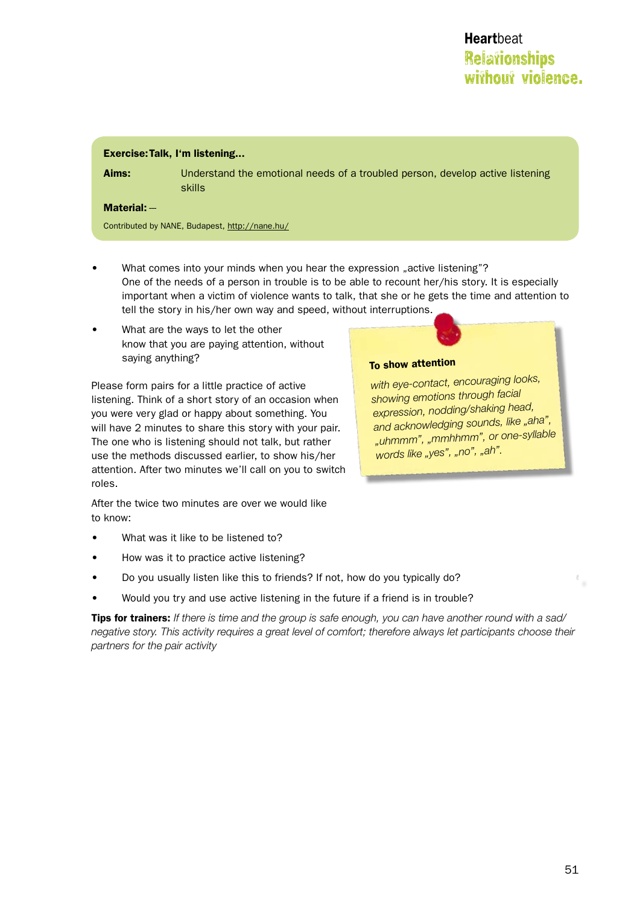**Exercise: Talk, I'm listening...**

**Aims:** Understand the emotional needs of a troubled person, develop active listening skills

**Material:** –

Contributed by NANE, Budapest, http://nane.hu/

- What comes into your minds when you hear the expression „active listening"?
  One of the needs of a person in trouble is to be able to recount her/his story. It is especially important when a victim of violence wants to talk, that she or he gets the time and attention to tell the story in his/her own way and speed, without interruptions.
- What are the ways to let the other know that you are paying attention, without saying anything?

**To show attention**

*with eye-contact, encouraging looks, showing emotions through facial expression, nodding/shaking head, and acknowledging sounds, like „aha", „uhmmm", „mmhhmm", or one-syllable words like „yes", „no", „ah".*

Please form pairs for a little practice of active listening. Think of a short story of an occasion when you were very glad or happy about something. You will have 2 minutes to share this story with your pair. The one who is listening should not talk, but rather use the methods discussed earlier, to show his/her attention. After two minutes we'll call on you to switch roles.

After the twice two minutes are over we would like to know:

- What was it like to be listened to?
- How was it to practice active listening?
- Do you usually listen like this to friends? If not, how do you typically do?
- Would you try and use active listening in the future if a friend is in trouble?

**Tips for trainers:** *If there is time and the group is safe enough, you can have another round with a sad/negative story. This activity requires a great level of comfort; therefore always let participants choose their partners for the pair activity*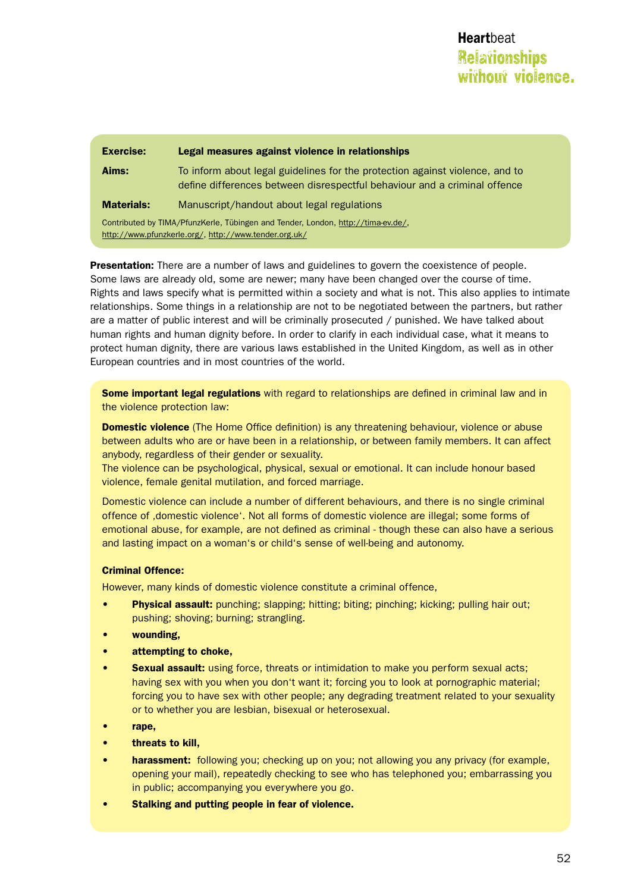| | |
|---|---|
| **Exercise:** | **Legal measures against violence in relationships** |
| **Aims:** | To inform about legal guidelines for the protection against violence, and to define differences between disrespectful behaviour and a criminal offence |
| **Materials:** | Manuscript/handout about legal regulations |

Contributed by TIMA/PfunzKerle, Tübingen and Tender, London, http://tima-ev.de/, http://www.pfunzkerle.org/, http://www.tender.org.uk/

**Presentation:** There are a number of laws and guidelines to govern the coexistence of people. Some laws are already old, some are newer; many have been changed over the course of time. Rights and laws specify what is permitted within a society and what is not. This also applies to intimate relationships. Some things in a relationship are not to be negotiated between the partners, but rather are a matter of public interest and will be criminally prosecuted / punished. We have talked about human rights and human dignity before. In order to clarify in each individual case, what it means to protect human dignity, there are various laws established in the United Kingdom, as well as in other European countries and in most countries of the world.

**Some important legal regulations** with regard to relationships are defined in criminal law and in the violence protection law:

**Domestic violence** (The Home Office definition) is any threatening behaviour, violence or abuse between adults who are or have been in a relationship, or between family members. It can affect anybody, regardless of their gender or sexuality.
The violence can be psychological, physical, sexual or emotional. It can include honour based violence, female genital mutilation, and forced marriage.

Domestic violence can include a number of different behaviours, and there is no single criminal offence of ‚domestic violence'. Not all forms of domestic violence are illegal; some forms of emotional abuse, for example, are not defined as criminal - though these can also have a serious and lasting impact on a woman's or child's sense of well-being and autonomy.

**Criminal Offence:**

However, many kinds of domestic violence constitute a criminal offence,

- **Physical assault:** punching; slapping; hitting; biting; pinching; kicking; pulling hair out; pushing; shoving; burning; strangling.
- **wounding,**
- **attempting to choke,**
- **Sexual assault:** using force, threats or intimidation to make you perform sexual acts; having sex with you when you don't want it; forcing you to look at pornographic material; forcing you to have sex with other people; any degrading treatment related to your sexuality or to whether you are lesbian, bisexual or heterosexual.
- **rape,**
- **threats to kill,**
- **harassment:** following you; checking up on you; not allowing you any privacy (for example, opening your mail), repeatedly checking to see who has telephoned you; embarrassing you in public; accompanying you everywhere you go.
- **Stalking and putting people in fear of violence.**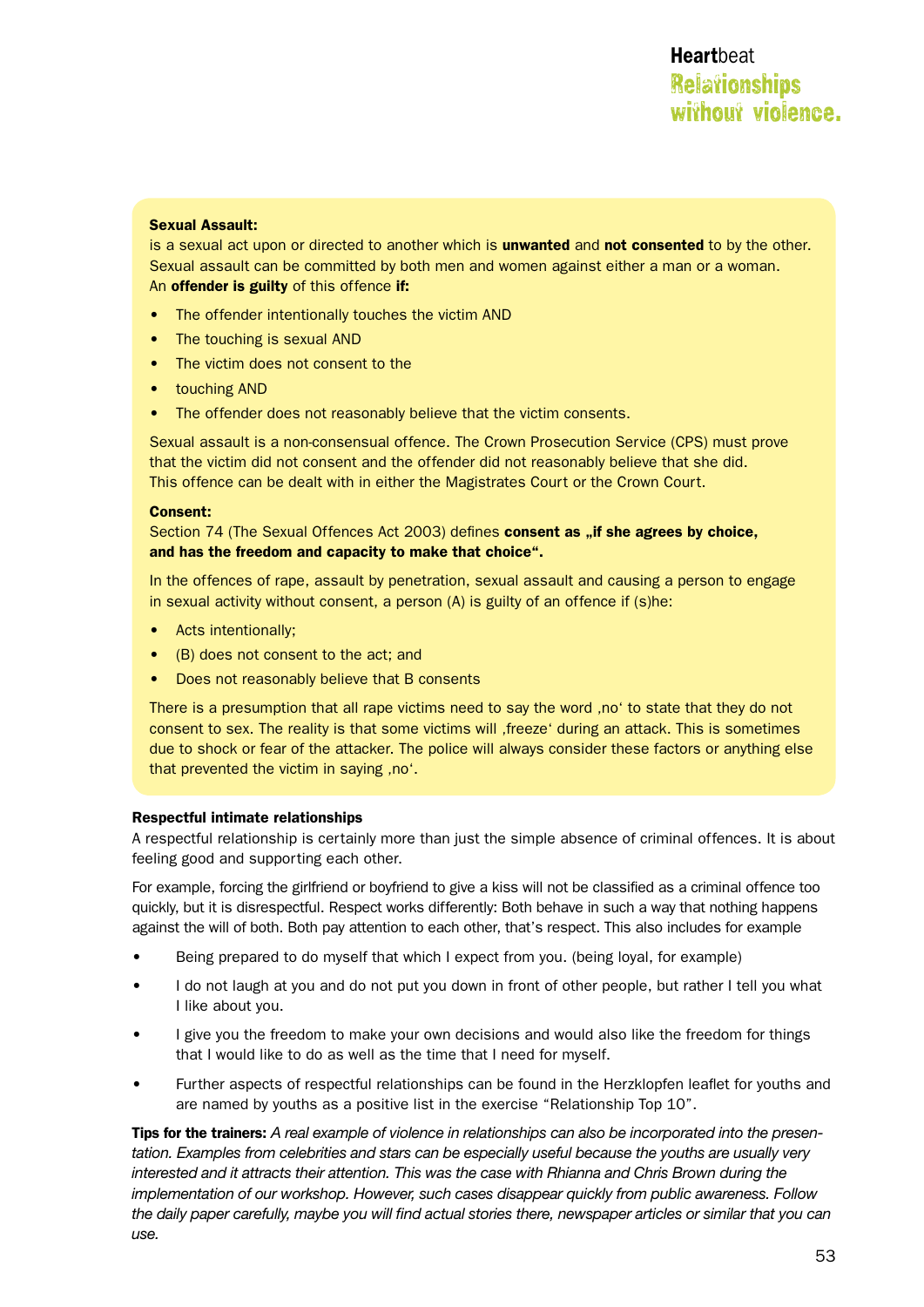**Sexual Assault:**
is a sexual act upon or directed to another which is **unwanted** and **not consented** to by the other. Sexual assault can be committed by both men and women against either a man or a woman.
An **offender is guilty** of this offence **if:**

- The offender intentionally touches the victim AND
- The touching is sexual AND
- The victim does not consent to the
- touching AND
- The offender does not reasonably believe that the victim consents.

Sexual assault is a non-consensual offence. The Crown Prosecution Service (CPS) must prove that the victim did not consent and the offender did not reasonably believe that she did.
This offence can be dealt with in either the Magistrates Court or the Crown Court.

**Consent:**
Section 74 (The Sexual Offences Act 2003) defines **consent as „if she agrees by choice, and has the freedom and capacity to make that choice“.**

In the offences of rape, assault by penetration, sexual assault and causing a person to engage in sexual activity without consent, a person (A) is guilty of an offence if (s)he:

- Acts intentionally;
- (B) does not consent to the act; and
- Does not reasonably believe that B consents

There is a presumption that all rape victims need to say the word ‚no‘ to state that they do not consent to sex. The reality is that some victims will ‚freeze‘ during an attack. This is sometimes due to shock or fear of the attacker. The police will always consider these factors or anything else that prevented the victim in saying ‚no‘.

**Respectful intimate relationships**
A respectful relationship is certainly more than just the simple absence of criminal offences. It is about feeling good and supporting each other.

For example, forcing the girlfriend or boyfriend to give a kiss will not be classified as a criminal offence too quickly, but it is disrespectful. Respect works differently: Both behave in such a way that nothing happens against the will of both. Both pay attention to each other, that's respect. This also includes for example

- Being prepared to do myself that which I expect from you. (being loyal, for example)
- I do not laugh at you and do not put you down in front of other people, but rather I tell you what I like about you.
- I give you the freedom to make your own decisions and would also like the freedom for things that I would like to do as well as the time that I need for myself.
- Further aspects of respectful relationships can be found in the Herzklopfen leaflet for youths and are named by youths as a positive list in the exercise "Relationship Top 10".

**Tips for the trainers:** *A real example of violence in relationships can also be incorporated into the presentation. Examples from celebrities and stars can be especially useful because the youths are usually very interested and it attracts their attention. This was the case with Rhianna and Chris Brown during the implementation of our workshop. However, such cases disappear quickly from public awareness. Follow the daily paper carefully, maybe you will find actual stories there, newspaper articles or similar that you can use.*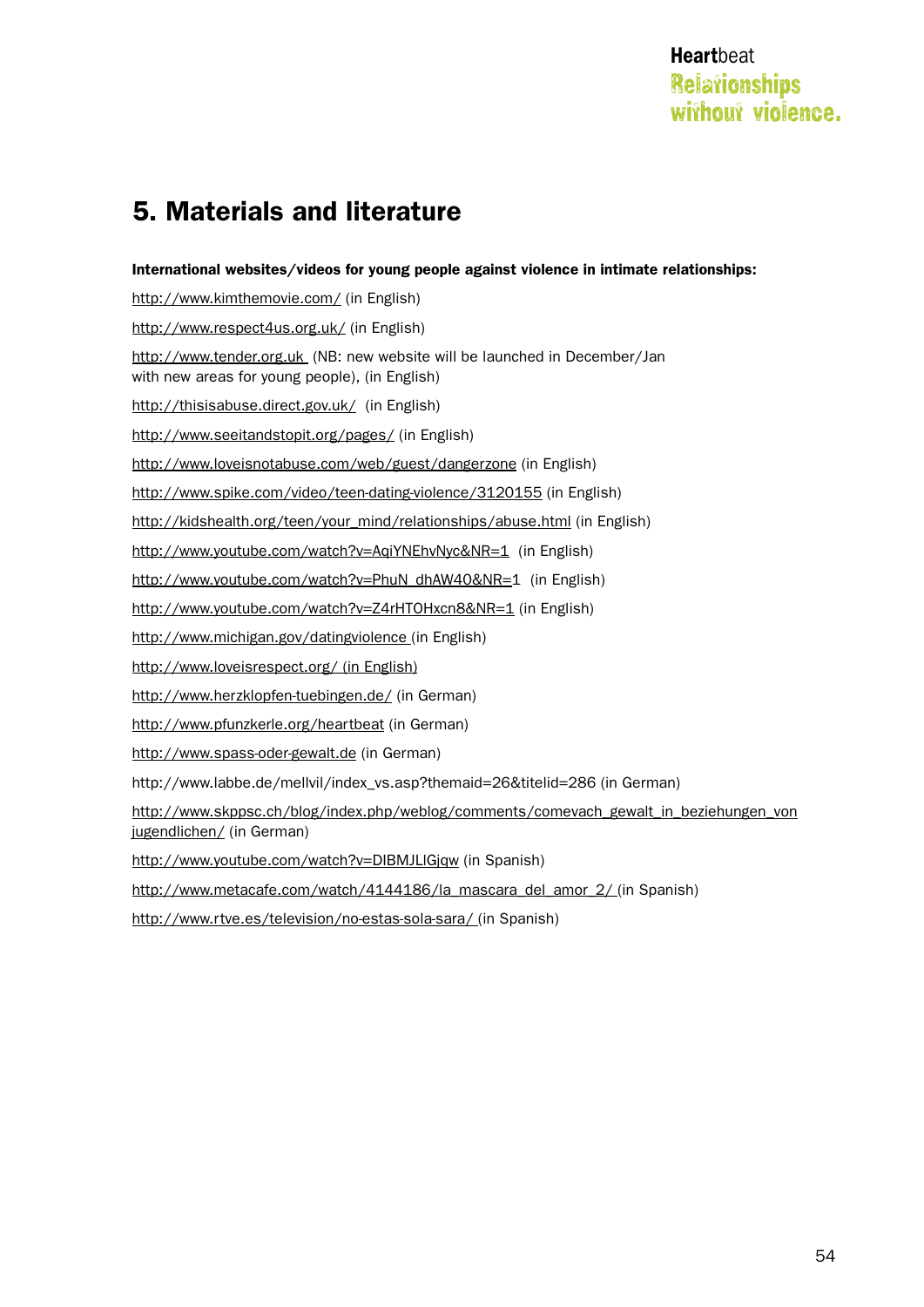## 5. Materials and literature

**International websites/videos for young people against violence in intimate relationships:**

http://www.kimthemovie.com/ (in English)

http://www.respect4us.org.uk/ (in English)

http://www.tender.org.uk (NB: new website will be launched in December/Jan with new areas for young people), (in English)

http://thisisabuse.direct.gov.uk/ (in English)

http://www.seeitandstopit.org/pages/ (in English)

http://www.loveisnotabuse.com/web/guest/dangerzone (in English)

http://www.spike.com/video/teen-dating-violence/3120155 (in English)

http://kidshealth.org/teen/your_mind/relationships/abuse.html (in English)

http://www.youtube.com/watch?v=AqiYNEhvNyc&NR=1 (in English)

http://www.youtube.com/watch?v=PhuN_dhAW40&NR=1 (in English)

http://www.youtube.com/watch?v=Z4rHTOHxcn8&NR=1 (in English)

http://www.michigan.gov/datingviolence (in English)

http://www.loveisrespect.org/ (in English)

http://www.herzklopfen-tuebingen.de/ (in German)

http://www.pfunzkerle.org/heartbeat (in German)

http://www.spass-oder-gewalt.de (in German)

http://www.labbe.de/mellvil/index_vs.asp?themaid=26&titelid=286 (in German)

http://www.skppsc.ch/blog/index.php/weblog/comments/comevach_gewalt_in_beziehungen_von_jugendlichen/ (in German)

http://www.youtube.com/watch?v=DIBMJLIGjqw (in Spanish)

http://www.metacafe.com/watch/4144186/la_mascara_del_amor_2/ (in Spanish)

http://www.rtve.es/television/no-estas-sola-sara/ (in Spanish)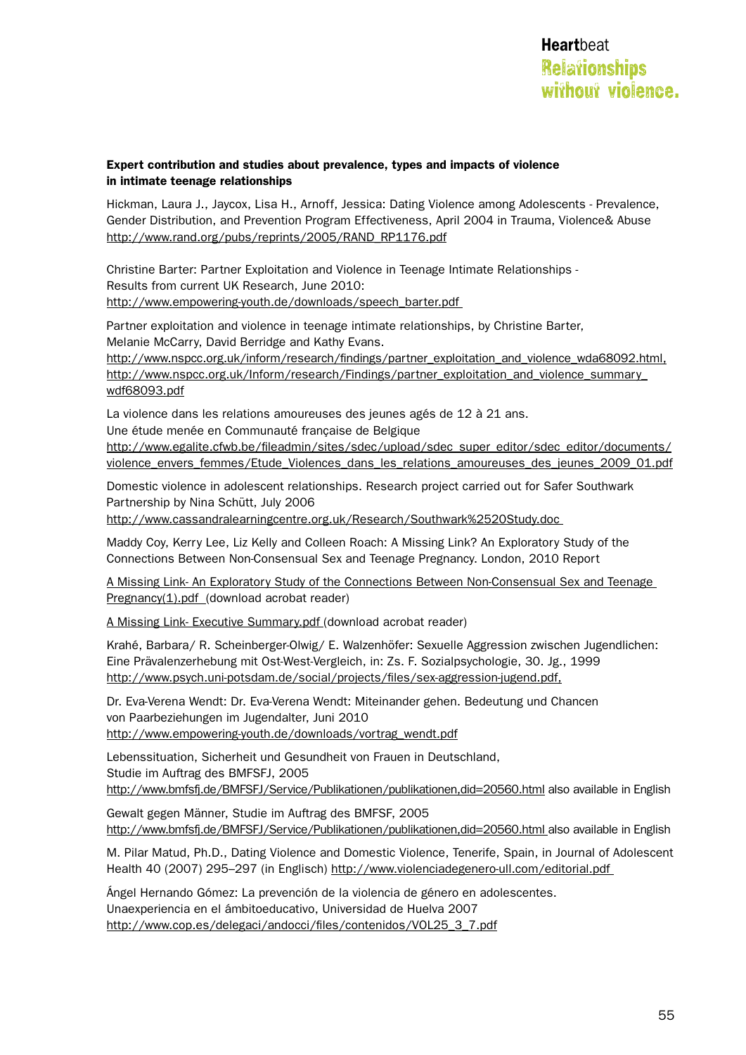**Expert contribution and studies about prevalence, types and impacts of violence in intimate teenage relationships**

Hickman, Laura J., Jaycox, Lisa H., Arnoff, Jessica: Dating Violence among Adolescents - Prevalence, Gender Distribution, and Prevention Program Effectiveness, April 2004 in Trauma, Violence& Abuse
http://www.rand.org/pubs/reprints/2005/RAND_RP1176.pdf

Christine Barter: Partner Exploitation and Violence in Teenage Intimate Relationships - Results from current UK Research, June 2010:
http://www.empowering-youth.de/downloads/speech_barter.pdf

Partner exploitation and violence in teenage intimate relationships, by Christine Barter, Melanie McCarry, David Berridge and Kathy Evans.
http://www.nspcc.org.uk/inform/research/findings/partner_exploitation_and_violence_wda68092.html, http://www.nspcc.org.uk/Inform/research/Findings/partner_exploitation_and_violence_summary_wdf68093.pdf

La violence dans les relations amoureuses des jeunes agés de 12 à 21 ans.
Une étude menée en Communauté française de Belgique
http://www.egalite.cfwb.be/fileadmin/sites/sdec/upload/sdec_super_editor/sdec_editor/documents/violence_envers_femmes/Etude_Violences_dans_les_relations_amoureuses_des_jeunes_2009_01.pdf

Domestic violence in adolescent relationships. Research project carried out for Safer Southwark Partnership by Nina Schütt, July 2006
http://www.cassandralearningcentre.org.uk/Research/Southwark%2520Study.doc

Maddy Coy, Kerry Lee, Liz Kelly and Colleen Roach: A Missing Link? An Exploratory Study of the Connections Between Non-Consensual Sex and Teenage Pregnancy. London, 2010 Report

A Missing Link- An Exploratory Study of the Connections Between Non-Consensual Sex and Teenage Pregnancy(1).pdf (download acrobat reader)

A Missing Link- Executive Summary.pdf (download acrobat reader)

Krahé, Barbara/ R. Scheinberger-Olwig/ E. Walzenhöfer: Sexuelle Aggression zwischen Jugendlichen: Eine Prävalenzerhebung mit Ost-West-Vergleich, in: Zs. F. Sozialpsychologie, 30. Jg., 1999
http://www.psych.uni-potsdam.de/social/projects/files/sex-aggression-jugend.pdf,

Dr. Eva-Verena Wendt: Dr. Eva-Verena Wendt: Miteinander gehen. Bedeutung und Chancen von Paarbeziehungen im Jugendalter, Juni 2010
http://www.empowering-youth.de/downloads/vortrag_wendt.pdf

Lebenssituation, Sicherheit und Gesundheit von Frauen in Deutschland,
Studie im Auftrag des BMFSFJ, 2005
http://www.bmfsfj.de/BMFSFJ/Service/Publikationen/publikationen,did=20560.html also available in English

Gewalt gegen Männer, Studie im Auftrag des BMFSF, 2005
http://www.bmfsfj.de/BMFSFJ/Service/Publikationen/publikationen,did=20560.html also available in English

M. Pilar Matud, Ph.D., Dating Violence and Domestic Violence, Tenerife, Spain, in Journal of Adolescent Health 40 (2007) 295–297 (in Englisch) http://www.violenciadegenero-ull.com/editorial.pdf

Ángel Hernando Gómez: La prevención de la violencia de género en adolescentes.
Unaexperiencia en el ámbitoeducativo, Universidad de Huelva 2007
http://www.cop.es/delegaci/andocci/files/contenidos/VOL25_3_7.pdf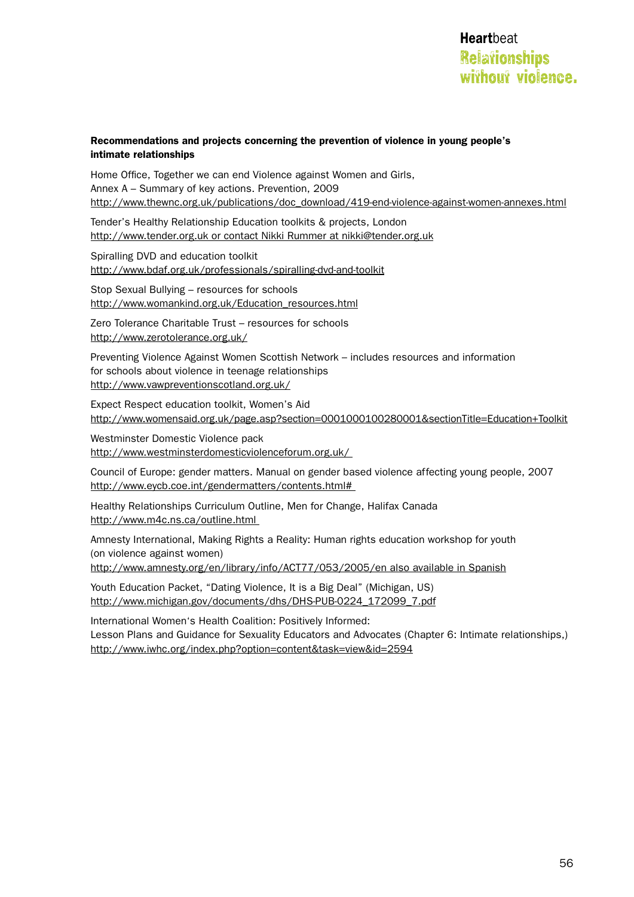**Recommendations and projects concerning the prevention of violence in young people's intimate relationships**

Home Office, Together we can end Violence against Women and Girls,
Annex A – Summary of key actions. Prevention, 2009
http://www.thewnc.org.uk/publications/doc_download/419-end-violence-against-women-annexes.html

Tender's Healthy Relationship Education toolkits & projects, London
http://www.tender.org.uk or contact Nikki Rummer at nikki@tender.org.uk

Spiralling DVD and education toolkit
http://www.bdaf.org.uk/professionals/spiralling-dvd-and-toolkit

Stop Sexual Bullying – resources for schools
http://www.womankind.org.uk/Education_resources.html

Zero Tolerance Charitable Trust – resources for schools
http://www.zerotolerance.org.uk/

Preventing Violence Against Women Scottish Network – includes resources and information for schools about violence in teenage relationships
http://www.vawpreventionscotland.org.uk/

Expect Respect education toolkit, Women's Aid
http://www.womensaid.org.uk/page.asp?section=0001000100280001&sectionTitle=Education+Toolkit

Westminster Domestic Violence pack
http://www.westminsterdomesticviolenceforum.org.uk/

Council of Europe: gender matters. Manual on gender based violence affecting young people, 2007
http://www.eycb.coe.int/gendermatters/contents.html#

Healthy Relationships Curriculum Outline, Men for Change, Halifax Canada
http://www.m4c.ns.ca/outline.html

Amnesty International, Making Rights a Reality: Human rights education workshop for youth (on violence against women)
http://www.amnesty.org/en/library/info/ACT77/053/2005/en also available in Spanish

Youth Education Packet, "Dating Violence, It is a Big Deal" (Michigan, US)
http://www.michigan.gov/documents/dhs/DHS-PUB-0224_172099_7.pdf

International Women's Health Coalition: Positively Informed:
Lesson Plans and Guidance for Sexuality Educators and Advocates (Chapter 6: Intimate relationships,)
http://www.iwhc.org/index.php?option=content&task=view&id=2594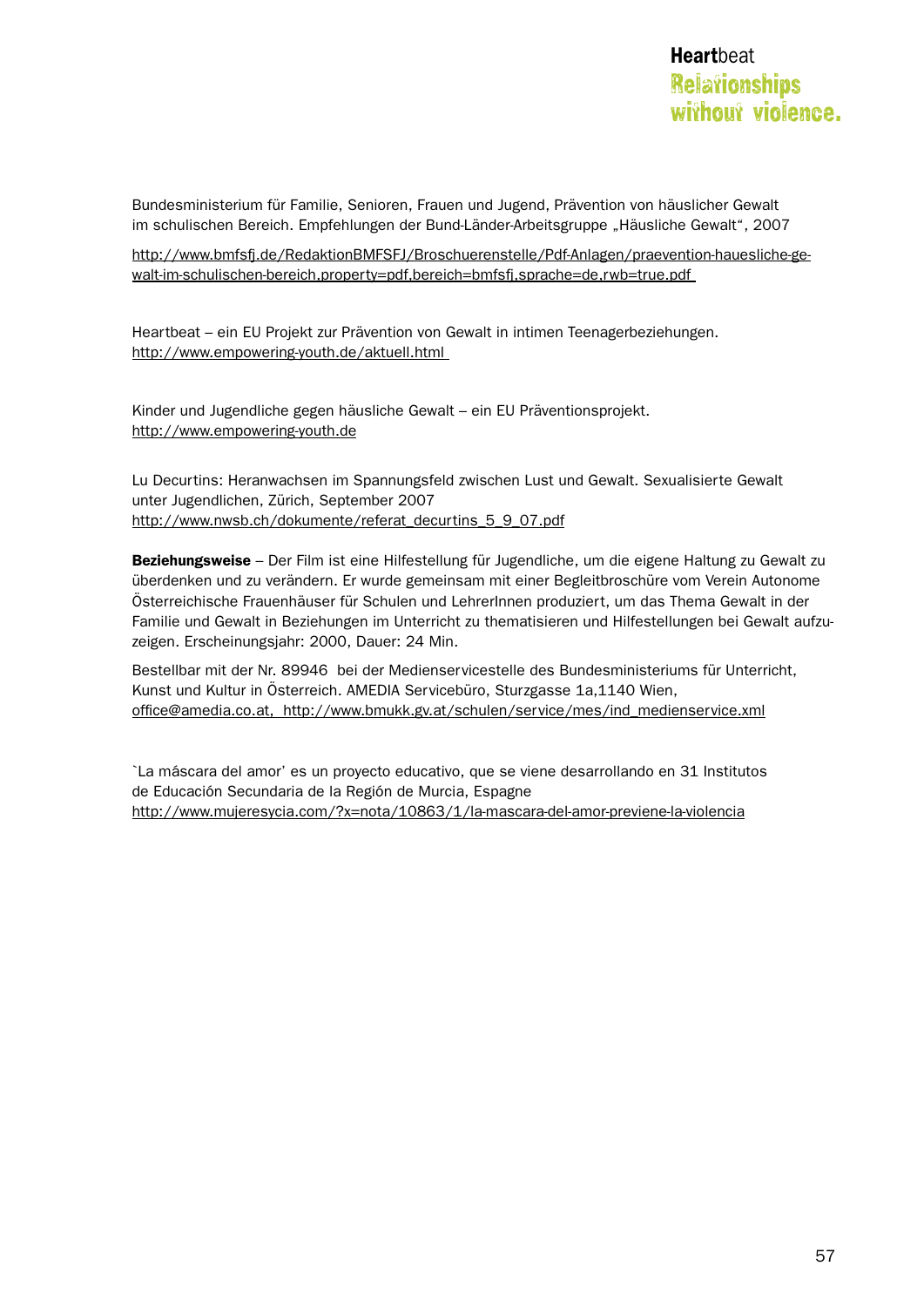Bundesministerium für Familie, Senioren, Frauen und Jugend, Prävention von häuslicher Gewalt im schulischen Bereich. Empfehlungen der Bund-Länder-Arbeitsgruppe „Häusliche Gewalt", 2007

http://www.bmfsfj.de/RedaktionBMFSFJ/Broschuerenstelle/Pdf-Anlagen/praevention-hauesliche-gewalt-im-schulischen-bereich,property=pdf,bereich=bmfsfj,sprache=de,rwb=true.pdf

Heartbeat – ein EU Projekt zur Prävention von Gewalt in intimen Teenagerbeziehungen.
http://www.empowering-youth.de/aktuell.html

Kinder und Jugendliche gegen häusliche Gewalt – ein EU Präventionsprojekt.
http://www.empowering-youth.de

Lu Decurtins: Heranwachsen im Spannungsfeld zwischen Lust und Gewalt. Sexualisierte Gewalt unter Jugendlichen, Zürich, September 2007
http://www.nwsb.ch/dokumente/referat_decurtins_5_9_07.pdf

**Beziehungsweise** – Der Film ist eine Hilfestellung für Jugendliche, um die eigene Haltung zu Gewalt zu überdenken und zu verändern. Er wurde gemeinsam mit einer Begleitbroschüre vom Verein Autonome Österreichische Frauenhäuser für Schulen und LehrerInnen produziert, um das Thema Gewalt in der Familie und Gewalt in Beziehungen im Unterricht zu thematisieren und Hilfestellungen bei Gewalt aufzuzeigen. Erscheinungsjahr: 2000, Dauer: 24 Min.

Bestellbar mit der Nr. 89946 bei der Medienservicestelle des Bundesministeriums für Unterricht, Kunst und Kultur in Österreich. AMEDIA Servicebüro, Sturzgasse 1a,1140 Wien,
office@amedia.co.at, http://www.bmukk.gv.at/schulen/service/mes/ind_medienservice.xml

`La máscara del amor' es un proyecto educativo, que se viene desarrollando en 31 Institutos de Educación Secundaria de la Región de Murcia, Espagne
http://www.mujeresycia.com/?x=nota/10863/1/la-mascara-del-amor-previene-la-violencia